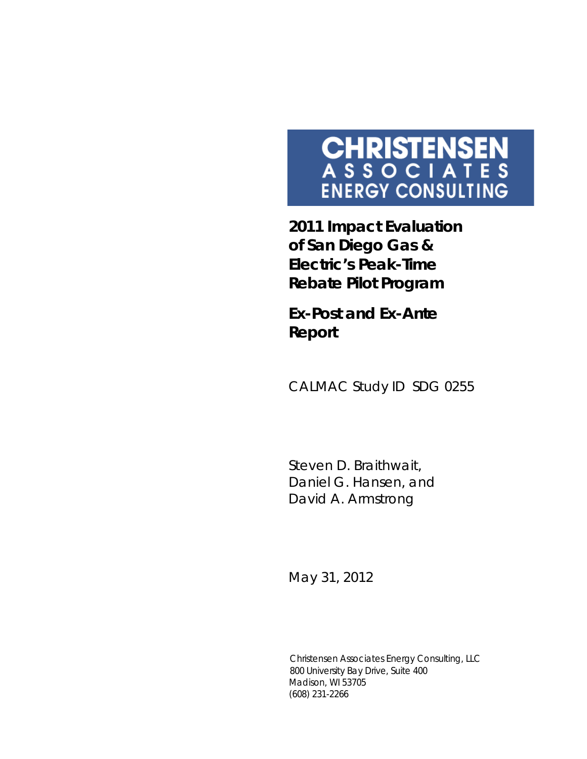**CHRISTENSEN ASSOCIATES ENERGY CONSULTING**

# 2011 Impact Evaluation of San Diego Gas & Electric's Peak-Time Rebate Pilot Program

## Ex-Post and Ex-Ante Report

CALMAC Study ID SDG 0255

Steven D. Braithwait,
Daniel G. Hansen, and
David A. Armstrong

May 31, 2012

Christensen Associates Energy Consulting, LLC
800 University Bay Drive, Suite 400
Madison, WI 53705
(608) 231-2266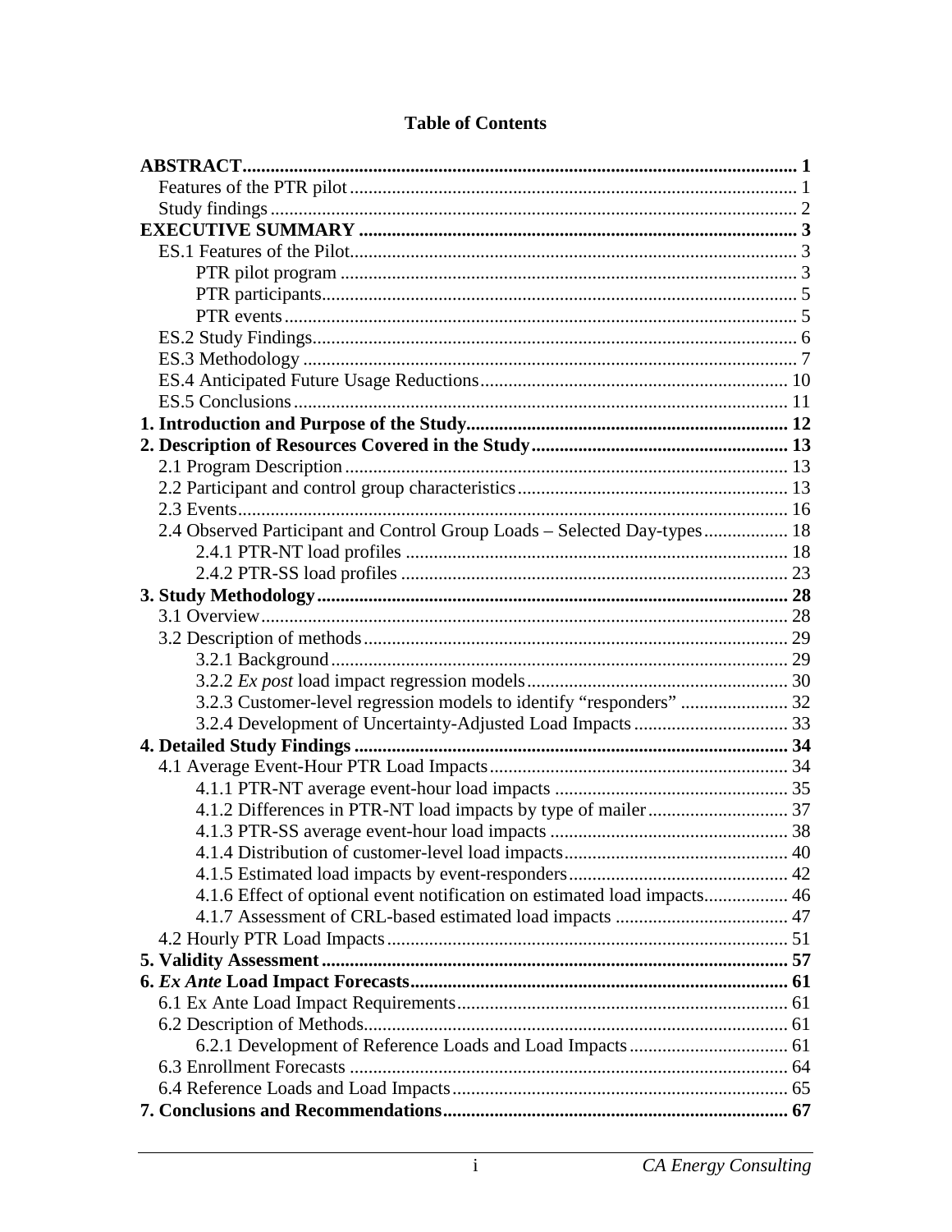# Table of Contents

| | |
|---|---|
| **ABSTRACT** | **1** |
| Features of the PTR pilot | 1 |
| Study findings | 2 |
| **EXECUTIVE SUMMARY** | **3** |
| ES.1 Features of the Pilot | 3 |
| PTR pilot program | 3 |
| PTR participants | 5 |
| PTR events | 5 |
| ES.2 Study Findings | 6 |
| ES.3 Methodology | 7 |
| ES.4 Anticipated Future Usage Reductions | 10 |
| ES.5 Conclusions | 11 |
| **1. Introduction and Purpose of the Study** | **12** |
| **2. Description of Resources Covered in the Study** | **13** |
| 2.1 Program Description | 13 |
| 2.2 Participant and control group characteristics | 13 |
| 2.3 Events | 16 |
| 2.4 Observed Participant and Control Group Loads – Selected Day-types | 18 |
| 2.4.1 PTR-NT load profiles | 18 |
| 2.4.2 PTR-SS load profiles | 23 |
| **3. Study Methodology** | **28** |
| 3.1 Overview | 28 |
| 3.2 Description of methods | 29 |
| 3.2.1 Background | 29 |
| 3.2.2 *Ex post* load impact regression models | 30 |
| 3.2.3 Customer-level regression models to identify "responders" | 32 |
| 3.2.4 Development of Uncertainty-Adjusted Load Impacts | 33 |
| **4. Detailed Study Findings** | **34** |
| 4.1 Average Event-Hour PTR Load Impacts | 34 |
| 4.1.1 PTR-NT average event-hour load impacts | 35 |
| 4.1.2 Differences in PTR-NT load impacts by type of mailer | 37 |
| 4.1.3 PTR-SS average event-hour load impacts | 38 |
| 4.1.4 Distribution of customer-level load impacts | 40 |
| 4.1.5 Estimated load impacts by event-responders | 42 |
| 4.1.6 Effect of optional event notification on estimated load impacts | 46 |
| 4.1.7 Assessment of CRL-based estimated load impacts | 47 |
| 4.2 Hourly PTR Load Impacts | 51 |
| **5. Validity Assessment** | **57** |
| **6. *Ex Ante* Load Impact Forecasts** | **61** |
| 6.1 Ex Ante Load Impact Requirements | 61 |
| 6.2 Description of Methods | 61 |
| 6.2.1 Development of Reference Loads and Load Impacts | 61 |
| 6.3 Enrollment Forecasts | 64 |
| 6.4 Reference Loads and Load Impacts | 65 |
| **7. Conclusions and Recommendations** | **67** |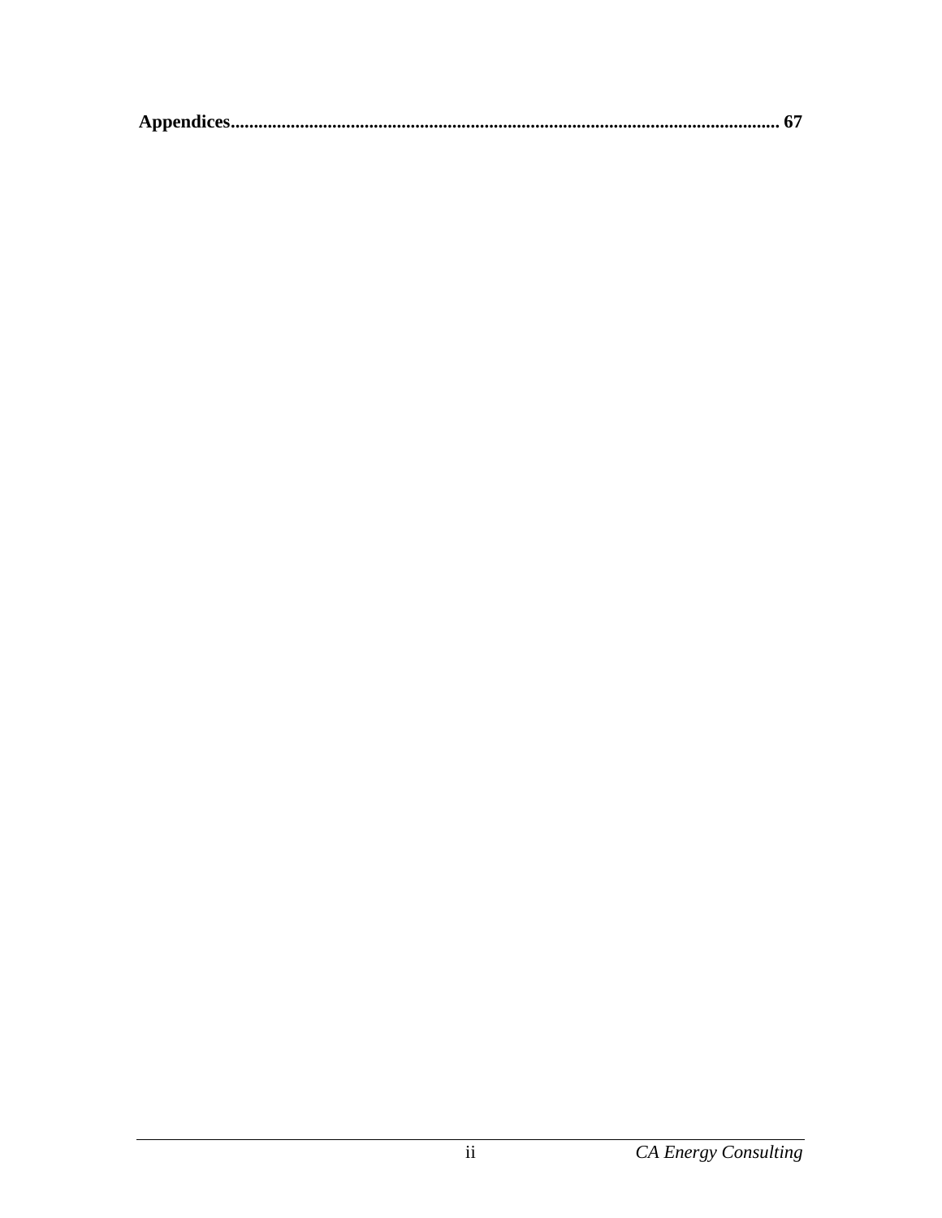**Appendices.................................................................................................................... 67**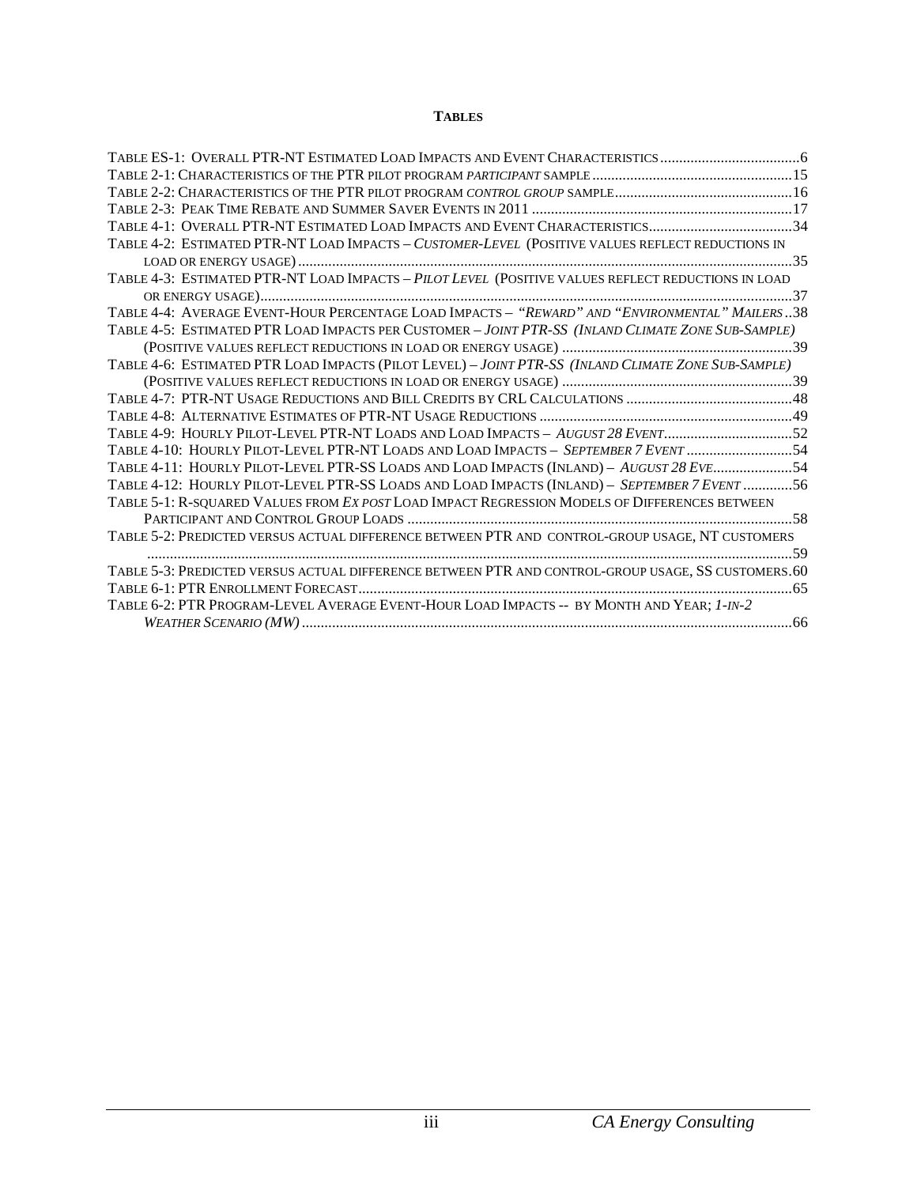# TABLES

TABLE ES-1: OVERALL PTR-NT ESTIMATED LOAD IMPACTS AND EVENT CHARACTERISTICS ....................................6
TABLE 2-1: CHARACTERISTICS OF THE PTR PILOT PROGRAM *PARTICIPANT* SAMPLE ....................................................15
TABLE 2-2: CHARACTERISTICS OF THE PTR PILOT PROGRAM *CONTROL GROUP* SAMPLE..............................................16
TABLE 2-3: PEAK TIME REBATE AND SUMMER SAVER EVENTS IN 2011 ....................................................................17
TABLE 4-1: OVERALL PTR-NT ESTIMATED LOAD IMPACTS AND EVENT CHARACTERISTICS......................................34
TABLE 4-2: ESTIMATED PTR-NT LOAD IMPACTS – *CUSTOMER-LEVEL* (POSITIVE VALUES REFLECT REDUCTIONS IN LOAD OR ENERGY USAGE)..................................................................................................................................35
TABLE 4-3: ESTIMATED PTR-NT LOAD IMPACTS – *PILOT LEVEL* (POSITIVE VALUES REFLECT REDUCTIONS IN LOAD OR ENERGY USAGE)............................................................................................................................................37
TABLE 4-4: AVERAGE EVENT-HOUR PERCENTAGE LOAD IMPACTS – *"REWARD" AND "ENVIRONMENTAL" MAILERS* ..38
TABLE 4-5: ESTIMATED PTR LOAD IMPACTS PER CUSTOMER – *JOINT PTR-SS (INLAND CLIMATE ZONE SUB-SAMPLE)* (POSITIVE VALUES REFLECT REDUCTIONS IN LOAD OR ENERGY USAGE) ............................................................39
TABLE 4-6: ESTIMATED PTR LOAD IMPACTS (PILOT LEVEL) – *JOINT PTR-SS (INLAND CLIMATE ZONE SUB-SAMPLE)* (POSITIVE VALUES REFLECT REDUCTIONS IN LOAD OR ENERGY USAGE) ............................................................39
TABLE 4-7: PTR-NT USAGE REDUCTIONS AND BILL CREDITS BY CRL CALCULATIONS ...........................................48
TABLE 4-8: ALTERNATIVE ESTIMATES OF PTR-NT USAGE REDUCTIONS ..................................................................49
TABLE 4-9: HOURLY PILOT-LEVEL PTR-NT LOADS AND LOAD IMPACTS – *AUGUST 28 EVENT*.................................52
TABLE 4-10: HOURLY PILOT-LEVEL PTR-NT LOADS AND LOAD IMPACTS – *SEPTEMBER 7 EVENT* ............................54
TABLE 4-11: HOURLY PILOT-LEVEL PTR-SS LOADS AND LOAD IMPACTS (INLAND) – *AUGUST 28 EVE*.....................54
TABLE 4-12: HOURLY PILOT-LEVEL PTR-SS LOADS AND LOAD IMPACTS (INLAND) – *SEPTEMBER 7 EVENT* .............56
TABLE 5-1: R-SQUARED VALUES FROM *EX POST* LOAD IMPACT REGRESSION MODELS OF DIFFERENCES BETWEEN PARTICIPANT AND CONTROL GROUP LOADS .....................................................................................................58
TABLE 5-2: PREDICTED VERSUS ACTUAL DIFFERENCE BETWEEN PTR AND CONTROL-GROUP USAGE, NT CUSTOMERS .........................................................................................................................................................59
TABLE 5-3: PREDICTED VERSUS ACTUAL DIFFERENCE BETWEEN PTR AND CONTROL-GROUP USAGE, SS CUSTOMERS.60
TABLE 6-1: PTR ENROLLMENT FORECAST.................................................................................................................65
TABLE 6-2: PTR PROGRAM-LEVEL AVERAGE EVENT-HOUR LOAD IMPACTS -- BY MONTH AND YEAR; *1-IN-2 WEATHER SCENARIO (MW)*...............................................................................................................................66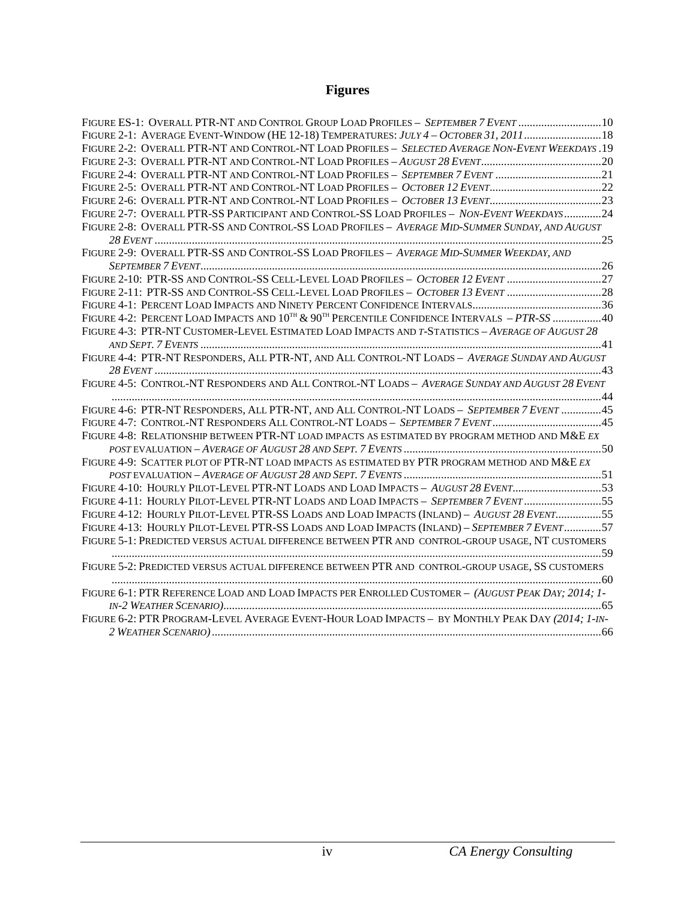# Figures

Figure ES-1: Overall PTR-NT and Control Group Load Profiles – *September 7 Event* ....10
Figure 2-1: Average Event-Window (HE 12-18) Temperatures: *July 4 – October 31, 2011* ....18
Figure 2-2: Overall PTR-NT and Control-NT Load Profiles – *Selected Average Non-Event Weekdays* .19
Figure 2-3: Overall PTR-NT and Control-NT Load Profiles – *August 28 Event* ....20
Figure 2-4: Overall PTR-NT and Control-NT Load Profiles – *September 7 Event* ....21
Figure 2-5: Overall PTR-NT and Control-NT Load Profiles – *October 12 Event* ....22
Figure 2-6: Overall PTR-NT and Control-NT Load Profiles – *October 13 Event* ....23
Figure 2-7: Overall PTR-SS Participant and Control-SS Load Profiles – *Non-Event Weekdays* ....24
Figure 2-8: Overall PTR-SS and Control-SS Load Profiles – *Average Mid-Summer Sunday, and August 28 Event* ....25
Figure 2-9: Overall PTR-SS and Control-SS Load Profiles – *Average Mid-Summer Weekday, and September 7 Event* ....26
Figure 2-10: PTR-SS and Control-SS Cell-Level Load Profiles – *October 12 Event* ....27
Figure 2-11: PTR-SS and Control-SS Cell-Level Load Profiles – *October 13 Event* ....28
Figure 4-1: Percent Load Impacts and Ninety Percent Confidence Intervals ....36
Figure 4-2: Percent Load Impacts and 10th & 90th Percentile Confidence Intervals – *PTR-SS* ....40
Figure 4-3: PTR-NT Customer-Level Estimated Load Impacts and *t*-Statistics – *Average of August 28 and Sept. 7 Events* ....41
Figure 4-4: PTR-NT Responders, All PTR-NT, and All Control-NT Loads – *Average Sunday and August 28 Event* ....43
Figure 4-5: Control-NT Responders and All Control-NT Loads – *Average Sunday and August 28 Event* ....44
Figure 4-6: PTR-NT Responders, All PTR-NT, and All Control-NT Loads – *September 7 Event* ....45
Figure 4-7: Control-NT Responders All Control-NT Loads – *September 7 Event* ....45
Figure 4-8: Relationship between PTR-NT load impacts as estimated by program method and M&E *ex post* evaluation – *Average of August 28 and Sept. 7 Events* ....50
Figure 4-9: Scatter plot of PTR-NT load impacts as estimated by PTR program method and M&E *ex post* evaluation – *Average of August 28 and Sept. 7 Events* ....51
Figure 4-10: Hourly Pilot-Level PTR-NT Loads and Load Impacts – *August 28 Event* ....53
Figure 4-11: Hourly Pilot-Level PTR-NT Loads and Load Impacts – *September 7 Event* ....55
Figure 4-12: Hourly Pilot-Level PTR-SS Loads and Load Impacts (Inland) – *August 28 Event* ....55
Figure 4-13: Hourly Pilot-Level PTR-SS Loads and Load Impacts (Inland) – *September 7 Event* ....57
Figure 5-1: Predicted versus actual difference between PTR and control-group usage, NT customers ....59
Figure 5-2: Predicted versus actual difference between PTR and control-group usage, SS customers ....60
Figure 6-1: PTR Reference Load and Load Impacts per Enrolled Customer – *(August Peak Day; 2014; 1-in-2 Weather Scenario)* ....65
Figure 6-2: PTR Program-Level Average Event-Hour Load Impacts – by Monthly Peak Day *(2014; 1-in-2 Weather Scenario)* ....66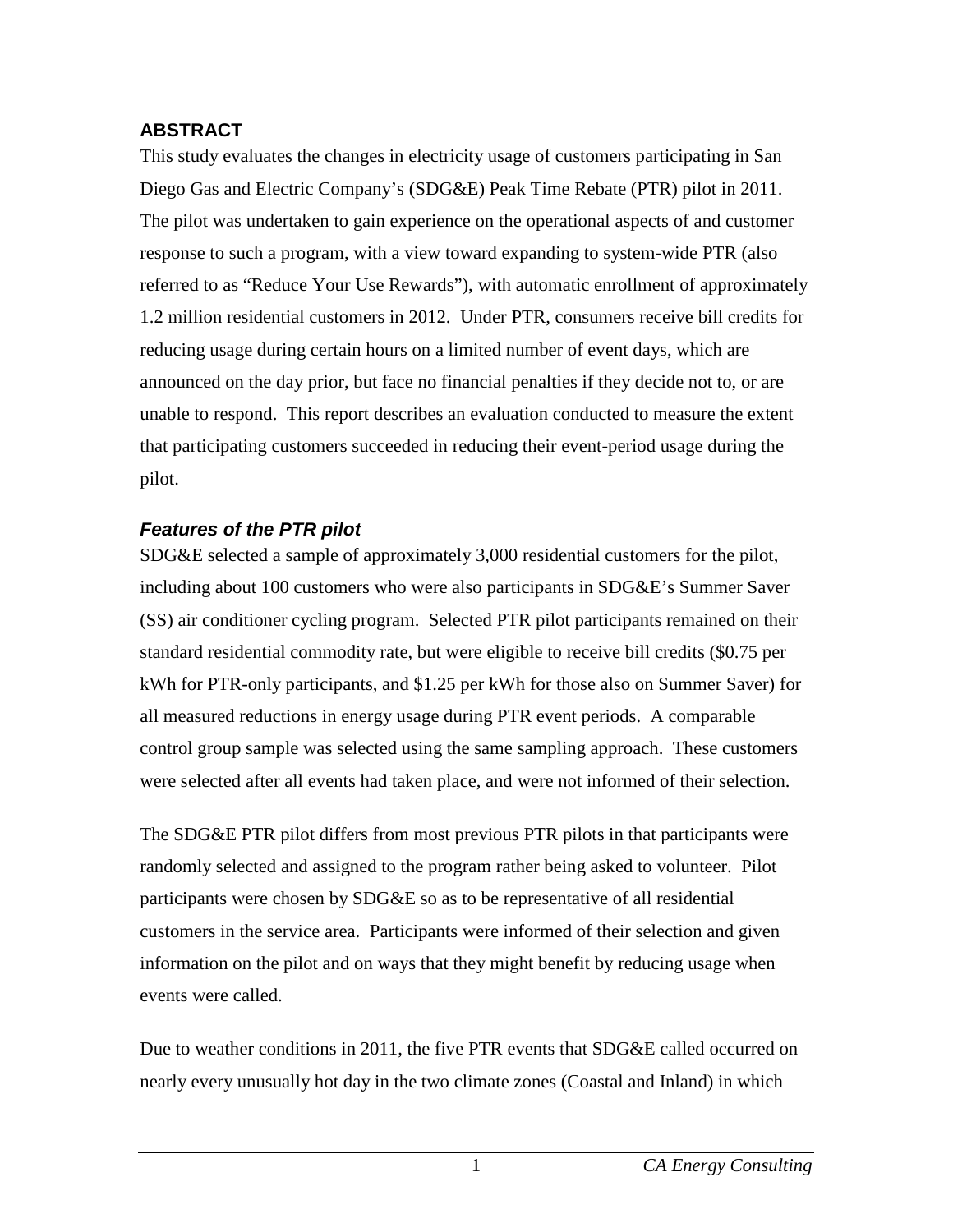## ABSTRACT

This study evaluates the changes in electricity usage of customers participating in San Diego Gas and Electric Company's (SDG&E) Peak Time Rebate (PTR) pilot in 2011. The pilot was undertaken to gain experience on the operational aspects of and customer response to such a program, with a view toward expanding to system-wide PTR (also referred to as "Reduce Your Use Rewards"), with automatic enrollment of approximately 1.2 million residential customers in 2012. Under PTR, consumers receive bill credits for reducing usage during certain hours on a limited number of event days, which are announced on the day prior, but face no financial penalties if they decide not to, or are unable to respond. This report describes an evaluation conducted to measure the extent that participating customers succeeded in reducing their event-period usage during the pilot.

### *Features of the PTR pilot*

SDG&E selected a sample of approximately 3,000 residential customers for the pilot, including about 100 customers who were also participants in SDG&E's Summer Saver (SS) air conditioner cycling program. Selected PTR pilot participants remained on their standard residential commodity rate, but were eligible to receive bill credits ($0.75 per kWh for PTR-only participants, and $1.25 per kWh for those also on Summer Saver) for all measured reductions in energy usage during PTR event periods. A comparable control group sample was selected using the same sampling approach. These customers were selected after all events had taken place, and were not informed of their selection.

The SDG&E PTR pilot differs from most previous PTR pilots in that participants were randomly selected and assigned to the program rather being asked to volunteer. Pilot participants were chosen by SDG&E so as to be representative of all residential customers in the service area. Participants were informed of their selection and given information on the pilot and on ways that they might benefit by reducing usage when events were called.

Due to weather conditions in 2011, the five PTR events that SDG&E called occurred on nearly every unusually hot day in the two climate zones (Coastal and Inland) in which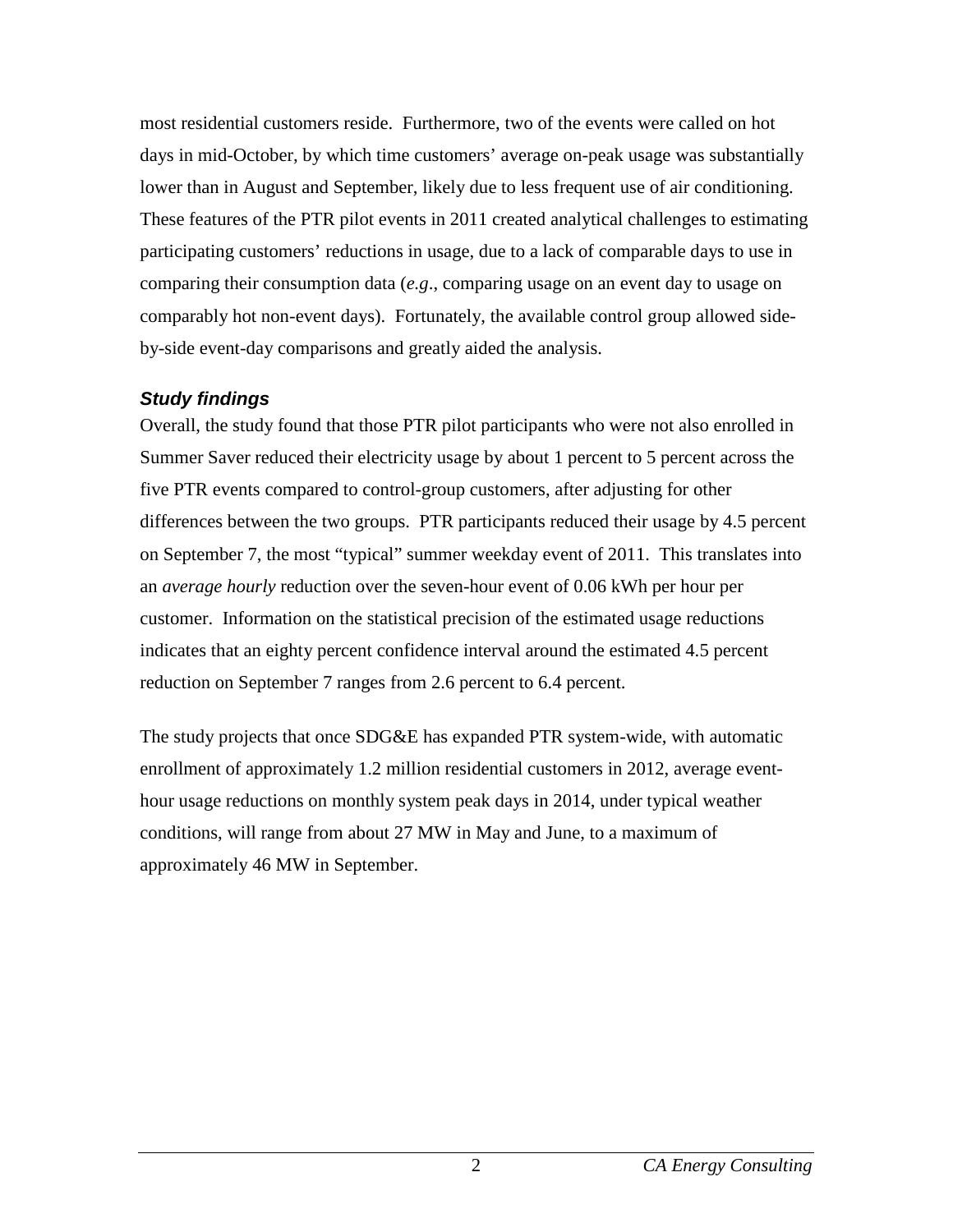most residential customers reside. Furthermore, two of the events were called on hot days in mid-October, by which time customers' average on-peak usage was substantially lower than in August and September, likely due to less frequent use of air conditioning. These features of the PTR pilot events in 2011 created analytical challenges to estimating participating customers' reductions in usage, due to a lack of comparable days to use in comparing their consumption data (*e.g*., comparing usage on an event day to usage on comparably hot non-event days). Fortunately, the available control group allowed side-by-side event-day comparisons and greatly aided the analysis.

### *Study findings*

Overall, the study found that those PTR pilot participants who were not also enrolled in Summer Saver reduced their electricity usage by about 1 percent to 5 percent across the five PTR events compared to control-group customers, after adjusting for other differences between the two groups. PTR participants reduced their usage by 4.5 percent on September 7, the most "typical" summer weekday event of 2011. This translates into an *average hourly* reduction over the seven-hour event of 0.06 kWh per hour per customer. Information on the statistical precision of the estimated usage reductions indicates that an eighty percent confidence interval around the estimated 4.5 percent reduction on September 7 ranges from 2.6 percent to 6.4 percent.

The study projects that once SDG&E has expanded PTR system-wide, with automatic enrollment of approximately 1.2 million residential customers in 2012, average event-hour usage reductions on monthly system peak days in 2014, under typical weather conditions, will range from about 27 MW in May and June, to a maximum of approximately 46 MW in September.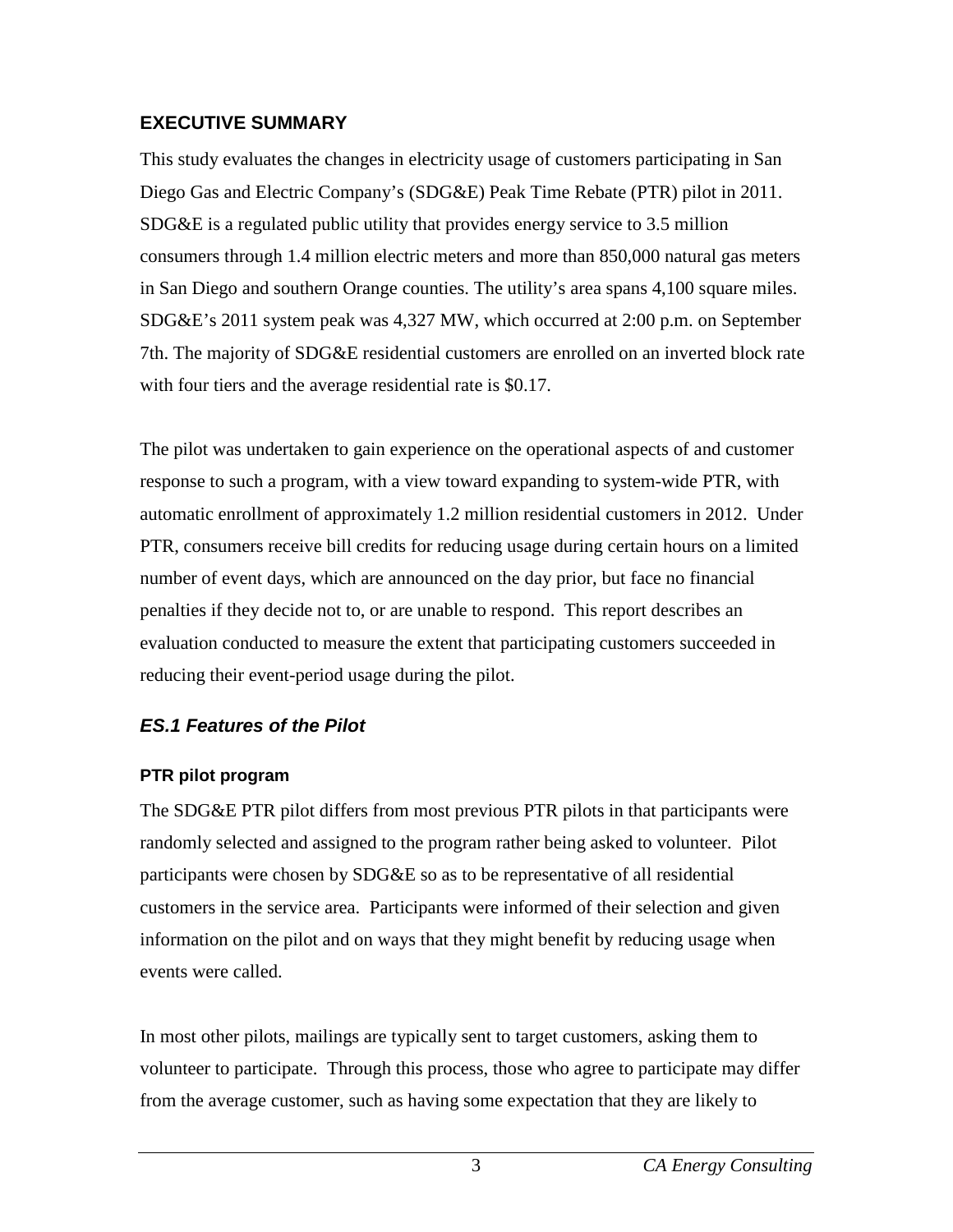## EXECUTIVE SUMMARY

This study evaluates the changes in electricity usage of customers participating in San Diego Gas and Electric Company's (SDG&E) Peak Time Rebate (PTR) pilot in 2011. SDG&E is a regulated public utility that provides energy service to 3.5 million consumers through 1.4 million electric meters and more than 850,000 natural gas meters in San Diego and southern Orange counties. The utility's area spans 4,100 square miles. SDG&E's 2011 system peak was 4,327 MW, which occurred at 2:00 p.m. on September 7th. The majority of SDG&E residential customers are enrolled on an inverted block rate with four tiers and the average residential rate is $0.17.

The pilot was undertaken to gain experience on the operational aspects of and customer response to such a program, with a view toward expanding to system-wide PTR, with automatic enrollment of approximately 1.2 million residential customers in 2012. Under PTR, consumers receive bill credits for reducing usage during certain hours on a limited number of event days, which are announced on the day prior, but face no financial penalties if they decide not to, or are unable to respond. This report describes an evaluation conducted to measure the extent that participating customers succeeded in reducing their event-period usage during the pilot.

### *ES.1 Features of the Pilot*

#### PTR pilot program

The SDG&E PTR pilot differs from most previous PTR pilots in that participants were randomly selected and assigned to the program rather being asked to volunteer. Pilot participants were chosen by SDG&E so as to be representative of all residential customers in the service area. Participants were informed of their selection and given information on the pilot and on ways that they might benefit by reducing usage when events were called.

In most other pilots, mailings are typically sent to target customers, asking them to volunteer to participate. Through this process, those who agree to participate may differ from the average customer, such as having some expectation that they are likely to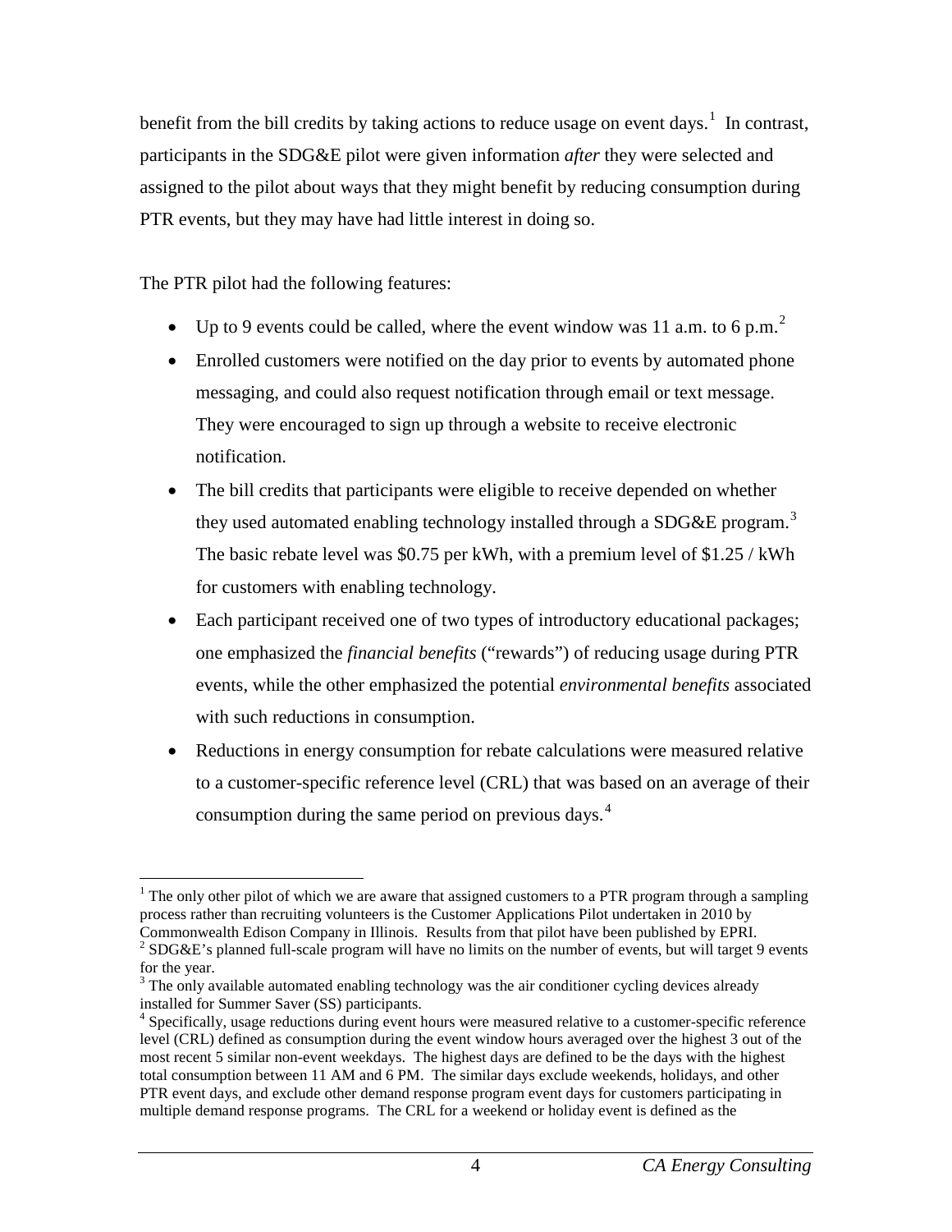benefit from the bill credits by taking actions to reduce usage on event days.[1] In contrast, participants in the SDG&E pilot were given information *after* they were selected and assigned to the pilot about ways that they might benefit by reducing consumption during PTR events, but they may have had little interest in doing so.

The PTR pilot had the following features:

- Up to 9 events could be called, where the event window was 11 a.m. to 6 p.m.[2]
- Enrolled customers were notified on the day prior to events by automated phone messaging, and could also request notification through email or text message. They were encouraged to sign up through a website to receive electronic notification.
- The bill credits that participants were eligible to receive depended on whether they used automated enabling technology installed through a SDG&E program.[3] The basic rebate level was $0.75 per kWh, with a premium level of $1.25 / kWh for customers with enabling technology.
- Each participant received one of two types of introductory educational packages; one emphasized the *financial benefits* ("rewards") of reducing usage during PTR events, while the other emphasized the potential *environmental benefits* associated with such reductions in consumption.
- Reductions in energy consumption for rebate calculations were measured relative to a customer-specific reference level (CRL) that was based on an average of their consumption during the same period on previous days.[4]

---

[1] The only other pilot of which we are aware that assigned customers to a PTR program through a sampling process rather than recruiting volunteers is the Customer Applications Pilot undertaken in 2010 by Commonwealth Edison Company in Illinois. Results from that pilot have been published by EPRI.

[2] SDG&E's planned full-scale program will have no limits on the number of events, but will target 9 events for the year.

[3] The only available automated enabling technology was the air conditioner cycling devices already installed for Summer Saver (SS) participants.

[4] Specifically, usage reductions during event hours were measured relative to a customer-specific reference level (CRL) defined as consumption during the event window hours averaged over the highest 3 out of the most recent 5 similar non-event weekdays. The highest days are defined to be the days with the highest total consumption between 11 AM and 6 PM. The similar days exclude weekends, holidays, and other PTR event days, and exclude other demand response program event days for customers participating in multiple demand response programs. The CRL for a weekend or holiday event is defined as the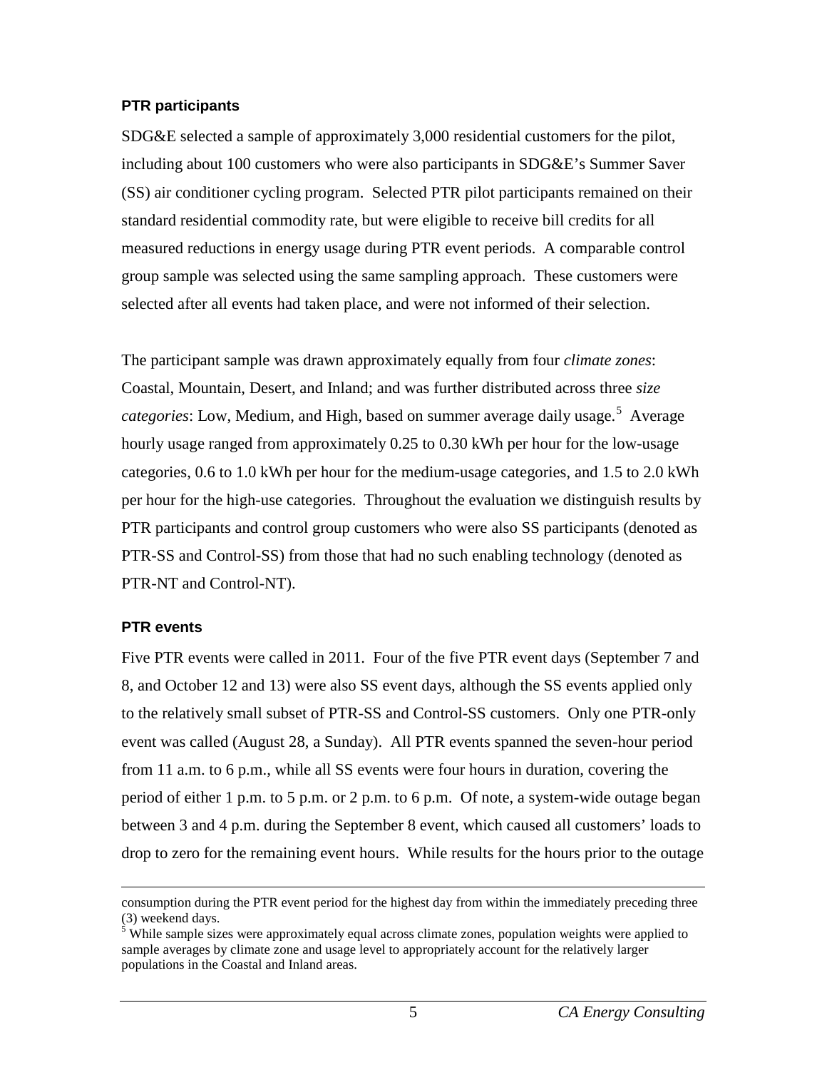### PTR participants

SDG&E selected a sample of approximately 3,000 residential customers for the pilot, including about 100 customers who were also participants in SDG&E's Summer Saver (SS) air conditioner cycling program. Selected PTR pilot participants remained on their standard residential commodity rate, but were eligible to receive bill credits for all measured reductions in energy usage during PTR event periods. A comparable control group sample was selected using the same sampling approach. These customers were selected after all events had taken place, and were not informed of their selection.

The participant sample was drawn approximately equally from four *climate zones*: Coastal, Mountain, Desert, and Inland; and was further distributed across three *size categories*: Low, Medium, and High, based on summer average daily usage.[5] Average hourly usage ranged from approximately 0.25 to 0.30 kWh per hour for the low-usage categories, 0.6 to 1.0 kWh per hour for the medium-usage categories, and 1.5 to 2.0 kWh per hour for the high-use categories. Throughout the evaluation we distinguish results by PTR participants and control group customers who were also SS participants (denoted as PTR-SS and Control-SS) from those that had no such enabling technology (denoted as PTR-NT and Control-NT).

### PTR events

Five PTR events were called in 2011. Four of the five PTR event days (September 7 and 8, and October 12 and 13) were also SS event days, although the SS events applied only to the relatively small subset of PTR-SS and Control-SS customers. Only one PTR-only event was called (August 28, a Sunday). All PTR events spanned the seven-hour period from 11 a.m. to 6 p.m., while all SS events were four hours in duration, covering the period of either 1 p.m. to 5 p.m. or 2 p.m. to 6 p.m. Of note, a system-wide outage began between 3 and 4 p.m. during the September 8 event, which caused all customers' loads to drop to zero for the remaining event hours. While results for the hours prior to the outage

---

consumption during the PTR event period for the highest day from within the immediately preceding three (3) weekend days.

[5] While sample sizes were approximately equal across climate zones, population weights were applied to sample averages by climate zone and usage level to appropriately account for the relatively larger populations in the Coastal and Inland areas.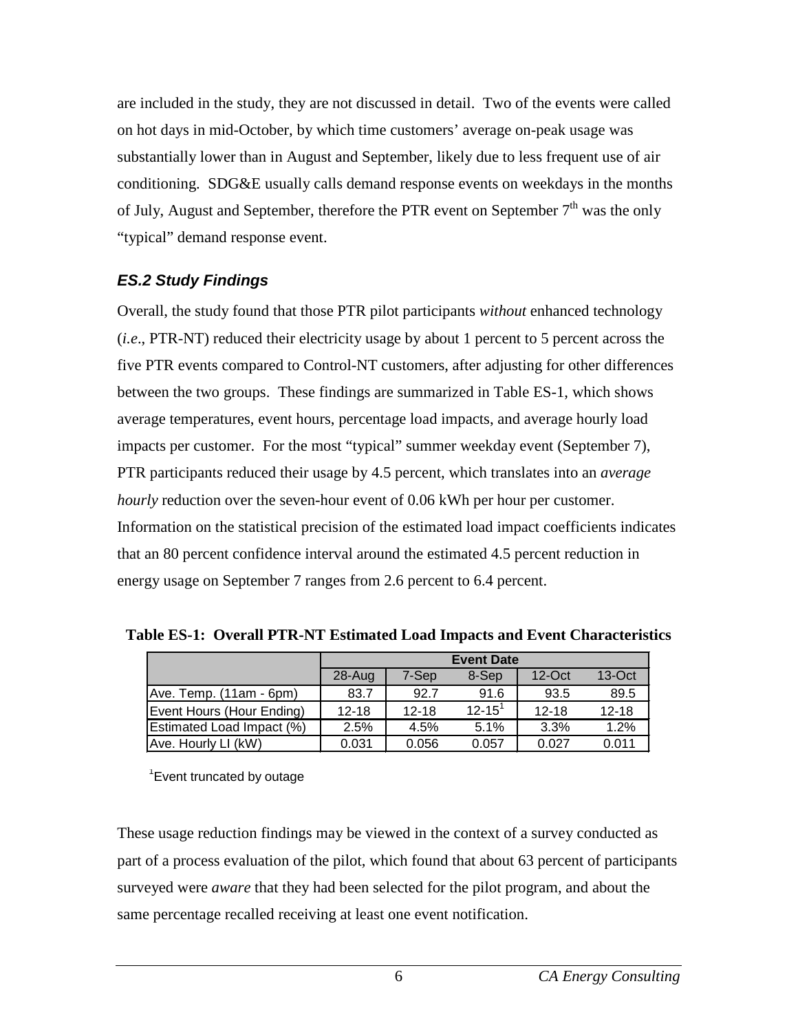are included in the study, they are not discussed in detail. Two of the events were called on hot days in mid-October, by which time customers' average on-peak usage was substantially lower than in August and September, likely due to less frequent use of air conditioning. SDG&E usually calls demand response events on weekdays in the months of July, August and September, therefore the PTR event on September 7th was the only "typical" demand response event.

### *ES.2 Study Findings*

Overall, the study found that those PTR pilot participants *without* enhanced technology (*i.e*., PTR-NT) reduced their electricity usage by about 1 percent to 5 percent across the five PTR events compared to Control-NT customers, after adjusting for other differences between the two groups. These findings are summarized in Table ES-1, which shows average temperatures, event hours, percentage load impacts, and average hourly load impacts per customer. For the most "typical" summer weekday event (September 7), PTR participants reduced their usage by 4.5 percent, which translates into an *average hourly* reduction over the seven-hour event of 0.06 kWh per hour per customer. Information on the statistical precision of the estimated load impact coefficients indicates that an 80 percent confidence interval around the estimated 4.5 percent reduction in energy usage on September 7 ranges from 2.6 percent to 6.4 percent.

**Table ES-1: Overall PTR-NT Estimated Load Impacts and Event Characteristics**

| | Event Date | | | | |
|---|---|---|---|---|---|
| | 28-Aug | 7-Sep | 8-Sep | 12-Oct | 13-Oct |
| Ave. Temp. (11am - 6pm) | 83.7 | 92.7 | 91.6 | 93.5 | 89.5 |
| Event Hours (Hour Ending) | 12-18 | 12-18 | 12-15[1] | 12-18 | 12-18 |
| Estimated Load Impact (%) | 2.5% | 4.5% | 5.1% | 3.3% | 1.2% |
| Ave. Hourly LI (kW) | 0.031 | 0.056 | 0.057 | 0.027 | 0.011 |

[1]Event truncated by outage

These usage reduction findings may be viewed in the context of a survey conducted as part of a process evaluation of the pilot, which found that about 63 percent of participants surveyed were *aware* that they had been selected for the pilot program, and about the same percentage recalled receiving at least one event notification.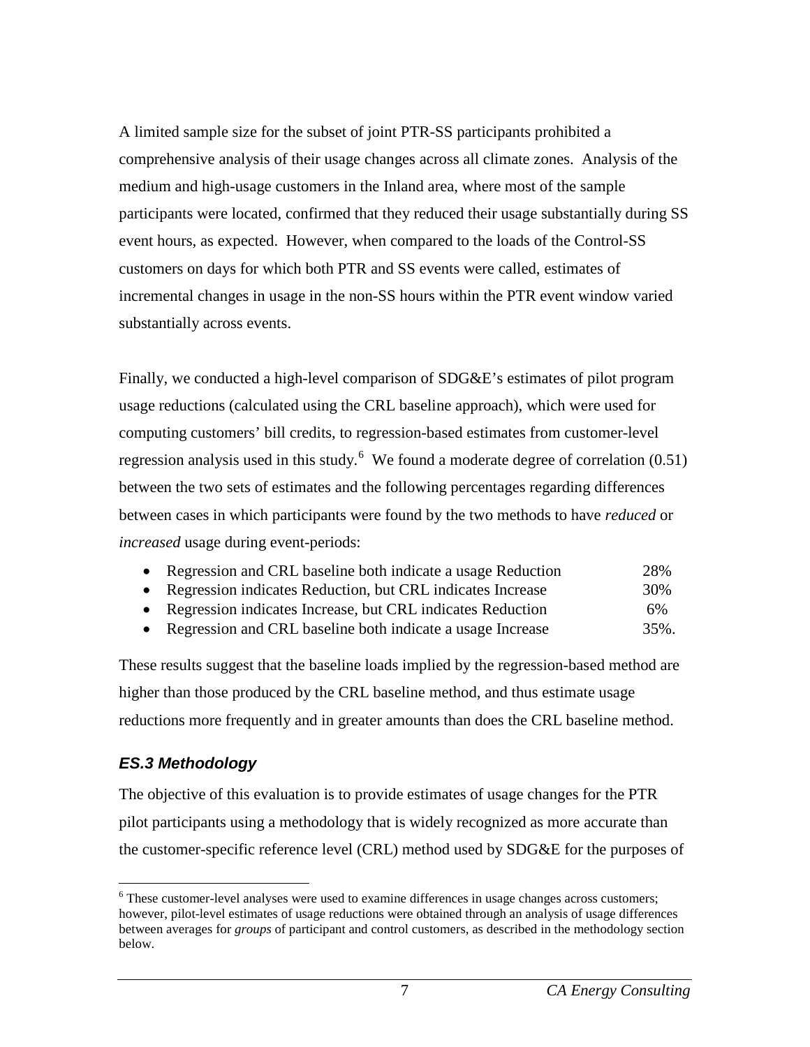A limited sample size for the subset of joint PTR-SS participants prohibited a comprehensive analysis of their usage changes across all climate zones. Analysis of the medium and high-usage customers in the Inland area, where most of the sample participants were located, confirmed that they reduced their usage substantially during SS event hours, as expected. However, when compared to the loads of the Control-SS customers on days for which both PTR and SS events were called, estimates of incremental changes in usage in the non-SS hours within the PTR event window varied substantially across events.

Finally, we conducted a high-level comparison of SDG&E's estimates of pilot program usage reductions (calculated using the CRL baseline approach), which were used for computing customers' bill credits, to regression-based estimates from customer-level regression analysis used in this study.[6] We found a moderate degree of correlation (0.51) between the two sets of estimates and the following percentages regarding differences between cases in which participants were found by the two methods to have *reduced* or *increased* usage during event-periods:

- Regression and CRL baseline both indicate a usage Reduction 28%
- Regression indicates Reduction, but CRL indicates Increase 30%
- Regression indicates Increase, but CRL indicates Reduction 6%
- Regression and CRL baseline both indicate a usage Increase 35%.

These results suggest that the baseline loads implied by the regression-based method are higher than those produced by the CRL baseline method, and thus estimate usage reductions more frequently and in greater amounts than does the CRL baseline method.

### *ES.3 Methodology*

The objective of this evaluation is to provide estimates of usage changes for the PTR pilot participants using a methodology that is widely recognized as more accurate than the customer-specific reference level (CRL) method used by SDG&E for the purposes of

[6] These customer-level analyses were used to examine differences in usage changes across customers; however, pilot-level estimates of usage reductions were obtained through an analysis of usage differences between averages for *groups* of participant and control customers, as described in the methodology section below.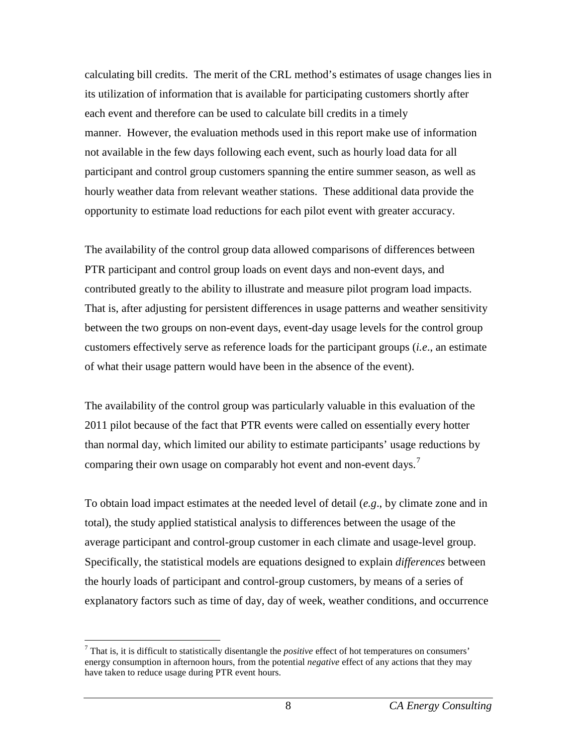calculating bill credits. The merit of the CRL method's estimates of usage changes lies in its utilization of information that is available for participating customers shortly after each event and therefore can be used to calculate bill credits in a timely manner. However, the evaluation methods used in this report make use of information not available in the few days following each event, such as hourly load data for all participant and control group customers spanning the entire summer season, as well as hourly weather data from relevant weather stations. These additional data provide the opportunity to estimate load reductions for each pilot event with greater accuracy.

The availability of the control group data allowed comparisons of differences between PTR participant and control group loads on event days and non-event days, and contributed greatly to the ability to illustrate and measure pilot program load impacts. That is, after adjusting for persistent differences in usage patterns and weather sensitivity between the two groups on non-event days, event-day usage levels for the control group customers effectively serve as reference loads for the participant groups (*i.e*., an estimate of what their usage pattern would have been in the absence of the event).

The availability of the control group was particularly valuable in this evaluation of the 2011 pilot because of the fact that PTR events were called on essentially every hotter than normal day, which limited our ability to estimate participants' usage reductions by comparing their own usage on comparably hot event and non-event days.[7]

To obtain load impact estimates at the needed level of detail (*e.g*., by climate zone and in total), the study applied statistical analysis to differences between the usage of the average participant and control-group customer in each climate and usage-level group. Specifically, the statistical models are equations designed to explain *differences* between the hourly loads of participant and control-group customers, by means of a series of explanatory factors such as time of day, day of week, weather conditions, and occurrence

[7] That is, it is difficult to statistically disentangle the *positive* effect of hot temperatures on consumers' energy consumption in afternoon hours, from the potential *negative* effect of any actions that they may have taken to reduce usage during PTR event hours.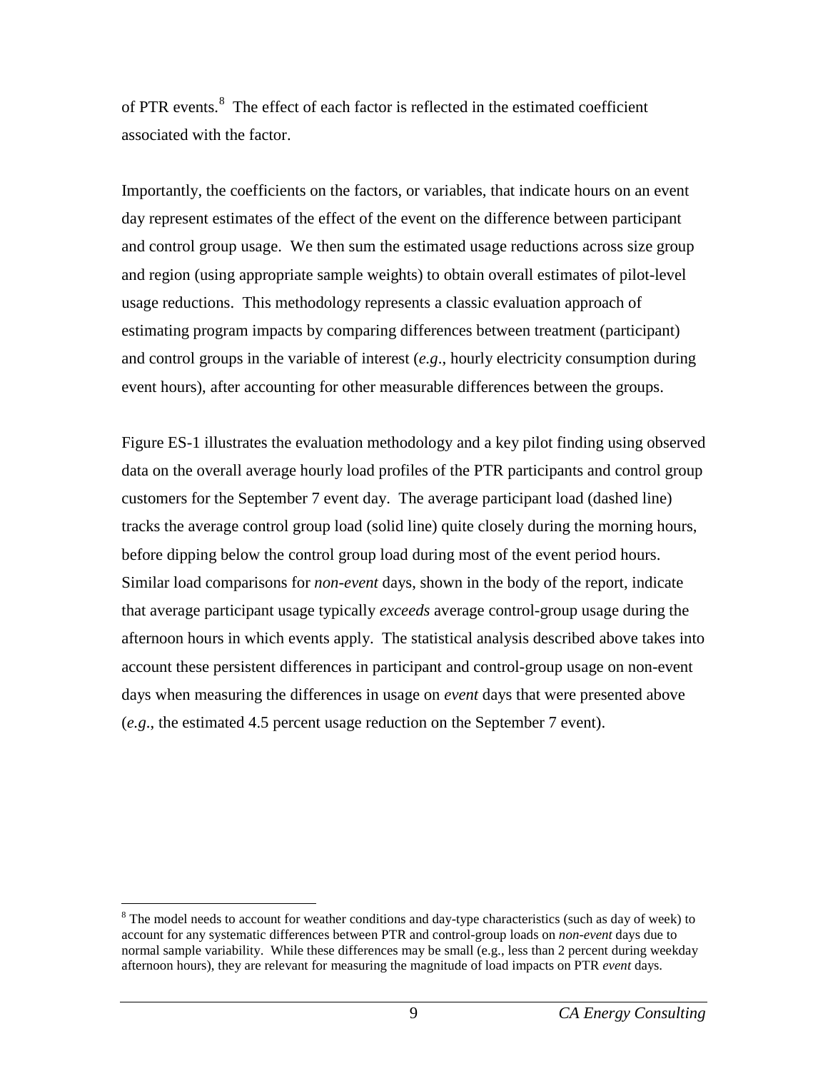of PTR events.[8] The effect of each factor is reflected in the estimated coefficient associated with the factor.

Importantly, the coefficients on the factors, or variables, that indicate hours on an event day represent estimates of the effect of the event on the difference between participant and control group usage. We then sum the estimated usage reductions across size group and region (using appropriate sample weights) to obtain overall estimates of pilot-level usage reductions. This methodology represents a classic evaluation approach of estimating program impacts by comparing differences between treatment (participant) and control groups in the variable of interest (*e.g*., hourly electricity consumption during event hours), after accounting for other measurable differences between the groups.

Figure ES-1 illustrates the evaluation methodology and a key pilot finding using observed data on the overall average hourly load profiles of the PTR participants and control group customers for the September 7 event day. The average participant load (dashed line) tracks the average control group load (solid line) quite closely during the morning hours, before dipping below the control group load during most of the event period hours. Similar load comparisons for *non-event* days, shown in the body of the report, indicate that average participant usage typically *exceeds* average control-group usage during the afternoon hours in which events apply. The statistical analysis described above takes into account these persistent differences in participant and control-group usage on non-event days when measuring the differences in usage on *event* days that were presented above (*e.g*., the estimated 4.5 percent usage reduction on the September 7 event).

---

[8] The model needs to account for weather conditions and day-type characteristics (such as day of week) to account for any systematic differences between PTR and control-group loads on *non-event* days due to normal sample variability. While these differences may be small (e.g., less than 2 percent during weekday afternoon hours), they are relevant for measuring the magnitude of load impacts on PTR *event* days.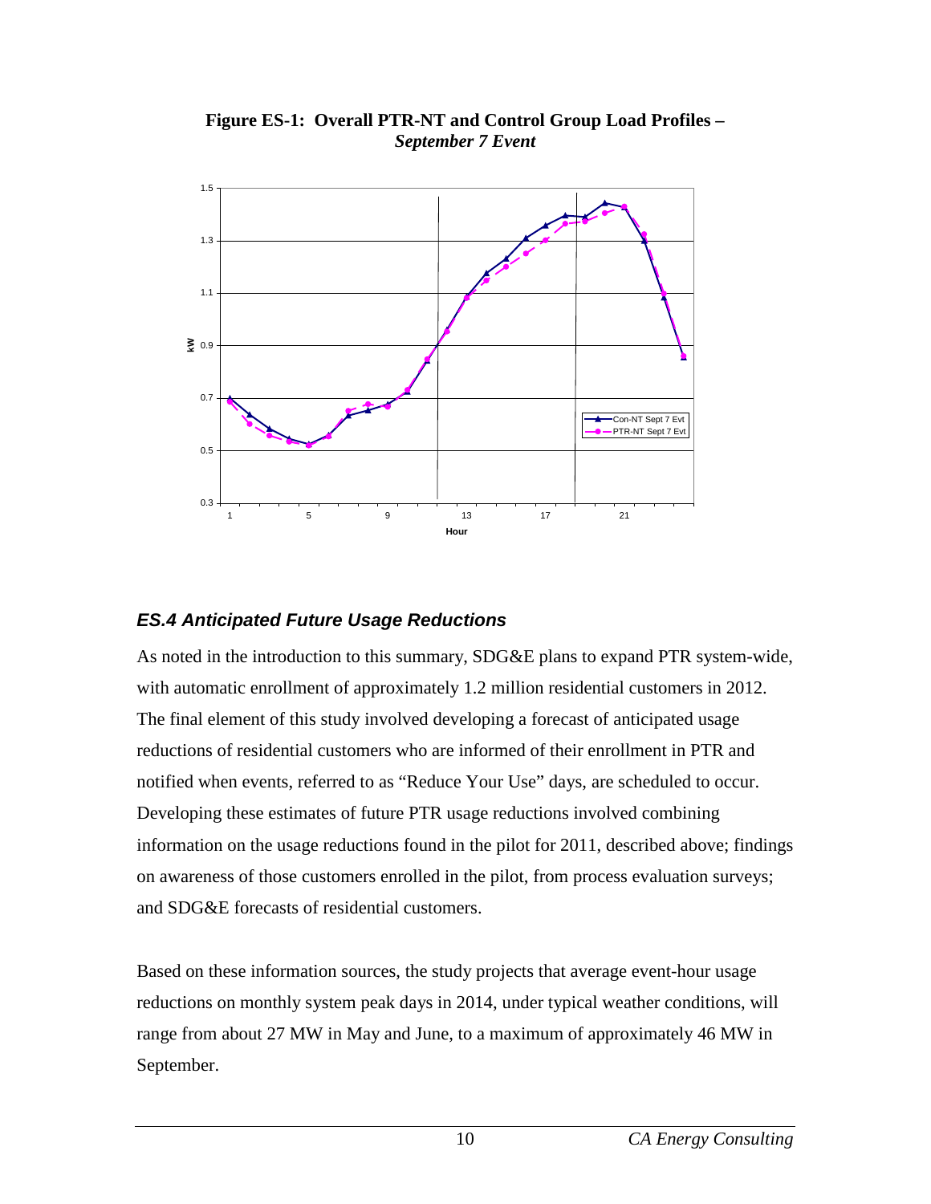**Figure ES-1: Overall PTR-NT and Control Group Load Profiles –** ***September 7 Event***

### *ES.4 Anticipated Future Usage Reductions*

As noted in the introduction to this summary, SDG&E plans to expand PTR system-wide, with automatic enrollment of approximately 1.2 million residential customers in 2012. The final element of this study involved developing a forecast of anticipated usage reductions of residential customers who are informed of their enrollment in PTR and notified when events, referred to as "Reduce Your Use" days, are scheduled to occur. Developing these estimates of future PTR usage reductions involved combining information on the usage reductions found in the pilot for 2011, described above; findings on awareness of those customers enrolled in the pilot, from process evaluation surveys; and SDG&E forecasts of residential customers.

Based on these information sources, the study projects that average event-hour usage reductions on monthly system peak days in 2014, under typical weather conditions, will range from about 27 MW in May and June, to a maximum of approximately 46 MW in September.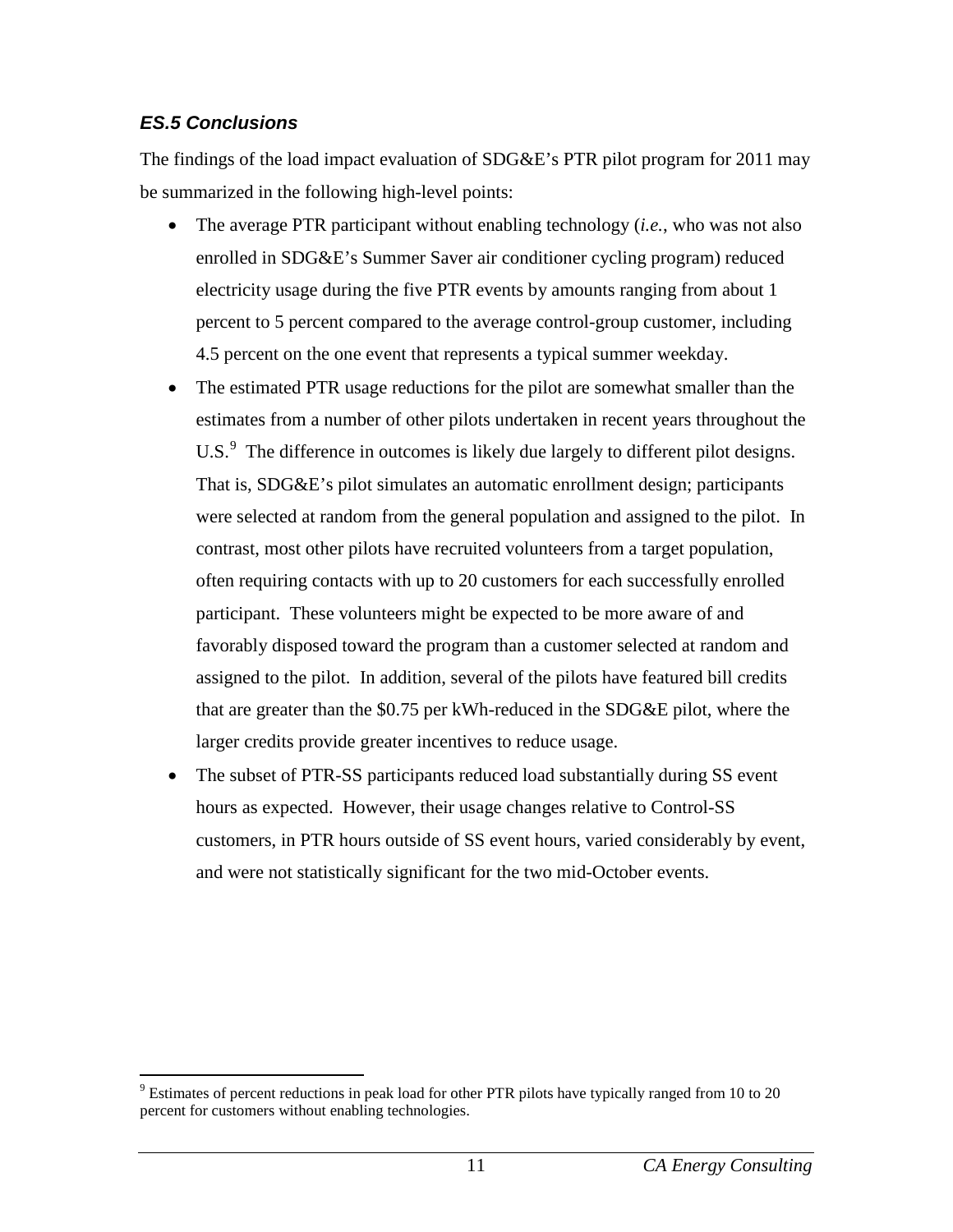### *ES.5 Conclusions*

The findings of the load impact evaluation of SDG&E's PTR pilot program for 2011 may be summarized in the following high-level points:

- The average PTR participant without enabling technology (*i.e.*, who was not also enrolled in SDG&E's Summer Saver air conditioner cycling program) reduced electricity usage during the five PTR events by amounts ranging from about 1 percent to 5 percent compared to the average control-group customer, including 4.5 percent on the one event that represents a typical summer weekday.
- The estimated PTR usage reductions for the pilot are somewhat smaller than the estimates from a number of other pilots undertaken in recent years throughout the U.S.[9] The difference in outcomes is likely due largely to different pilot designs. That is, SDG&E's pilot simulates an automatic enrollment design; participants were selected at random from the general population and assigned to the pilot. In contrast, most other pilots have recruited volunteers from a target population, often requiring contacts with up to 20 customers for each successfully enrolled participant. These volunteers might be expected to be more aware of and favorably disposed toward the program than a customer selected at random and assigned to the pilot. In addition, several of the pilots have featured bill credits that are greater than the $0.75 per kWh-reduced in the SDG&E pilot, where the larger credits provide greater incentives to reduce usage.
- The subset of PTR-SS participants reduced load substantially during SS event hours as expected. However, their usage changes relative to Control-SS customers, in PTR hours outside of SS event hours, varied considerably by event, and were not statistically significant for the two mid-October events.

[9] Estimates of percent reductions in peak load for other PTR pilots have typically ranged from 10 to 20 percent for customers without enabling technologies.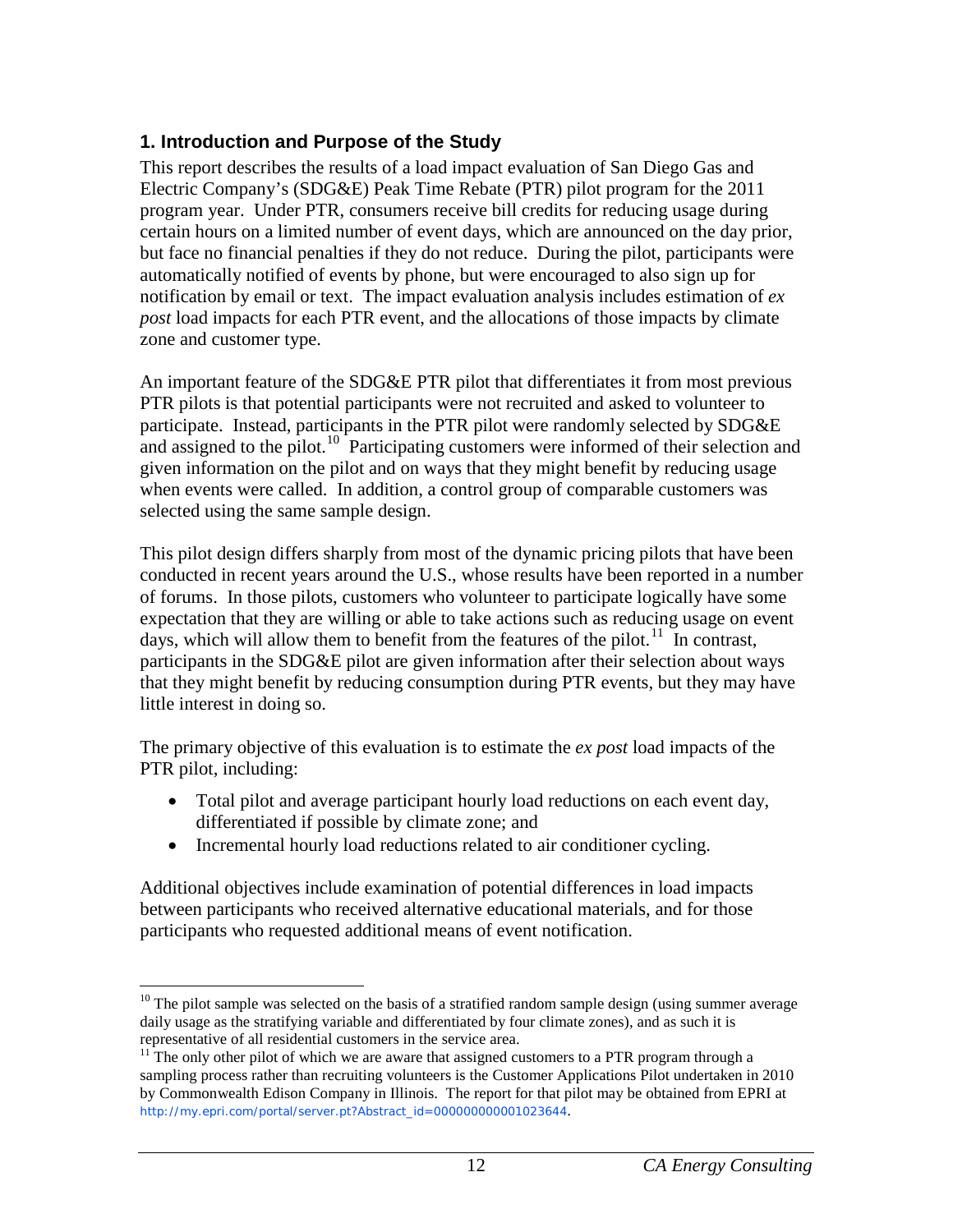## 1. Introduction and Purpose of the Study

This report describes the results of a load impact evaluation of San Diego Gas and Electric Company's (SDG&E) Peak Time Rebate (PTR) pilot program for the 2011 program year. Under PTR, consumers receive bill credits for reducing usage during certain hours on a limited number of event days, which are announced on the day prior, but face no financial penalties if they do not reduce. During the pilot, participants were automatically notified of events by phone, but were encouraged to also sign up for notification by email or text. The impact evaluation analysis includes estimation of *ex post* load impacts for each PTR event, and the allocations of those impacts by climate zone and customer type.

An important feature of the SDG&E PTR pilot that differentiates it from most previous PTR pilots is that potential participants were not recruited and asked to volunteer to participate. Instead, participants in the PTR pilot were randomly selected by SDG&E and assigned to the pilot.[10] Participating customers were informed of their selection and given information on the pilot and on ways that they might benefit by reducing usage when events were called. In addition, a control group of comparable customers was selected using the same sample design.

This pilot design differs sharply from most of the dynamic pricing pilots that have been conducted in recent years around the U.S., whose results have been reported in a number of forums. In those pilots, customers who volunteer to participate logically have some expectation that they are willing or able to take actions such as reducing usage on event days, which will allow them to benefit from the features of the pilot.[11] In contrast, participants in the SDG&E pilot are given information after their selection about ways that they might benefit by reducing consumption during PTR events, but they may have little interest in doing so.

The primary objective of this evaluation is to estimate the *ex post* load impacts of the PTR pilot, including:

- Total pilot and average participant hourly load reductions on each event day, differentiated if possible by climate zone; and
- Incremental hourly load reductions related to air conditioner cycling.

Additional objectives include examination of potential differences in load impacts between participants who received alternative educational materials, and for those participants who requested additional means of event notification.

---

[10] The pilot sample was selected on the basis of a stratified random sample design (using summer average daily usage as the stratifying variable and differentiated by four climate zones), and as such it is representative of all residential customers in the service area.

[11] The only other pilot of which we are aware that assigned customers to a PTR program through a sampling process rather than recruiting volunteers is the Customer Applications Pilot undertaken in 2010 by Commonwealth Edison Company in Illinois. The report for that pilot may be obtained from EPRI at http://my.epri.com/portal/server.pt?Abstract_id=000000000001023644.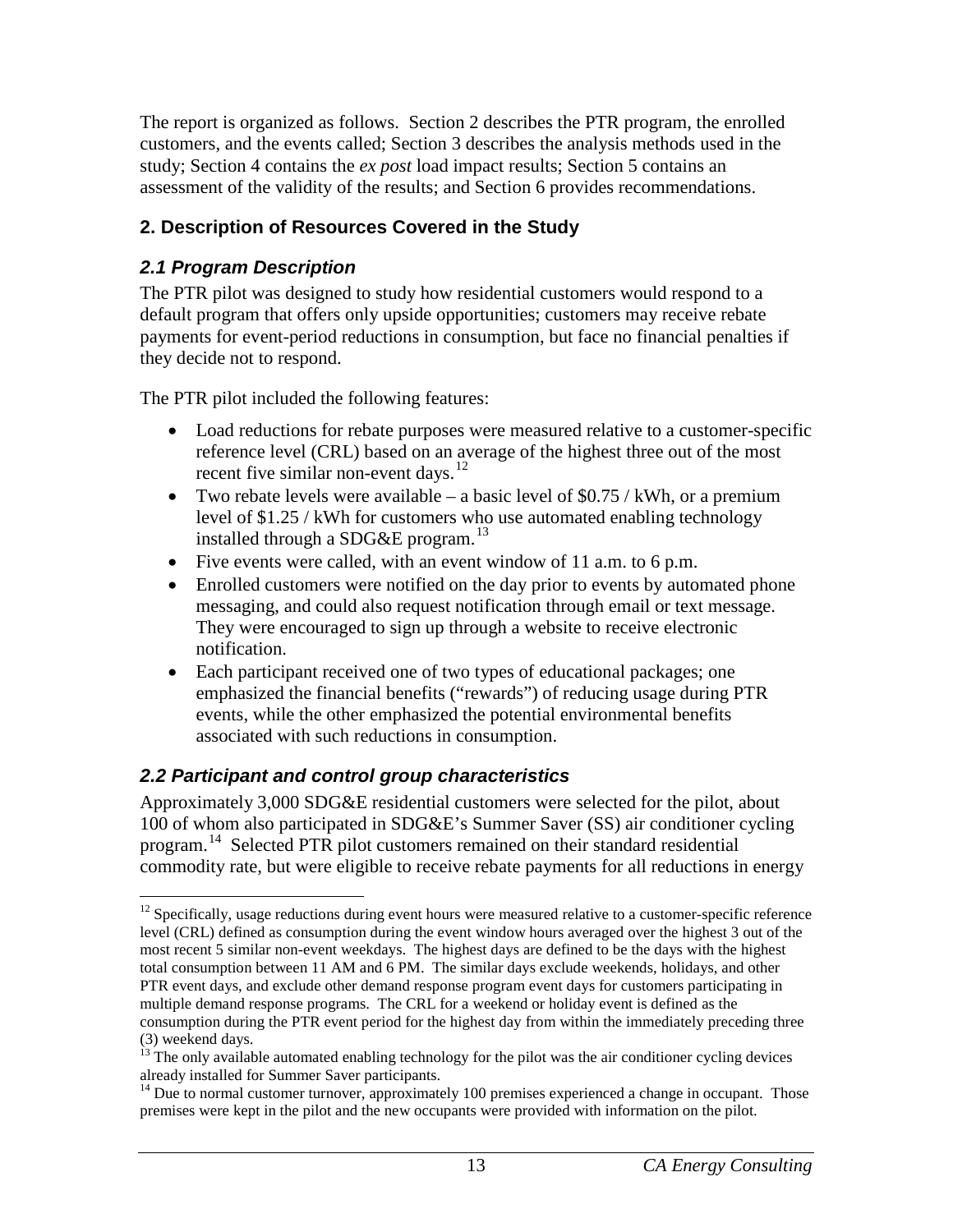The report is organized as follows. Section 2 describes the PTR program, the enrolled customers, and the events called; Section 3 describes the analysis methods used in the study; Section 4 contains the *ex post* load impact results; Section 5 contains an assessment of the validity of the results; and Section 6 provides recommendations.

## 2. Description of Resources Covered in the Study

### *2.1 Program Description*

The PTR pilot was designed to study how residential customers would respond to a default program that offers only upside opportunities; customers may receive rebate payments for event-period reductions in consumption, but face no financial penalties if they decide not to respond.

The PTR pilot included the following features:

- Load reductions for rebate purposes were measured relative to a customer-specific reference level (CRL) based on an average of the highest three out of the most recent five similar non-event days.[12]
- Two rebate levels were available – a basic level of $0.75 / kWh, or a premium level of $1.25 / kWh for customers who use automated enabling technology installed through a SDG&E program.[13]
- Five events were called, with an event window of 11 a.m. to 6 p.m.
- Enrolled customers were notified on the day prior to events by automated phone messaging, and could also request notification through email or text message. They were encouraged to sign up through a website to receive electronic notification.
- Each participant received one of two types of educational packages; one emphasized the financial benefits ("rewards") of reducing usage during PTR events, while the other emphasized the potential environmental benefits associated with such reductions in consumption.

### *2.2 Participant and control group characteristics*

Approximately 3,000 SDG&E residential customers were selected for the pilot, about 100 of whom also participated in SDG&E's Summer Saver (SS) air conditioner cycling program.[14] Selected PTR pilot customers remained on their standard residential commodity rate, but were eligible to receive rebate payments for all reductions in energy

---

[12] Specifically, usage reductions during event hours were measured relative to a customer-specific reference level (CRL) defined as consumption during the event window hours averaged over the highest 3 out of the most recent 5 similar non-event weekdays. The highest days are defined to be the days with the highest total consumption between 11 AM and 6 PM. The similar days exclude weekends, holidays, and other PTR event days, and exclude other demand response program event days for customers participating in multiple demand response programs. The CRL for a weekend or holiday event is defined as the consumption during the PTR event period for the highest day from within the immediately preceding three (3) weekend days.

[13] The only available automated enabling technology for the pilot was the air conditioner cycling devices already installed for Summer Saver participants.

[14] Due to normal customer turnover, approximately 100 premises experienced a change in occupant. Those premises were kept in the pilot and the new occupants were provided with information on the pilot.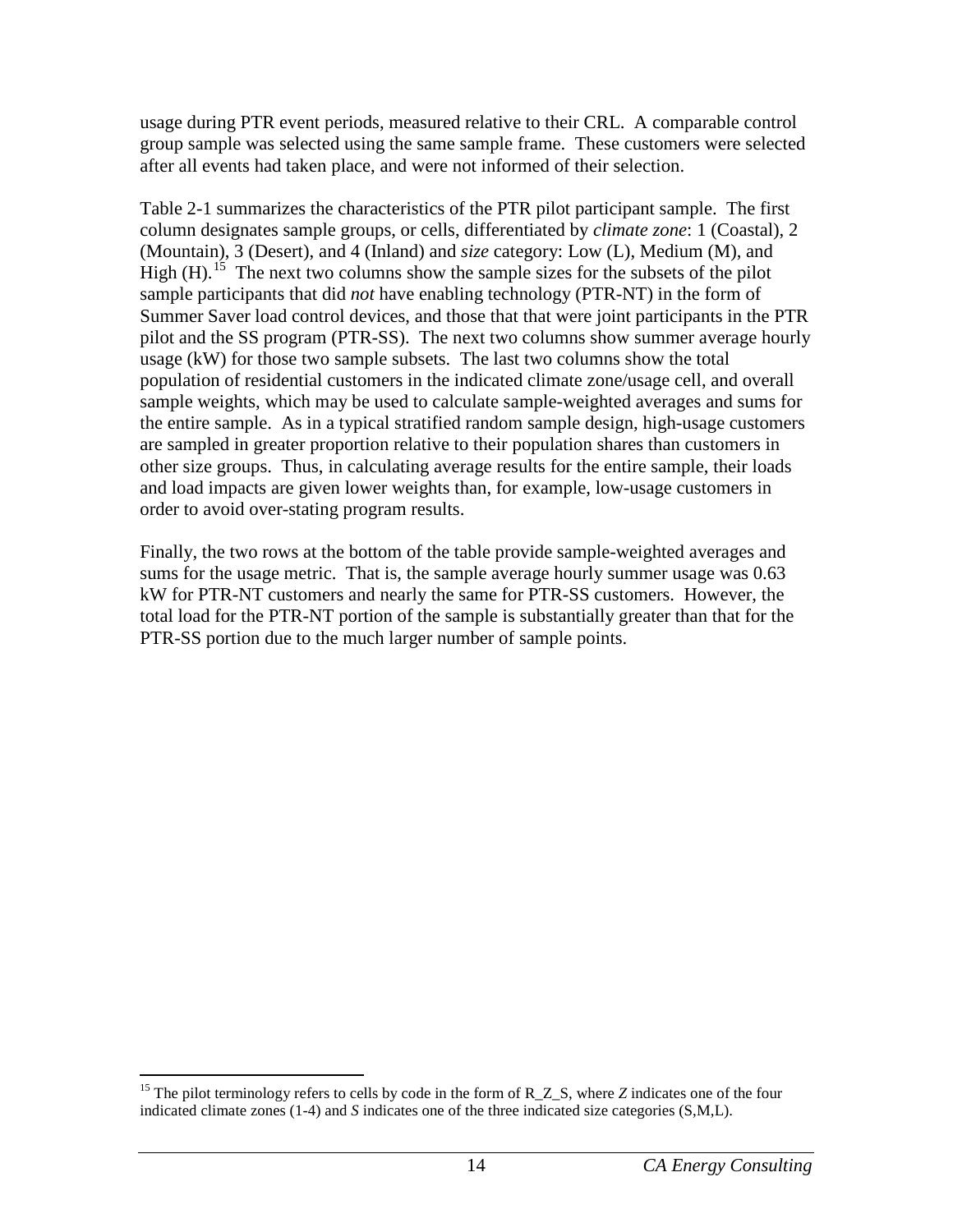usage during PTR event periods, measured relative to their CRL. A comparable control group sample was selected using the same sample frame. These customers were selected after all events had taken place, and were not informed of their selection.

Table 2-1 summarizes the characteristics of the PTR pilot participant sample. The first column designates sample groups, or cells, differentiated by *climate zone*: 1 (Coastal), 2 (Mountain), 3 (Desert), and 4 (Inland) and *size* category: Low (L), Medium (M), and High (H).[15] The next two columns show the sample sizes for the subsets of the pilot sample participants that did *not* have enabling technology (PTR-NT) in the form of Summer Saver load control devices, and those that that were joint participants in the PTR pilot and the SS program (PTR-SS). The next two columns show summer average hourly usage (kW) for those two sample subsets. The last two columns show the total population of residential customers in the indicated climate zone/usage cell, and overall sample weights, which may be used to calculate sample-weighted averages and sums for the entire sample. As in a typical stratified random sample design, high-usage customers are sampled in greater proportion relative to their population shares than customers in other size groups. Thus, in calculating average results for the entire sample, their loads and load impacts are given lower weights than, for example, low-usage customers in order to avoid over-stating program results.

Finally, the two rows at the bottom of the table provide sample-weighted averages and sums for the usage metric. That is, the sample average hourly summer usage was 0.63 kW for PTR-NT customers and nearly the same for PTR-SS customers. However, the total load for the PTR-NT portion of the sample is substantially greater than that for the PTR-SS portion due to the much larger number of sample points.

[15] The pilot terminology refers to cells by code in the form of R_Z_S, where *Z* indicates one of the four indicated climate zones (1-4) and *S* indicates one of the three indicated size categories (S,M,L).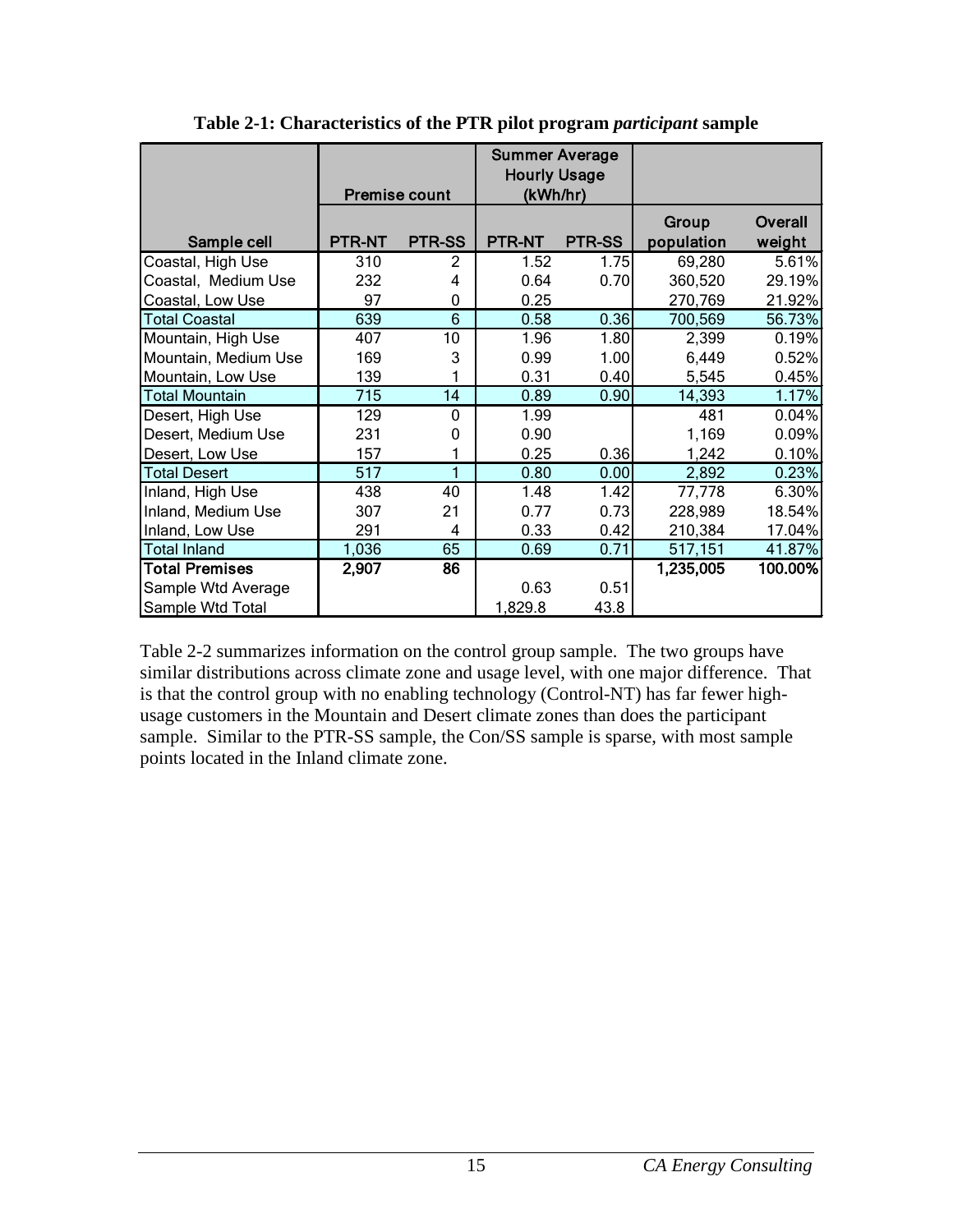**Table 2-1: Characteristics of the PTR pilot program *participant* sample**

| | Premise count | | Summer Average Hourly Usage (kWh/hr) | | | |
|---|---|---|---|---|---|---|
| Sample cell | PTR-NT | PTR-SS | PTR-NT | PTR-SS | Group population | Overall weight |
| Coastal, High Use | 310 | 2 | 1.52 | 1.75 | 69,280 | 5.61% |
| Coastal, Medium Use | 232 | 4 | 0.64 | 0.70 | 360,520 | 29.19% |
| Coastal, Low Use | 97 | 0 | 0.25 | | 270,769 | 21.92% |
| Total Coastal | 639 | 6 | 0.58 | 0.36 | 700,569 | 56.73% |
| Mountain, High Use | 407 | 10 | 1.96 | 1.80 | 2,399 | 0.19% |
| Mountain, Medium Use | 169 | 3 | 0.99 | 1.00 | 6,449 | 0.52% |
| Mountain, Low Use | 139 | 1 | 0.31 | 0.40 | 5,545 | 0.45% |
| Total Mountain | 715 | 14 | 0.89 | 0.90 | 14,393 | 1.17% |
| Desert, High Use | 129 | 0 | 1.99 | | 481 | 0.04% |
| Desert, Medium Use | 231 | 0 | 0.90 | | 1,169 | 0.09% |
| Desert, Low Use | 157 | 1 | 0.25 | 0.36 | 1,242 | 0.10% |
| Total Desert | 517 | 1 | 0.80 | 0.00 | 2,892 | 0.23% |
| Inland, High Use | 438 | 40 | 1.48 | 1.42 | 77,778 | 6.30% |
| Inland, Medium Use | 307 | 21 | 0.77 | 0.73 | 228,989 | 18.54% |
| Inland, Low Use | 291 | 4 | 0.33 | 0.42 | 210,384 | 17.04% |
| Total Inland | 1,036 | 65 | 0.69 | 0.71 | 517,151 | 41.87% |
| **Total Premises** | **2,907** | **86** | | | **1,235,005** | **100.00%** |
| Sample Wtd Average | | | 0.63 | 0.51 | | |
| Sample Wtd Total | | | 1,829.8 | 43.8 | | |

Table 2-2 summarizes information on the control group sample. The two groups have similar distributions across climate zone and usage level, with one major difference. That is that the control group with no enabling technology (Control-NT) has far fewer high-usage customers in the Mountain and Desert climate zones than does the participant sample. Similar to the PTR-SS sample, the Con/SS sample is sparse, with most sample points located in the Inland climate zone.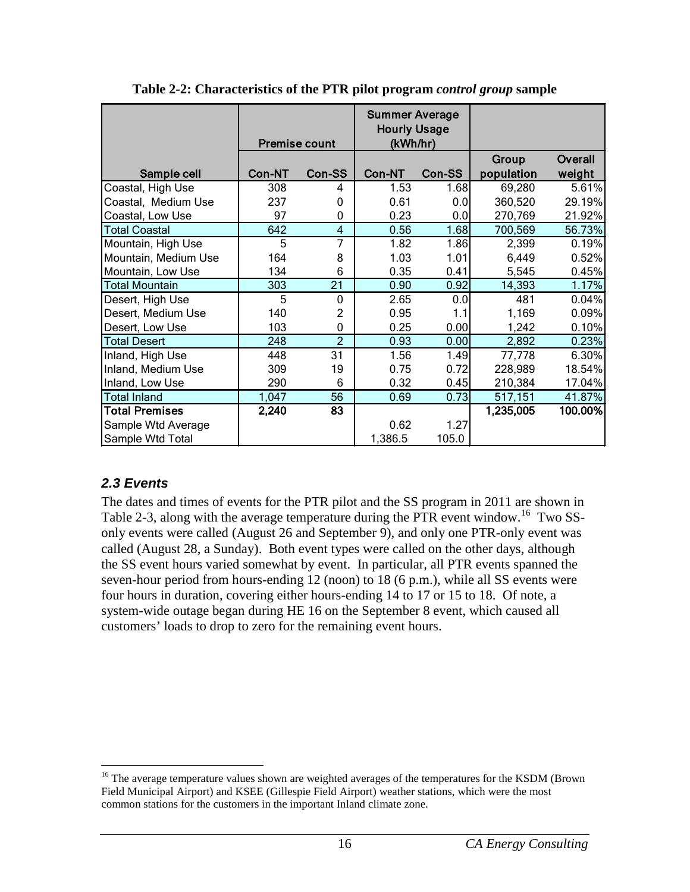**Table 2-2: Characteristics of the PTR pilot program *control group* sample**

| Sample cell | Premise count | | Summer Average Hourly Usage (kWh/hr) | | | |
|---|---|---|---|---|---|---|
| | Con-NT | Con-SS | Con-NT | Con-SS | Group population | Overall weight |
| Coastal, High Use | 308 | 4 | 1.53 | 1.68 | 69,280 | 5.61% |
| Coastal, Medium Use | 237 | 0 | 0.61 | 0.0 | 360,520 | 29.19% |
| Coastal, Low Use | 97 | 0 | 0.23 | 0.0 | 270,769 | 21.92% |
| Total Coastal | 642 | 4 | 0.56 | 1.68 | 700,569 | 56.73% |
| Mountain, High Use | 5 | 7 | 1.82 | 1.86 | 2,399 | 0.19% |
| Mountain, Medium Use | 164 | 8 | 1.03 | 1.01 | 6,449 | 0.52% |
| Mountain, Low Use | 134 | 6 | 0.35 | 0.41 | 5,545 | 0.45% |
| Total Mountain | 303 | 21 | 0.90 | 0.92 | 14,393 | 1.17% |
| Desert, High Use | 5 | 0 | 2.65 | 0.0 | 481 | 0.04% |
| Desert, Medium Use | 140 | 2 | 0.95 | 1.1 | 1,169 | 0.09% |
| Desert, Low Use | 103 | 0 | 0.25 | 0.00 | 1,242 | 0.10% |
| Total Desert | 248 | 2 | 0.93 | 0.00 | 2,892 | 0.23% |
| Inland, High Use | 448 | 31 | 1.56 | 1.49 | 77,778 | 6.30% |
| Inland, Medium Use | 309 | 19 | 0.75 | 0.72 | 228,989 | 18.54% |
| Inland, Low Use | 290 | 6 | 0.32 | 0.45 | 210,384 | 17.04% |
| Total Inland | 1,047 | 56 | 0.69 | 0.73 | 517,151 | 41.87% |
| **Total Premises** | **2,240** | **83** | | | **1,235,005** | **100.00%** |
| Sample Wtd Average | | | 0.62 | 1.27 | | |
| Sample Wtd Total | | | 1,386.5 | 105.0 | | |

### *2.3 Events*

The dates and times of events for the PTR pilot and the SS program in 2011 are shown in Table 2-3, along with the average temperature during the PTR event window.[16] Two SS-only events were called (August 26 and September 9), and only one PTR-only event was called (August 28, a Sunday). Both event types were called on the other days, although the SS event hours varied somewhat by event. In particular, all PTR events spanned the seven-hour period from hours-ending 12 (noon) to 18 (6 p.m.), while all SS events were four hours in duration, covering either hours-ending 14 to 17 or 15 to 18. Of note, a system-wide outage began during HE 16 on the September 8 event, which caused all customers' loads to drop to zero for the remaining event hours.

[16] The average temperature values shown are weighted averages of the temperatures for the KSDM (Brown Field Municipal Airport) and KSEE (Gillespie Field Airport) weather stations, which were the most common stations for the customers in the important Inland climate zone.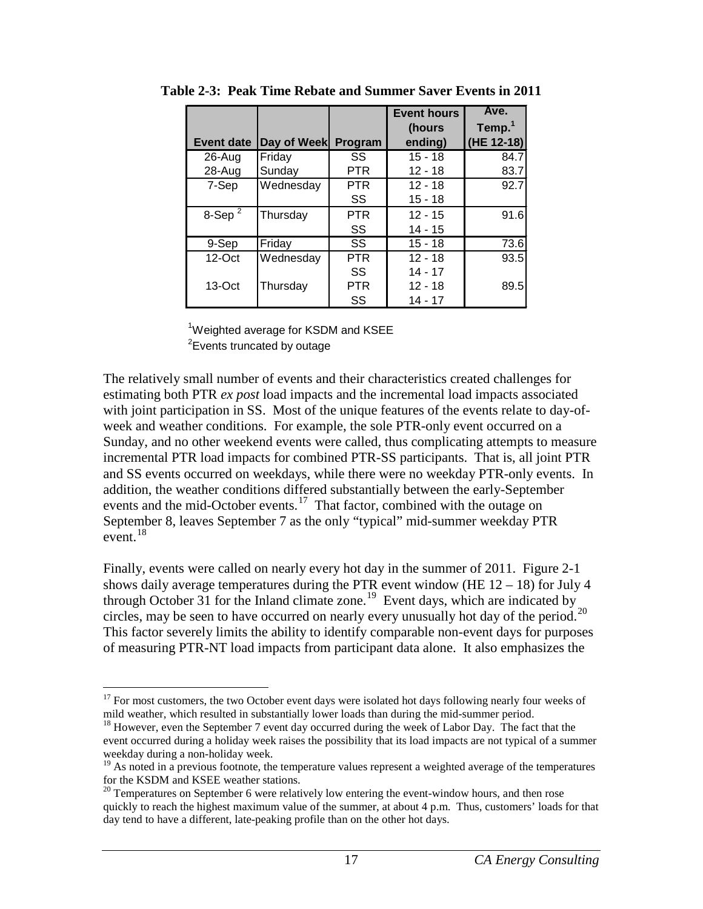**Table 2-3: Peak Time Rebate and Summer Saver Events in 2011**

| Event date | Day of Week | Program | Event hours (hours ending) | Ave. Temp.[1] (HE 12-18) |
|---|---|---|---|---|
| 26-Aug | Friday | SS | 15 - 18 | 84.7 |
| 28-Aug | Sunday | PTR | 12 - 18 | 83.7 |
| 7-Sep | Wednesday | PTR | 12 - 18 | 92.7 |
| | | SS | 15 - 18 | |
| 8-Sep [2] | Thursday | PTR | 12 - 15 | 91.6 |
| | | SS | 14 - 15 | |
| 9-Sep | Friday | SS | 15 - 18 | 73.6 |
| 12-Oct | Wednesday | PTR | 12 - 18 | 93.5 |
| | | SS | 14 - 17 | |
| 13-Oct | Thursday | PTR | 12 - 18 | 89.5 |
| | | SS | 14 - 17 | |

[1]Weighted average for KSDM and KSEE
[2]Events truncated by outage

The relatively small number of events and their characteristics created challenges for estimating both PTR *ex post* load impacts and the incremental load impacts associated with joint participation in SS. Most of the unique features of the events relate to day-of-week and weather conditions. For example, the sole PTR-only event occurred on a Sunday, and no other weekend events were called, thus complicating attempts to measure incremental PTR load impacts for combined PTR-SS participants. That is, all joint PTR and SS events occurred on weekdays, while there were no weekday PTR-only events. In addition, the weather conditions differed substantially between the early-September events and the mid-October events.[17] That factor, combined with the outage on September 8, leaves September 7 as the only "typical" mid-summer weekday PTR event.[18]

Finally, events were called on nearly every hot day in the summer of 2011. Figure 2-1 shows daily average temperatures during the PTR event window (HE 12 – 18) for July 4 through October 31 for the Inland climate zone.[19] Event days, which are indicated by circles, may be seen to have occurred on nearly every unusually hot day of the period.[20] This factor severely limits the ability to identify comparable non-event days for purposes of measuring PTR-NT load impacts from participant data alone. It also emphasizes the

[17] For most customers, the two October event days were isolated hot days following nearly four weeks of mild weather, which resulted in substantially lower loads than during the mid-summer period.

[18] However, even the September 7 event day occurred during the week of Labor Day. The fact that the event occurred during a holiday week raises the possibility that its load impacts are not typical of a summer weekday during a non-holiday week.

[19] As noted in a previous footnote, the temperature values represent a weighted average of the temperatures for the KSDM and KSEE weather stations.

[20] Temperatures on September 6 were relatively low entering the event-window hours, and then rose quickly to reach the highest maximum value of the summer, at about 4 p.m. Thus, customers' loads for that day tend to have a different, late-peaking profile than on the other hot days.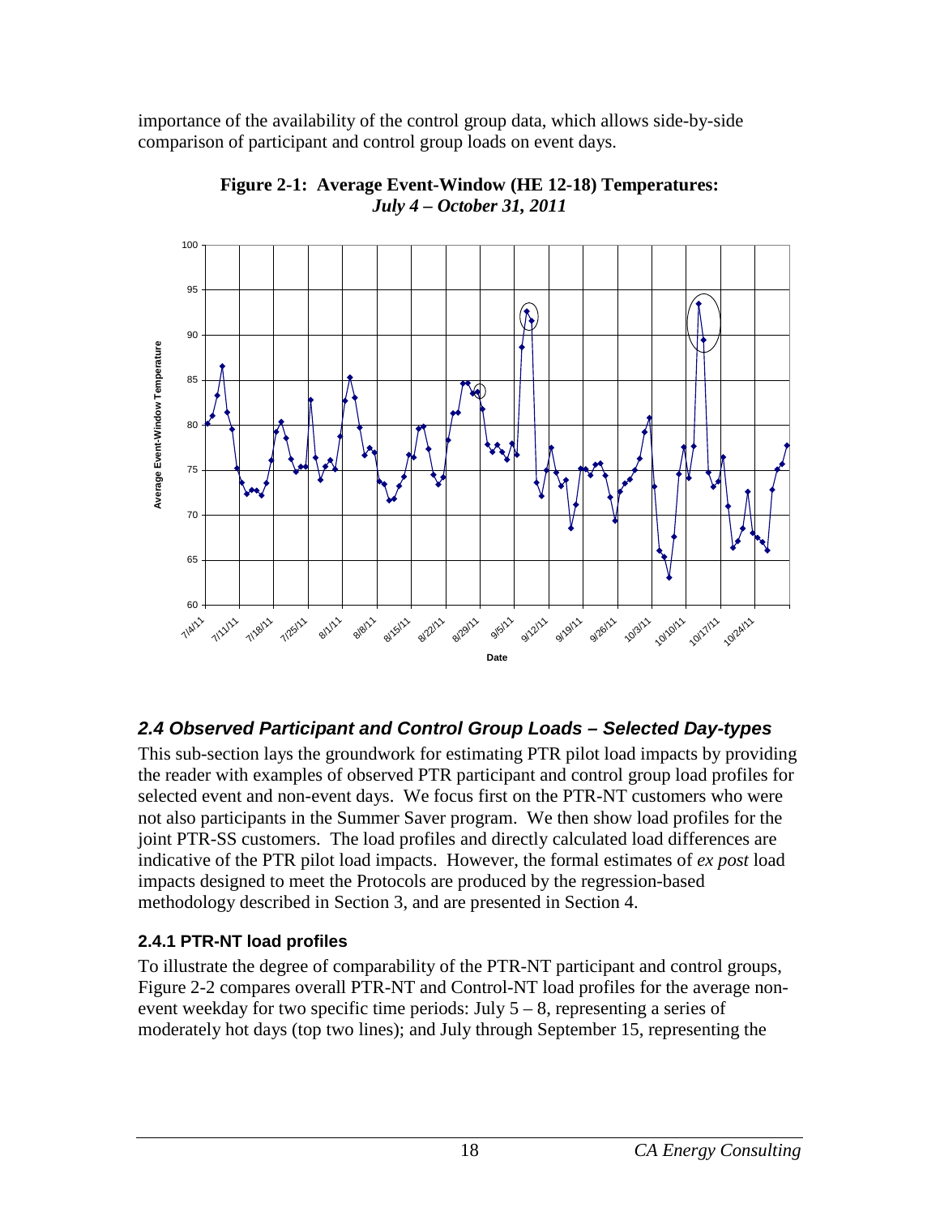importance of the availability of the control group data, which allows side-by-side comparison of participant and control group loads on event days.

**Figure 2-1: Average Event-Window (HE 12-18) Temperatures:** ***July 4 – October 31, 2011***

## *2.4 Observed Participant and Control Group Loads – Selected Day-types*

This sub-section lays the groundwork for estimating PTR pilot load impacts by providing the reader with examples of observed PTR participant and control group load profiles for selected event and non-event days. We focus first on the PTR-NT customers who were not also participants in the Summer Saver program. We then show load profiles for the joint PTR-SS customers. The load profiles and directly calculated load differences are indicative of the PTR pilot load impacts. However, the formal estimates of *ex post* load impacts designed to meet the Protocols are produced by the regression-based methodology described in Section 3, and are presented in Section 4.

### 2.4.1 PTR-NT load profiles

To illustrate the degree of comparability of the PTR-NT participant and control groups, Figure 2-2 compares overall PTR-NT and Control-NT load profiles for the average non-event weekday for two specific time periods: July 5 – 8, representing a series of moderately hot days (top two lines); and July through September 15, representing the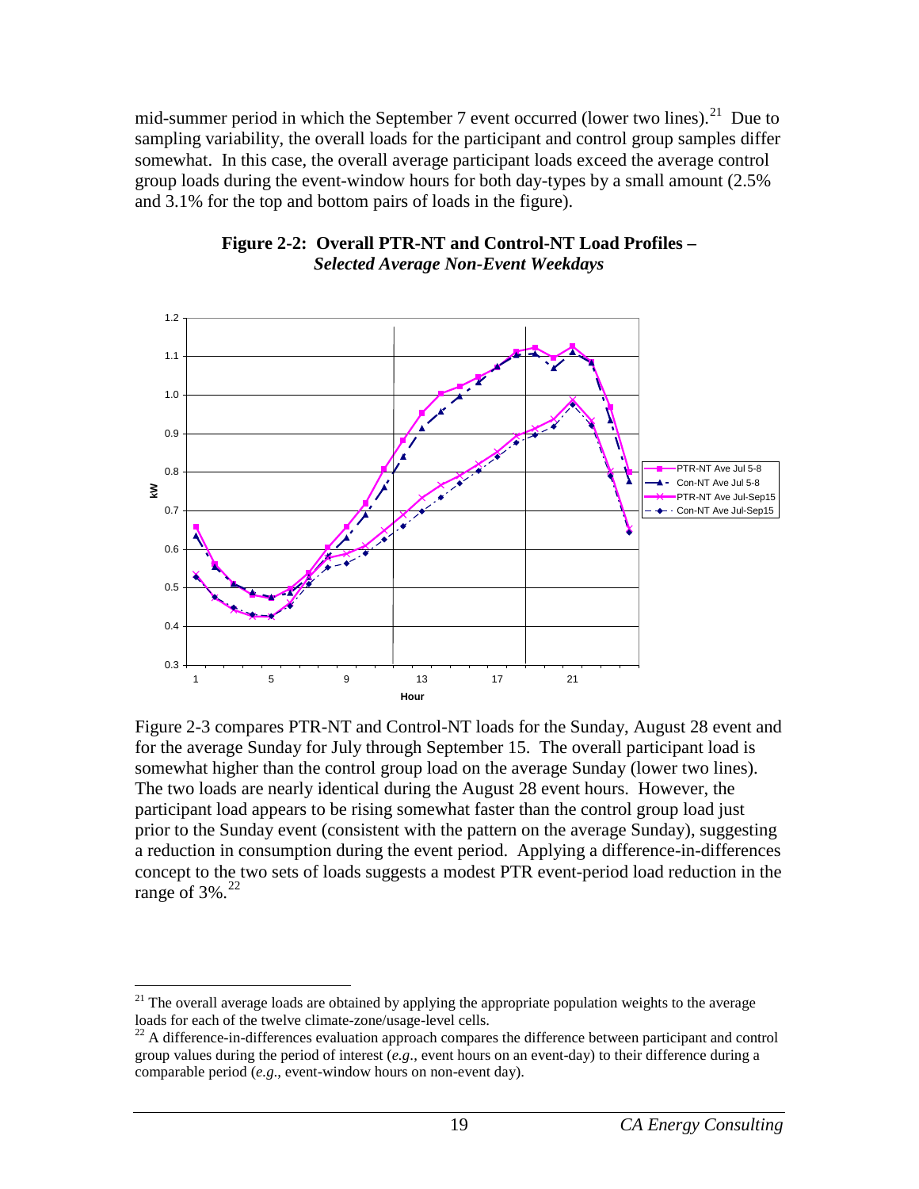mid-summer period in which the September 7 event occurred (lower two lines).[21] Due to sampling variability, the overall loads for the participant and control group samples differ somewhat. In this case, the overall average participant loads exceed the average control group loads during the event-window hours for both day-types by a small amount (2.5% and 3.1% for the top and bottom pairs of loads in the figure).

**Figure 2-2: Overall PTR-NT and Control-NT Load Profiles –** ***Selected Average Non-Event Weekdays***

Figure 2-3 compares PTR-NT and Control-NT loads for the Sunday, August 28 event and for the average Sunday for July through September 15. The overall participant load is somewhat higher than the control group load on the average Sunday (lower two lines). The two loads are nearly identical during the August 28 event hours. However, the participant load appears to be rising somewhat faster than the control group load just prior to the Sunday event (consistent with the pattern on the average Sunday), suggesting a reduction in consumption during the event period. Applying a difference-in-differences concept to the two sets of loads suggests a modest PTR event-period load reduction in the range of 3%.[22]

---

[21] The overall average loads are obtained by applying the appropriate population weights to the average loads for each of the twelve climate-zone/usage-level cells.

[22] A difference-in-differences evaluation approach compares the difference between participant and control group values during the period of interest (*e.g.*, event hours on an event-day) to their difference during a comparable period (*e.g.*, event-window hours on non-event day).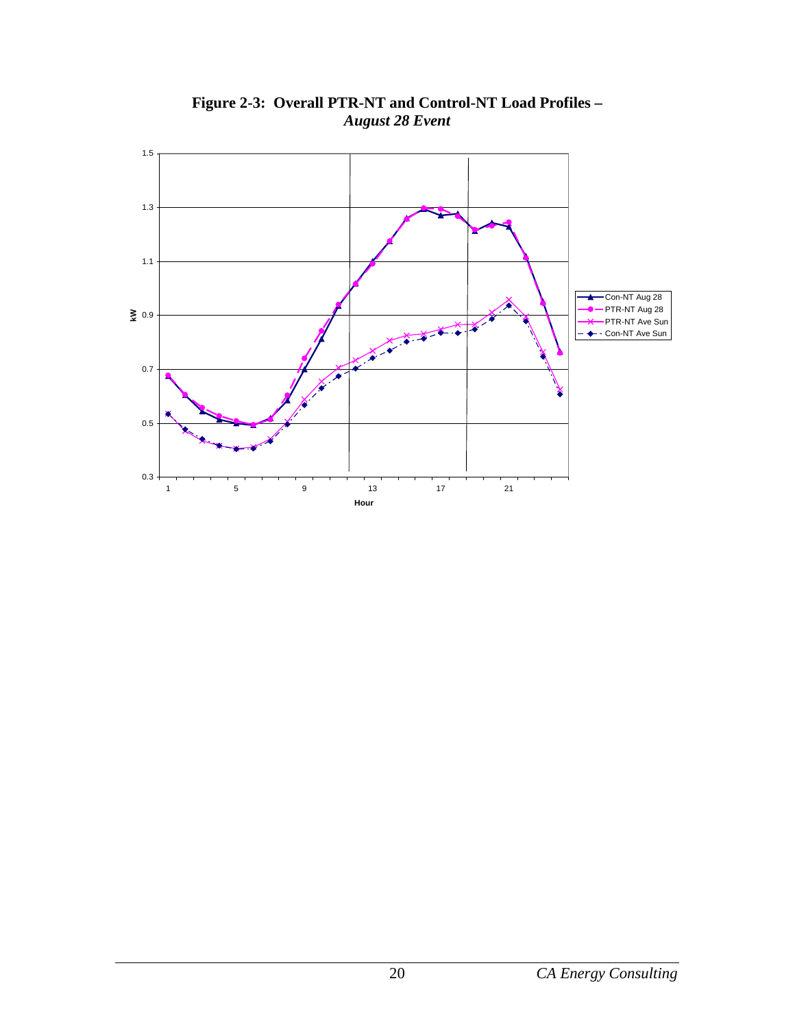**Figure 2-3: Overall PTR-NT and Control-NT Load Profiles –** ***August 28 Event***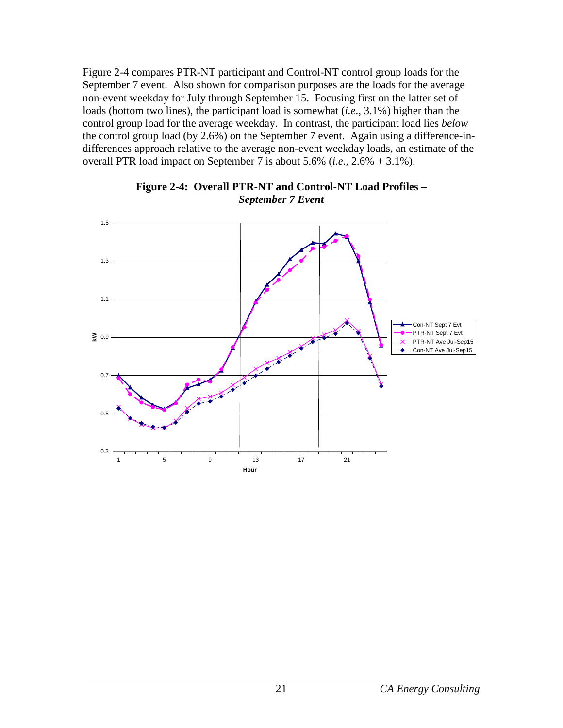Figure 2-4 compares PTR-NT participant and Control-NT control group loads for the September 7 event. Also shown for comparison purposes are the loads for the average non-event weekday for July through September 15. Focusing first on the latter set of loads (bottom two lines), the participant load is somewhat (*i.e.*, 3.1%) higher than the control group load for the average weekday. In contrast, the participant load lies *below* the control group load (by 2.6%) on the September 7 event. Again using a difference-in-differences approach relative to the average non-event weekday loads, an estimate of the overall PTR load impact on September 7 is about 5.6% (*i.e.*, 2.6% + 3.1%).

**Figure 2-4: Overall PTR-NT and Control-NT Load Profiles – *September 7 Event***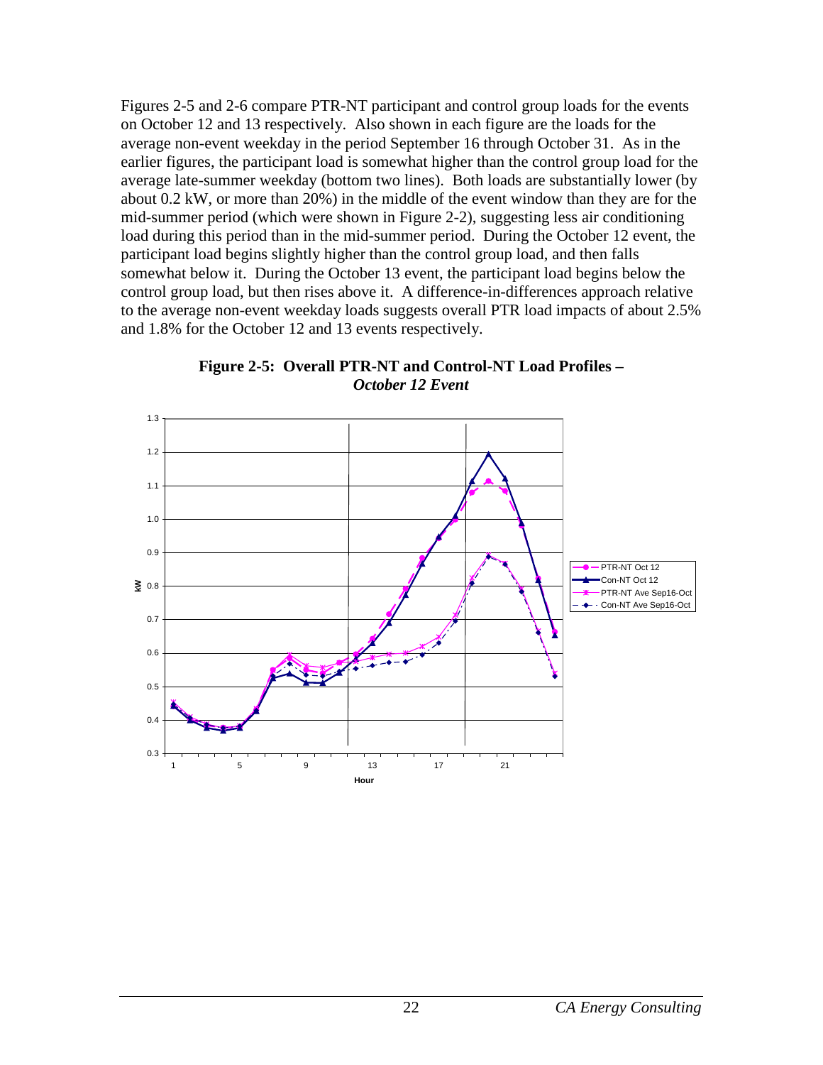Figures 2-5 and 2-6 compare PTR-NT participant and control group loads for the events on October 12 and 13 respectively. Also shown in each figure are the loads for the average non-event weekday in the period September 16 through October 31. As in the earlier figures, the participant load is somewhat higher than the control group load for the average late-summer weekday (bottom two lines). Both loads are substantially lower (by about 0.2 kW, or more than 20%) in the middle of the event window than they are for the mid-summer period (which were shown in Figure 2-2), suggesting less air conditioning load during this period than in the mid-summer period. During the October 12 event, the participant load begins slightly higher than the control group load, and then falls somewhat below it. During the October 13 event, the participant load begins below the control group load, but then rises above it. A difference-in-differences approach relative to the average non-event weekday loads suggests overall PTR load impacts of about 2.5% and 1.8% for the October 12 and 13 events respectively.

**Figure 2-5: Overall PTR-NT and Control-NT Load Profiles –** ***October 12 Event***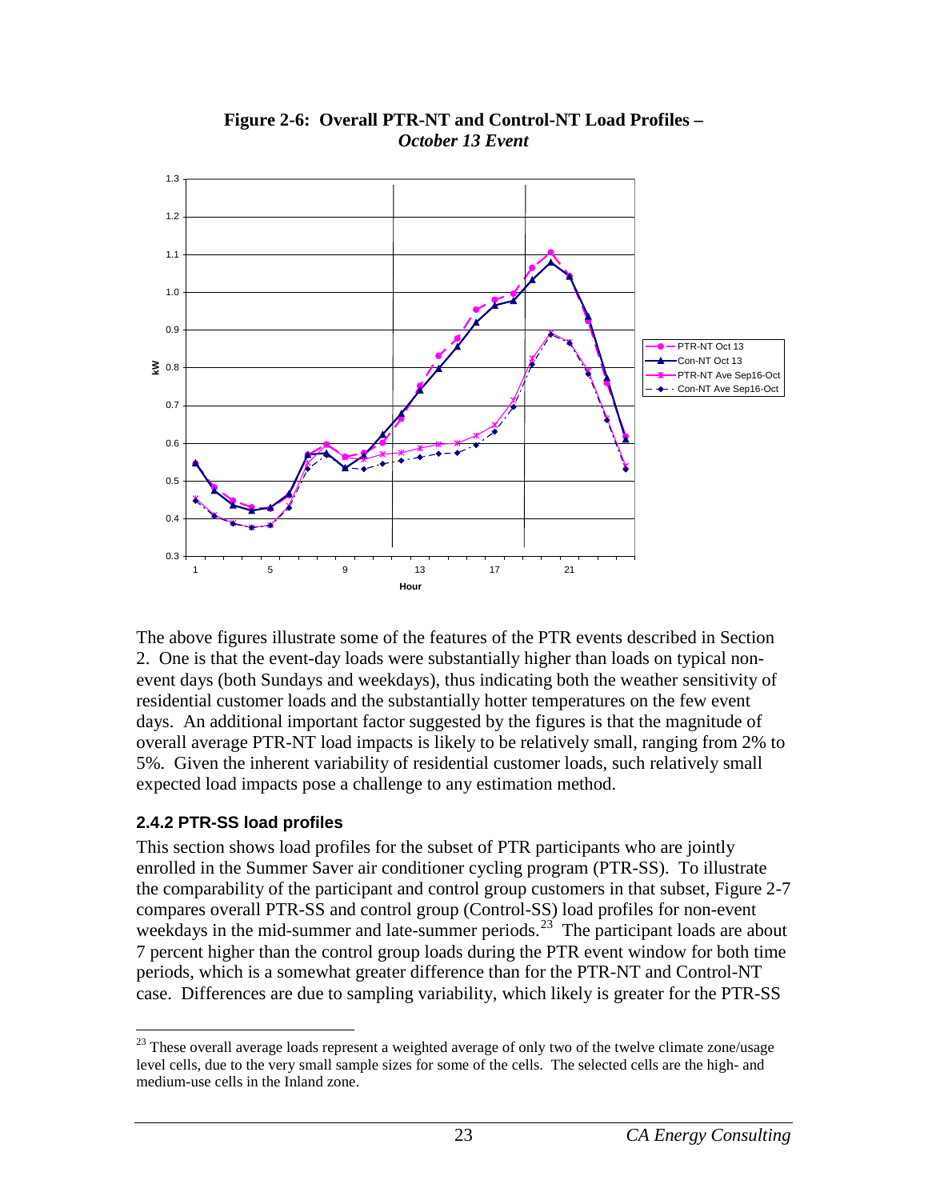**Figure 2-6: Overall PTR-NT and Control-NT Load Profiles –** ***October 13 Event***

The above figures illustrate some of the features of the PTR events described in Section 2. One is that the event-day loads were substantially higher than loads on typical non-event days (both Sundays and weekdays), thus indicating both the weather sensitivity of residential customer loads and the substantially hotter temperatures on the few event days. An additional important factor suggested by the figures is that the magnitude of overall average PTR-NT load impacts is likely to be relatively small, ranging from 2% to 5%. Given the inherent variability of residential customer loads, such relatively small expected load impacts pose a challenge to any estimation method.

### 2.4.2 PTR-SS load profiles

This section shows load profiles for the subset of PTR participants who are jointly enrolled in the Summer Saver air conditioner cycling program (PTR-SS). To illustrate the comparability of the participant and control group customers in that subset, Figure 2-7 compares overall PTR-SS and control group (Control-SS) load profiles for non-event weekdays in the mid-summer and late-summer periods.[23] The participant loads are about 7 percent higher than the control group loads during the PTR event window for both time periods, which is a somewhat greater difference than for the PTR-NT and Control-NT case. Differences are due to sampling variability, which likely is greater for the PTR-SS

---

[23] These overall average loads represent a weighted average of only two of the twelve climate zone/usage level cells, due to the very small sample sizes for some of the cells. The selected cells are the high- and medium-use cells in the Inland zone.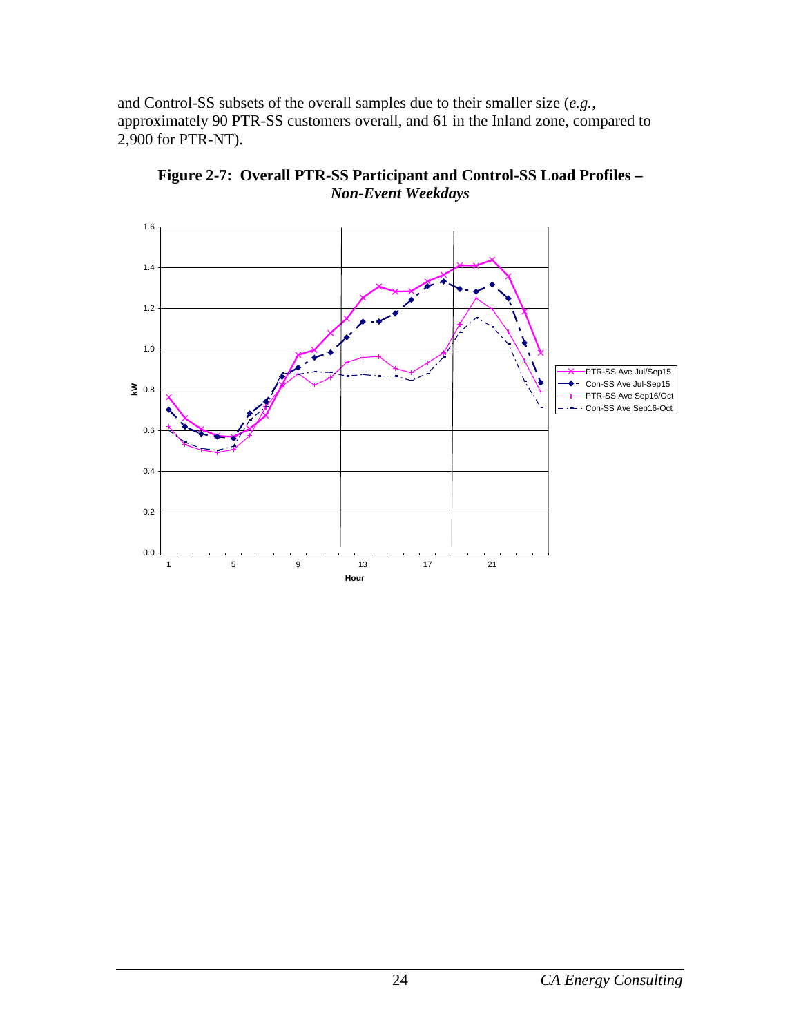and Control-SS subsets of the overall samples due to their smaller size (*e.g.*, approximately 90 PTR-SS customers overall, and 61 in the Inland zone, compared to 2,900 for PTR-NT).

**Figure 2-7: Overall PTR-SS Participant and Control-SS Load Profiles –** ***Non-Event Weekdays***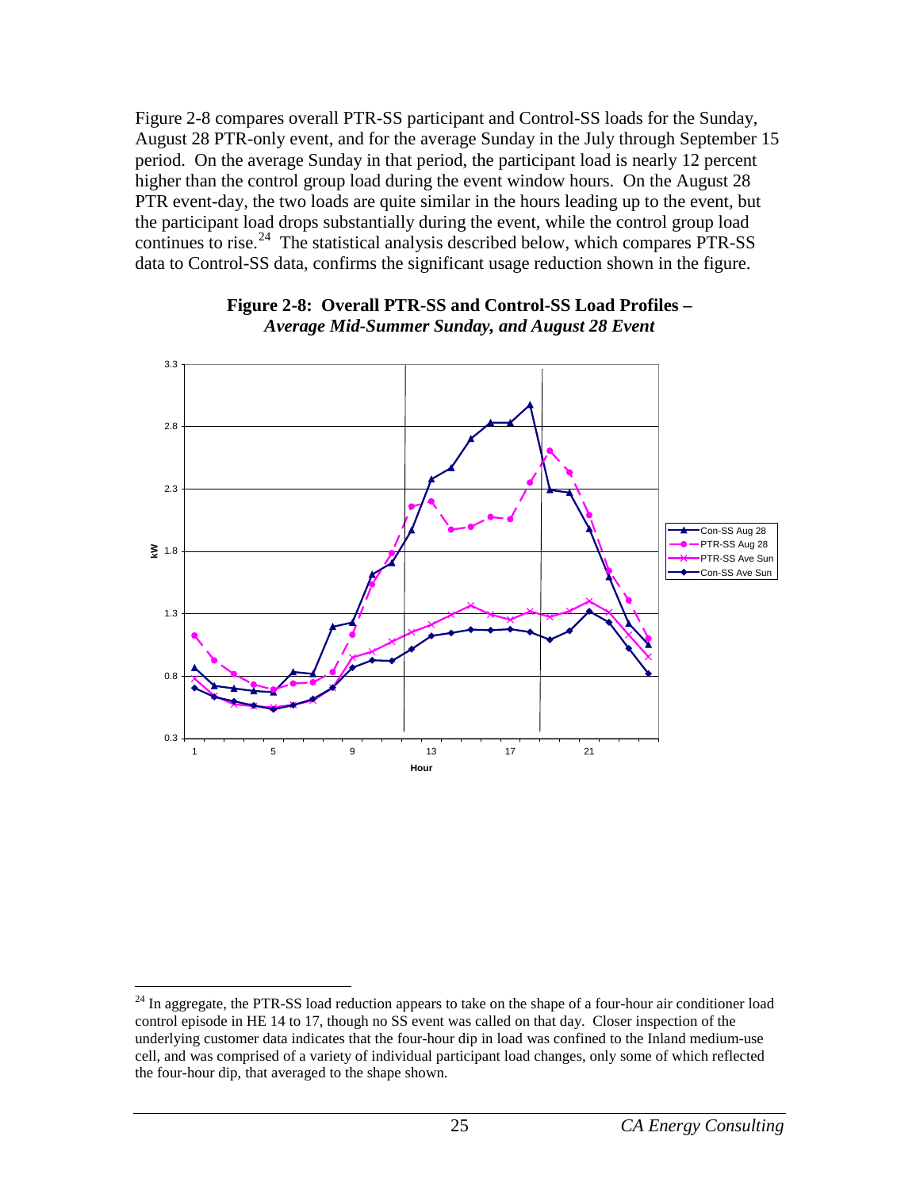Figure 2-8 compares overall PTR-SS participant and Control-SS loads for the Sunday, August 28 PTR-only event, and for the average Sunday in the July through September 15 period. On the average Sunday in that period, the participant load is nearly 12 percent higher than the control group load during the event window hours. On the August 28 PTR event-day, the two loads are quite similar in the hours leading up to the event, but the participant load drops substantially during the event, while the control group load continues to rise.[24] The statistical analysis described below, which compares PTR-SS data to Control-SS data, confirms the significant usage reduction shown in the figure.

**Figure 2-8: Overall PTR-SS and Control-SS Load Profiles –** ***Average Mid-Summer Sunday, and August 28 Event***

[24] In aggregate, the PTR-SS load reduction appears to take on the shape of a four-hour air conditioner load control episode in HE 14 to 17, though no SS event was called on that day. Closer inspection of the underlying customer data indicates that the four-hour dip in load was confined to the Inland medium-use cell, and was comprised of a variety of individual participant load changes, only some of which reflected the four-hour dip, that averaged to the shape shown.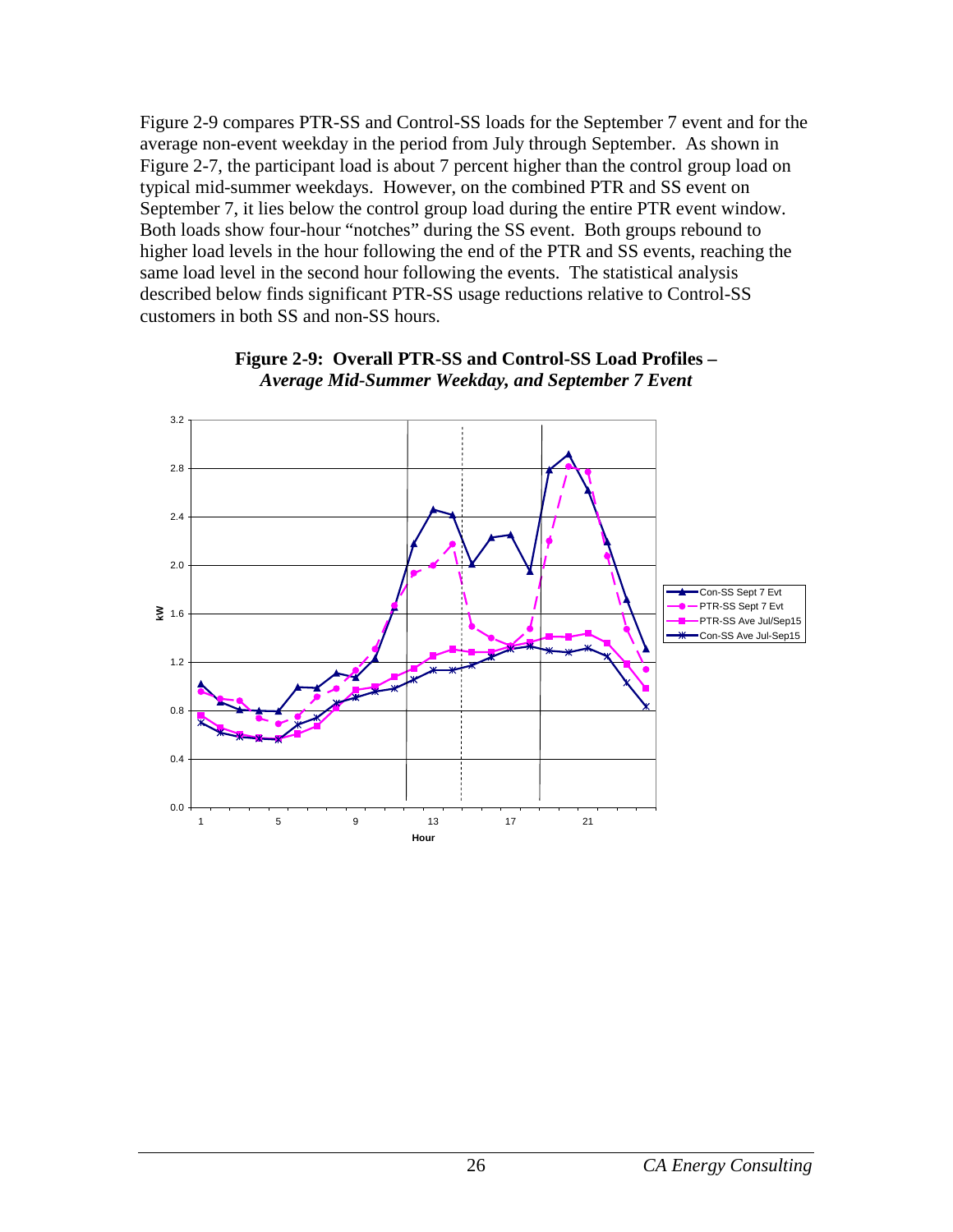Figure 2-9 compares PTR-SS and Control-SS loads for the September 7 event and for the average non-event weekday in the period from July through September. As shown in Figure 2-7, the participant load is about 7 percent higher than the control group load on typical mid-summer weekdays. However, on the combined PTR and SS event on September 7, it lies below the control group load during the entire PTR event window. Both loads show four-hour "notches" during the SS event. Both groups rebound to higher load levels in the hour following the end of the PTR and SS events, reaching the same load level in the second hour following the events. The statistical analysis described below finds significant PTR-SS usage reductions relative to Control-SS customers in both SS and non-SS hours.

**Figure 2-9: Overall PTR-SS and Control-SS Load Profiles –**
***Average Mid-Summer Weekday, and September 7 Event***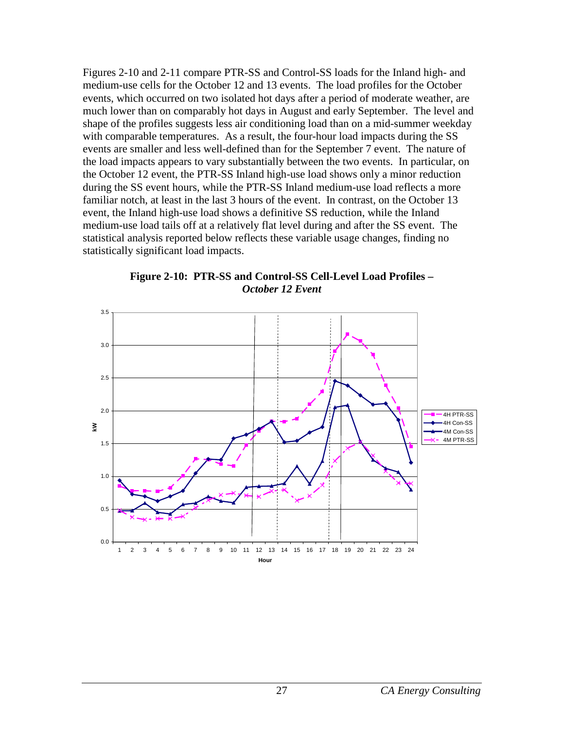Figures 2-10 and 2-11 compare PTR-SS and Control-SS loads for the Inland high- and medium-use cells for the October 12 and 13 events. The load profiles for the October events, which occurred on two isolated hot days after a period of moderate weather, are much lower than on comparably hot days in August and early September. The level and shape of the profiles suggests less air conditioning load than on a mid-summer weekday with comparable temperatures. As a result, the four-hour load impacts during the SS events are smaller and less well-defined than for the September 7 event. The nature of the load impacts appears to vary substantially between the two events. In particular, on the October 12 event, the PTR-SS Inland high-use load shows only a minor reduction during the SS event hours, while the PTR-SS Inland medium-use load reflects a more familiar notch, at least in the last 3 hours of the event. In contrast, on the October 13 event, the Inland high-use load shows a definitive SS reduction, while the Inland medium-use load tails off at a relatively flat level during and after the SS event. The statistical analysis reported below reflects these variable usage changes, finding no statistically significant load impacts.

**Figure 2-10: PTR-SS and Control-SS Cell-Level Load Profiles –** ***October 12 Event***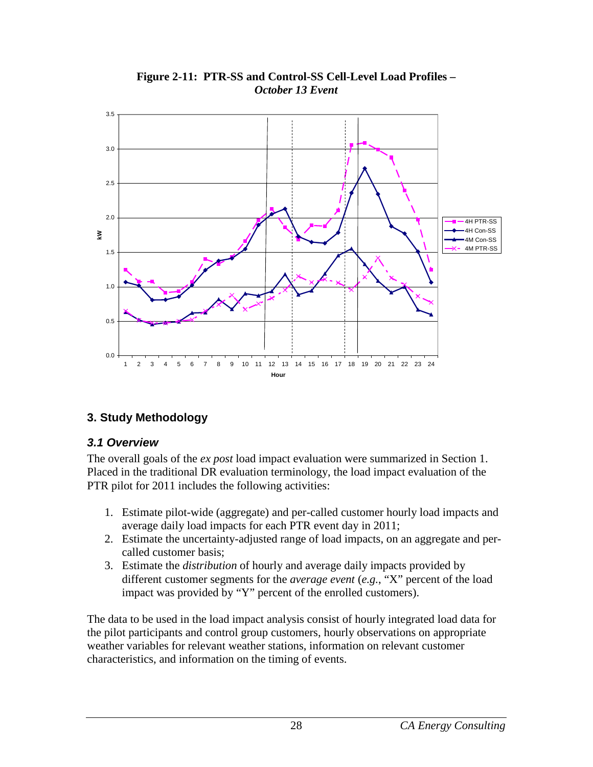**Figure 2-11: PTR-SS and Control-SS Cell-Level Load Profiles –** ***October 13 Event***

## 3. Study Methodology

### *3.1 Overview*

The overall goals of the *ex post* load impact evaluation were summarized in Section 1. Placed in the traditional DR evaluation terminology, the load impact evaluation of the PTR pilot for 2011 includes the following activities:

1. Estimate pilot-wide (aggregate) and per-called customer hourly load impacts and average daily load impacts for each PTR event day in 2011;
2. Estimate the uncertainty-adjusted range of load impacts, on an aggregate and per-called customer basis;
3. Estimate the *distribution* of hourly and average daily impacts provided by different customer segments for the *average event* (*e.g.*, "X" percent of the load impact was provided by "Y" percent of the enrolled customers).

The data to be used in the load impact analysis consist of hourly integrated load data for the pilot participants and control group customers, hourly observations on appropriate weather variables for relevant weather stations, information on relevant customer characteristics, and information on the timing of events.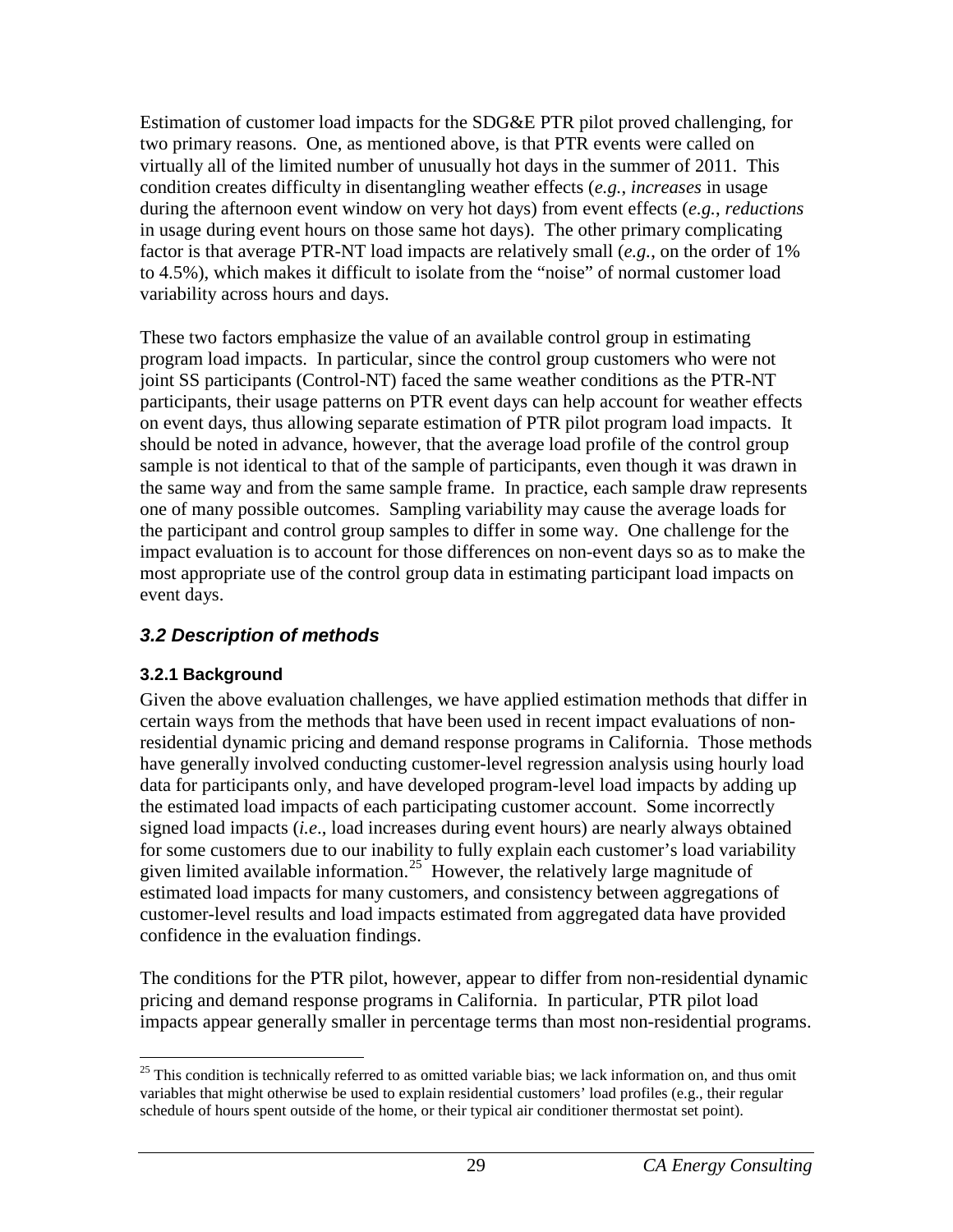Estimation of customer load impacts for the SDG&E PTR pilot proved challenging, for two primary reasons. One, as mentioned above, is that PTR events were called on virtually all of the limited number of unusually hot days in the summer of 2011. This condition creates difficulty in disentangling weather effects (*e.g.*, *increases* in usage during the afternoon event window on very hot days) from event effects (*e.g.*, *reductions* in usage during event hours on those same hot days). The other primary complicating factor is that average PTR-NT load impacts are relatively small (*e.g.*, on the order of 1% to 4.5%), which makes it difficult to isolate from the "noise" of normal customer load variability across hours and days.

These two factors emphasize the value of an available control group in estimating program load impacts. In particular, since the control group customers who were not joint SS participants (Control-NT) faced the same weather conditions as the PTR-NT participants, their usage patterns on PTR event days can help account for weather effects on event days, thus allowing separate estimation of PTR pilot program load impacts. It should be noted in advance, however, that the average load profile of the control group sample is not identical to that of the sample of participants, even though it was drawn in the same way and from the same sample frame. In practice, each sample draw represents one of many possible outcomes. Sampling variability may cause the average loads for the participant and control group samples to differ in some way. One challenge for the impact evaluation is to account for those differences on non-event days so as to make the most appropriate use of the control group data in estimating participant load impacts on event days.

## *3.2 Description of methods*

### 3.2.1 Background

Given the above evaluation challenges, we have applied estimation methods that differ in certain ways from the methods that have been used in recent impact evaluations of non-residential dynamic pricing and demand response programs in California. Those methods have generally involved conducting customer-level regression analysis using hourly load data for participants only, and have developed program-level load impacts by adding up the estimated load impacts of each participating customer account. Some incorrectly signed load impacts (*i.e*., load increases during event hours) are nearly always obtained for some customers due to our inability to fully explain each customer's load variability given limited available information.[25] However, the relatively large magnitude of estimated load impacts for many customers, and consistency between aggregations of customer-level results and load impacts estimated from aggregated data have provided confidence in the evaluation findings.

The conditions for the PTR pilot, however, appear to differ from non-residential dynamic pricing and demand response programs in California. In particular, PTR pilot load impacts appear generally smaller in percentage terms than most non-residential programs.

---

[25] This condition is technically referred to as omitted variable bias; we lack information on, and thus omit variables that might otherwise be used to explain residential customers' load profiles (e.g., their regular schedule of hours spent outside of the home, or their typical air conditioner thermostat set point).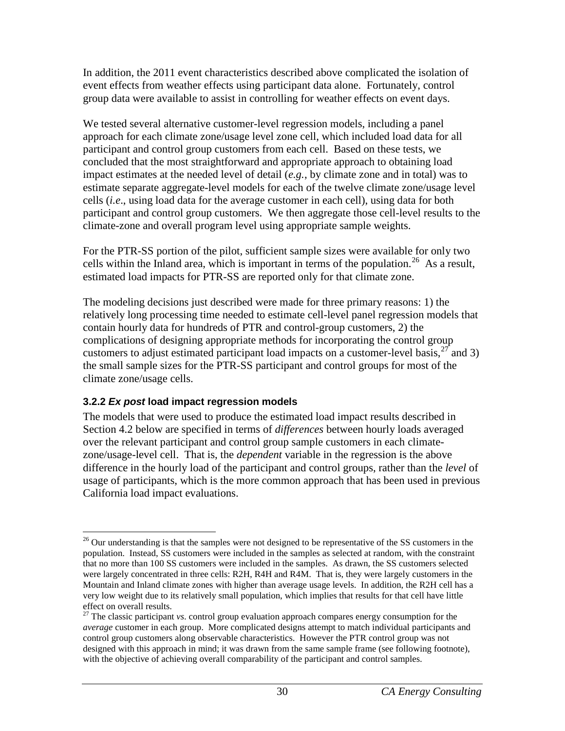In addition, the 2011 event characteristics described above complicated the isolation of event effects from weather effects using participant data alone. Fortunately, control group data were available to assist in controlling for weather effects on event days.

We tested several alternative customer-level regression models, including a panel approach for each climate zone/usage level zone cell, which included load data for all participant and control group customers from each cell. Based on these tests, we concluded that the most straightforward and appropriate approach to obtaining load impact estimates at the needed level of detail (*e.g.*, by climate zone and in total) was to estimate separate aggregate-level models for each of the twelve climate zone/usage level cells (*i.e*., using load data for the average customer in each cell), using data for both participant and control group customers. We then aggregate those cell-level results to the climate-zone and overall program level using appropriate sample weights.

For the PTR-SS portion of the pilot, sufficient sample sizes were available for only two cells within the Inland area, which is important in terms of the population.[26] As a result, estimated load impacts for PTR-SS are reported only for that climate zone.

The modeling decisions just described were made for three primary reasons: 1) the relatively long processing time needed to estimate cell-level panel regression models that contain hourly data for hundreds of PTR and control-group customers, 2) the complications of designing appropriate methods for incorporating the control group customers to adjust estimated participant load impacts on a customer-level basis,[27] and 3) the small sample sizes for the PTR-SS participant and control groups for most of the climate zone/usage cells.

### 3.2.2 *Ex post* load impact regression models

The models that were used to produce the estimated load impact results described in Section 4.2 below are specified in terms of *differences* between hourly loads averaged over the relevant participant and control group sample customers in each climate-zone/usage-level cell. That is, the *dependent* variable in the regression is the above difference in the hourly load of the participant and control groups, rather than the *level* of usage of participants, which is the more common approach that has been used in previous California load impact evaluations.

---

[26] Our understanding is that the samples were not designed to be representative of the SS customers in the population. Instead, SS customers were included in the samples as selected at random, with the constraint that no more than 100 SS customers were included in the samples. As drawn, the SS customers selected were largely concentrated in three cells: R2H, R4H and R4M. That is, they were largely customers in the Mountain and Inland climate zones with higher than average usage levels. In addition, the R2H cell has a very low weight due to its relatively small population, which implies that results for that cell have little effect on overall results.

[27] The classic participant *vs*. control group evaluation approach compares energy consumption for the *average* customer in each group. More complicated designs attempt to match individual participants and control group customers along observable characteristics. However the PTR control group was not designed with this approach in mind; it was drawn from the same sample frame (see following footnote), with the objective of achieving overall comparability of the participant and control samples.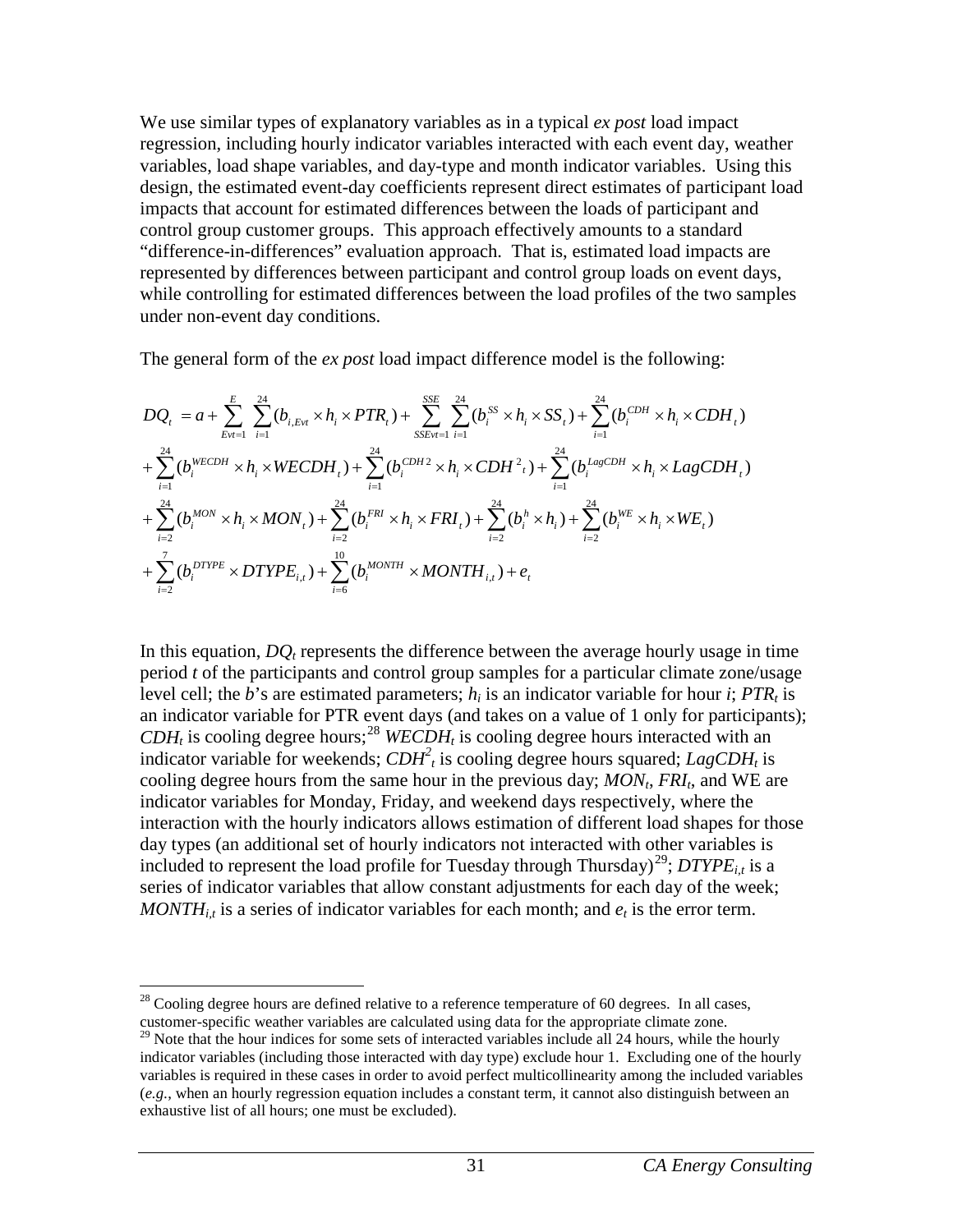We use similar types of explanatory variables as in a typical *ex post* load impact regression, including hourly indicator variables interacted with each event day, weather variables, load shape variables, and day-type and month indicator variables. Using this design, the estimated event-day coefficients represent direct estimates of participant load impacts that account for estimated differences between the loads of participant and control group customer groups. This approach effectively amounts to a standard "difference-in-differences" evaluation approach. That is, estimated load impacts are represented by differences between participant and control group loads on event days, while controlling for estimated differences between the load profiles of the two samples under non-event day conditions.

The general form of the *ex post* load impact difference model is the following:

$$
\begin{aligned}
DQ_t &= a + \sum_{Evt=1}^{E} \sum_{i=1}^{24} (b_{i,Evt} \times h_i \times PTR_t) + \sum_{SSEvt=1}^{SSE} \sum_{i=1}^{24} (b_i^{SS} \times h_i \times SS_t) + \sum_{i=1}^{24} (b_i^{CDH} \times h_i \times CDH_t) \\
&+ \sum_{i=1}^{24} (b_i^{WECDH} \times h_i \times WECDH_t) + \sum_{i=1}^{24} (b_i^{CDH2} \times h_i \times CDH^2{}_t) + \sum_{i=1}^{24} (b_i^{LagCDH} \times h_i \times LagCDH_t) \\
&+ \sum_{i=2}^{24} (b_i^{MON} \times h_i \times MON_t) + \sum_{i=2}^{24} (b_i^{FRI} \times h_i \times FRI_t) + \sum_{i=2}^{24} (b_i^{h} \times h_i) + \sum_{i=2}^{24} (b_i^{WE} \times h_i \times WE_t) \\
&+ \sum_{i=2}^{7} (b_i^{DTYPE} \times DTYPE_{i,t}) + \sum_{i=6}^{10} (b_i^{MONTH} \times MONTH_{i,t}) + e_t
\end{aligned}
$$

In this equation, $DQ_t$ represents the difference between the average hourly usage in time period *t* of the participants and control group samples for a particular climate zone/usage level cell; the *b*'s are estimated parameters; $h_i$ is an indicator variable for hour *i*; $PTR_t$ is an indicator variable for PTR event days (and takes on a value of 1 only for participants); $CDH_t$ is cooling degree hours;[28] $WECDH_t$ is cooling degree hours interacted with an indicator variable for weekends; $CDH^2_t$ is cooling degree hours squared; $LagCDH_t$ is cooling degree hours from the same hour in the previous day; $MON_t$, $FRI_t$, and WE are indicator variables for Monday, Friday, and weekend days respectively, where the interaction with the hourly indicators allows estimation of different load shapes for those day types (an additional set of hourly indicators not interacted with other variables is included to represent the load profile for Tuesday through Thursday)[29]; $DTYPE_{i,t}$ is a series of indicator variables that allow constant adjustments for each day of the week; $MONTH_{i,t}$ is a series of indicator variables for each month; and $e_t$ is the error term.

[28] Cooling degree hours are defined relative to a reference temperature of 60 degrees. In all cases, customer-specific weather variables are calculated using data for the appropriate climate zone.

[29] Note that the hour indices for some sets of interacted variables include all 24 hours, while the hourly indicator variables (including those interacted with day type) exclude hour 1. Excluding one of the hourly variables is required in these cases in order to avoid perfect multicollinearity among the included variables (*e.g.*, when an hourly regression equation includes a constant term, it cannot also distinguish between an exhaustive list of all hours; one must be excluded).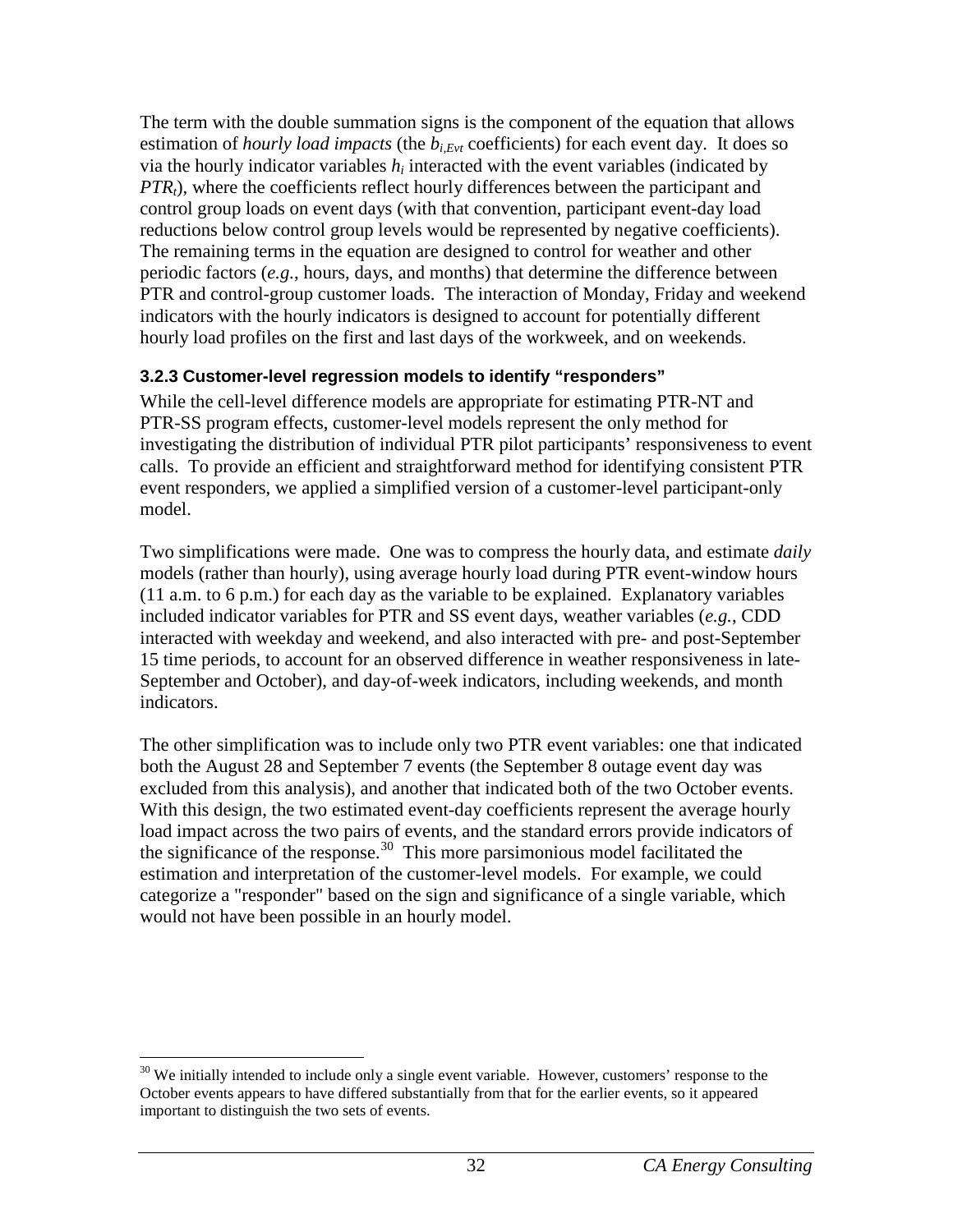The term with the double summation signs is the component of the equation that allows estimation of *hourly load impacts* (the $b_{i,Evt}$ coefficients) for each event day. It does so via the hourly indicator variables $h_i$ interacted with the event variables (indicated by $PTR_t$), where the coefficients reflect hourly differences between the participant and control group loads on event days (with that convention, participant event-day load reductions below control group levels would be represented by negative coefficients). The remaining terms in the equation are designed to control for weather and other periodic factors (*e.g.*, hours, days, and months) that determine the difference between PTR and control-group customer loads. The interaction of Monday, Friday and weekend indicators with the hourly indicators is designed to account for potentially different hourly load profiles on the first and last days of the workweek, and on weekends.

### 3.2.3 Customer-level regression models to identify "responders"

While the cell-level difference models are appropriate for estimating PTR-NT and PTR-SS program effects, customer-level models represent the only method for investigating the distribution of individual PTR pilot participants' responsiveness to event calls. To provide an efficient and straightforward method for identifying consistent PTR event responders, we applied a simplified version of a customer-level participant-only model.

Two simplifications were made. One was to compress the hourly data, and estimate *daily* models (rather than hourly), using average hourly load during PTR event-window hours (11 a.m. to 6 p.m.) for each day as the variable to be explained. Explanatory variables included indicator variables for PTR and SS event days, weather variables (*e.g.*, CDD interacted with weekday and weekend, and also interacted with pre- and post-September 15 time periods, to account for an observed difference in weather responsiveness in late-September and October), and day-of-week indicators, including weekends, and month indicators.

The other simplification was to include only two PTR event variables: one that indicated both the August 28 and September 7 events (the September 8 outage event day was excluded from this analysis), and another that indicated both of the two October events. With this design, the two estimated event-day coefficients represent the average hourly load impact across the two pairs of events, and the standard errors provide indicators of the significance of the response.[30] This more parsimonious model facilitated the estimation and interpretation of the customer-level models. For example, we could categorize a "responder" based on the sign and significance of a single variable, which would not have been possible in an hourly model.

[30] We initially intended to include only a single event variable. However, customers' response to the October events appears to have differed substantially from that for the earlier events, so it appeared important to distinguish the two sets of events.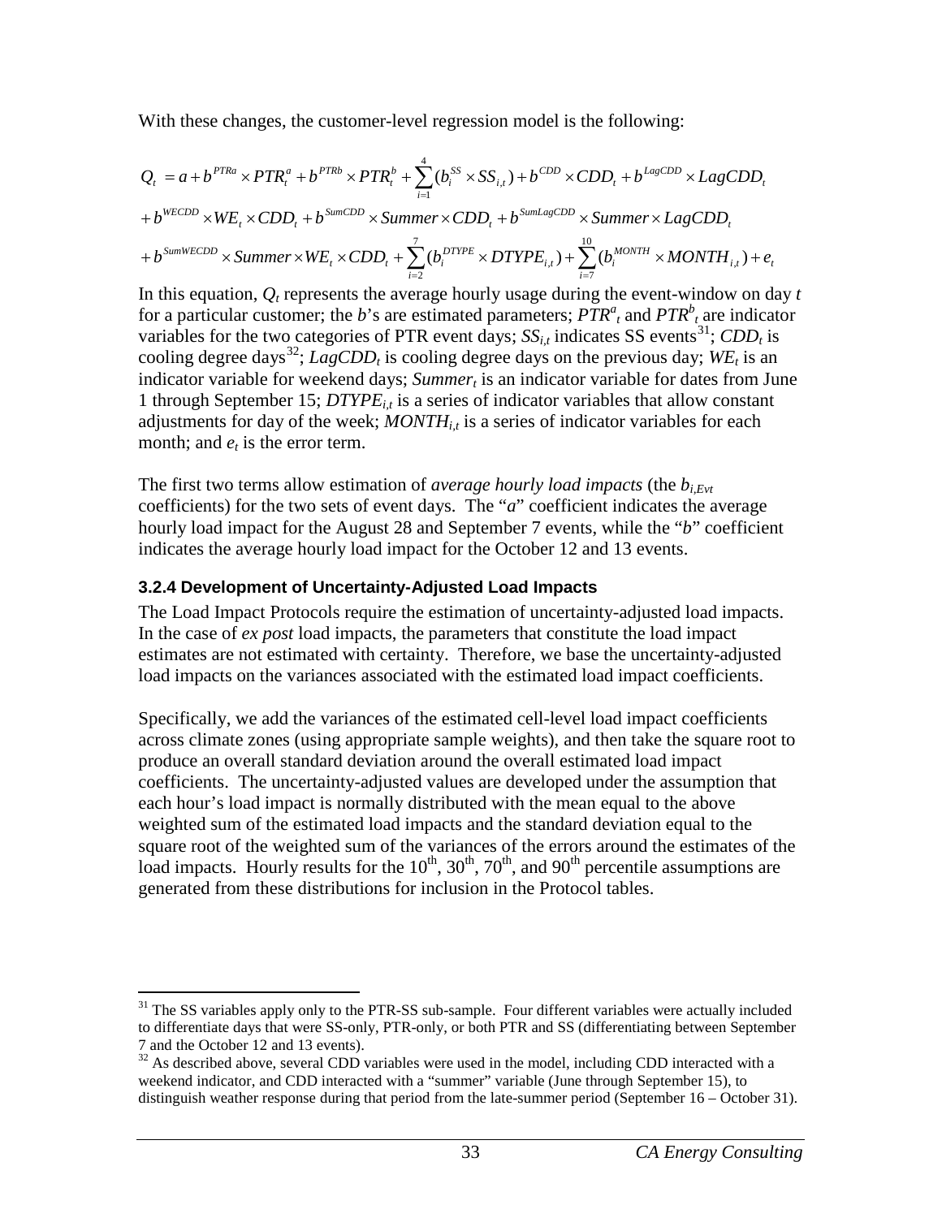With these changes, the customer-level regression model is the following:

$$
\begin{aligned}
Q_t &= a + b^{PTRa} \times PTR_t^a + b^{PTRb} \times PTR_t^b + \sum_{i=1}^{4}(b_i^{SS} \times SS_{i,t}) + b^{CDD} \times CDD_t + b^{LagCDD} \times LagCDD_t \\
&+ b^{WECDD} \times WE_t \times CDD_t + b^{SumCDD} \times Summer \times CDD_t + b^{SumLagCDD} \times Summer \times LagCDD_t \\
&+ b^{SumWECDD} \times Summer \times WE_t \times CDD_t + \sum_{i=2}^{7}(b_i^{DTYPE} \times DTYPE_{i,t}) + \sum_{i=7}^{10}(b_i^{MONTH} \times MONTH_{i,t}) + e_t
\end{aligned}
$$

In this equation, $Q_t$ represents the average hourly usage during the event-window on day $t$ for a particular customer; the $b$'s are estimated parameters; $PTR^a_t$ and $PTR^b_t$ are indicator variables for the two categories of PTR event days; $SS_{i,t}$ indicates SS events[31]; $CDD_t$ is cooling degree days[32]; $LagCDD_t$ is cooling degree days on the previous day; $WE_t$ is an indicator variable for weekend days; $Summer_t$ is an indicator variable for dates from June 1 through September 15; $DTYPE_{i,t}$ is a series of indicator variables that allow constant adjustments for day of the week; $MONTH_{i,t}$ is a series of indicator variables for each month; and $e_t$ is the error term.

The first two terms allow estimation of *average hourly load impacts* (the $b_{i,Evt}$ coefficients) for the two sets of event days. The "*a*" coefficient indicates the average hourly load impact for the August 28 and September 7 events, while the "*b*" coefficient indicates the average hourly load impact for the October 12 and 13 events.

### 3.2.4 Development of Uncertainty-Adjusted Load Impacts

The Load Impact Protocols require the estimation of uncertainty-adjusted load impacts. In the case of *ex post* load impacts, the parameters that constitute the load impact estimates are not estimated with certainty. Therefore, we base the uncertainty-adjusted load impacts on the variances associated with the estimated load impact coefficients.

Specifically, we add the variances of the estimated cell-level load impact coefficients across climate zones (using appropriate sample weights), and then take the square root to produce an overall standard deviation around the overall estimated load impact coefficients. The uncertainty-adjusted values are developed under the assumption that each hour's load impact is normally distributed with the mean equal to the above weighted sum of the estimated load impacts and the standard deviation equal to the square root of the weighted sum of the variances of the errors around the estimates of the load impacts. Hourly results for the 10th, 30th, 70th, and 90th percentile assumptions are generated from these distributions for inclusion in the Protocol tables.

---

[31] The SS variables apply only to the PTR-SS sub-sample. Four different variables were actually included to differentiate days that were SS-only, PTR-only, or both PTR and SS (differentiating between September 7 and the October 12 and 13 events).

[32] As described above, several CDD variables were used in the model, including CDD interacted with a weekend indicator, and CDD interacted with a "summer" variable (June through September 15), to distinguish weather response during that period from the late-summer period (September 16 – October 31).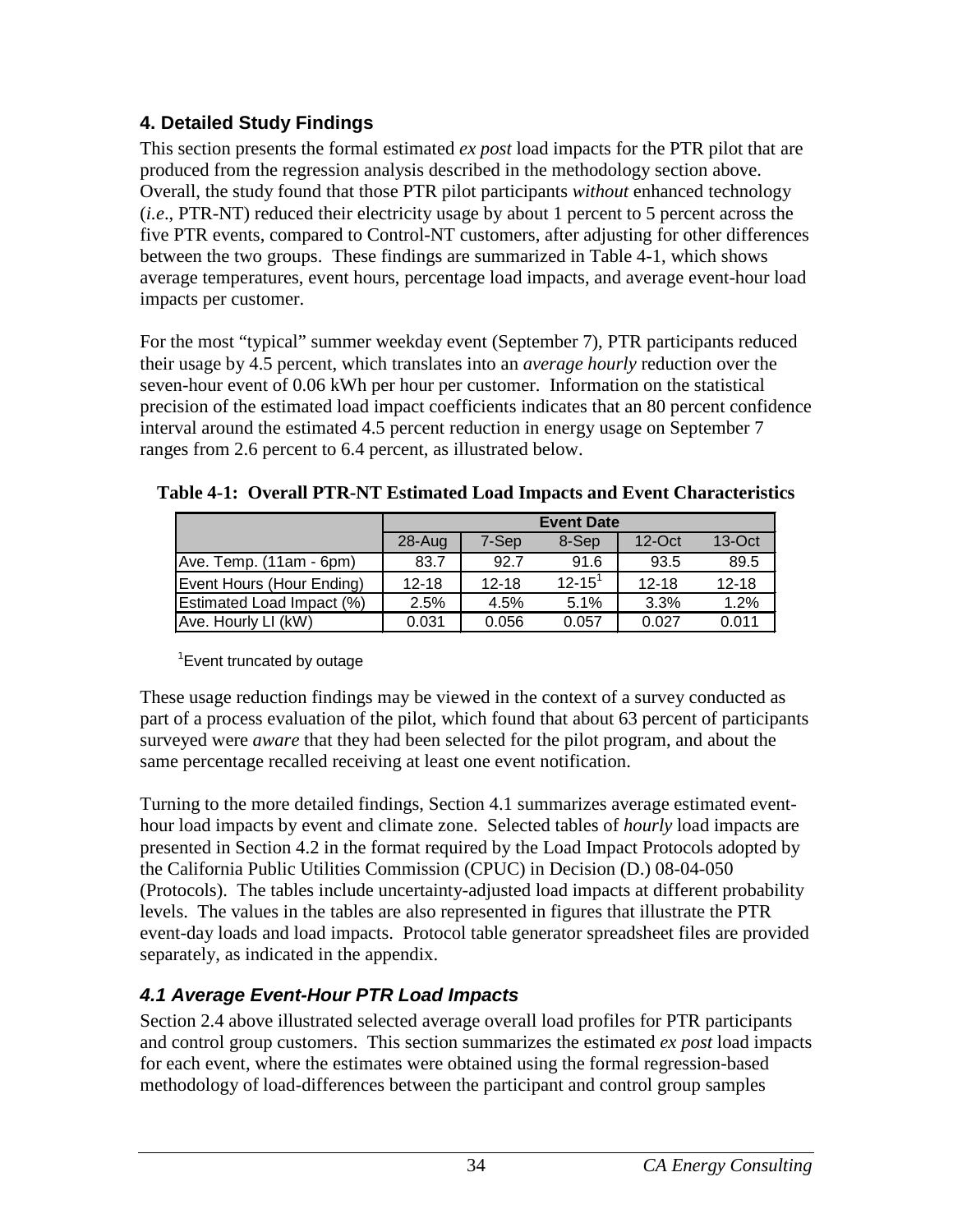## 4. Detailed Study Findings

This section presents the formal estimated *ex post* load impacts for the PTR pilot that are produced from the regression analysis described in the methodology section above. Overall, the study found that those PTR pilot participants *without* enhanced technology (*i.e*., PTR-NT) reduced their electricity usage by about 1 percent to 5 percent across the five PTR events, compared to Control-NT customers, after adjusting for other differences between the two groups. These findings are summarized in Table 4-1, which shows average temperatures, event hours, percentage load impacts, and average event-hour load impacts per customer.

For the most "typical" summer weekday event (September 7), PTR participants reduced their usage by 4.5 percent, which translates into an *average hourly* reduction over the seven-hour event of 0.06 kWh per hour per customer. Information on the statistical precision of the estimated load impact coefficients indicates that an 80 percent confidence interval around the estimated 4.5 percent reduction in energy usage on September 7 ranges from 2.6 percent to 6.4 percent, as illustrated below.

**Table 4-1: Overall PTR-NT Estimated Load Impacts and Event Characteristics**

| | Event Date | | | | |
|---|---|---|---|---|---|
| | 28-Aug | 7-Sep | 8-Sep | 12-Oct | 13-Oct |
| Ave. Temp. (11am - 6pm) | 83.7 | 92.7 | 91.6 | 93.5 | 89.5 |
| Event Hours (Hour Ending) | 12-18 | 12-18 | 12-15[1] | 12-18 | 12-18 |
| Estimated Load Impact (%) | 2.5% | 4.5% | 5.1% | 3.3% | 1.2% |
| Ave. Hourly LI (kW) | 0.031 | 0.056 | 0.057 | 0.027 | 0.011 |

[1]Event truncated by outage

These usage reduction findings may be viewed in the context of a survey conducted as part of a process evaluation of the pilot, which found that about 63 percent of participants surveyed were *aware* that they had been selected for the pilot program, and about the same percentage recalled receiving at least one event notification.

Turning to the more detailed findings, Section 4.1 summarizes average estimated event-hour load impacts by event and climate zone. Selected tables of *hourly* load impacts are presented in Section 4.2 in the format required by the Load Impact Protocols adopted by the California Public Utilities Commission (CPUC) in Decision (D.) 08-04-050 (Protocols). The tables include uncertainty-adjusted load impacts at different probability levels. The values in the tables are also represented in figures that illustrate the PTR event-day loads and load impacts. Protocol table generator spreadsheet files are provided separately, as indicated in the appendix.

### *4.1 Average Event-Hour PTR Load Impacts*

Section 2.4 above illustrated selected average overall load profiles for PTR participants and control group customers. This section summarizes the estimated *ex post* load impacts for each event, where the estimates were obtained using the formal regression-based methodology of load-differences between the participant and control group samples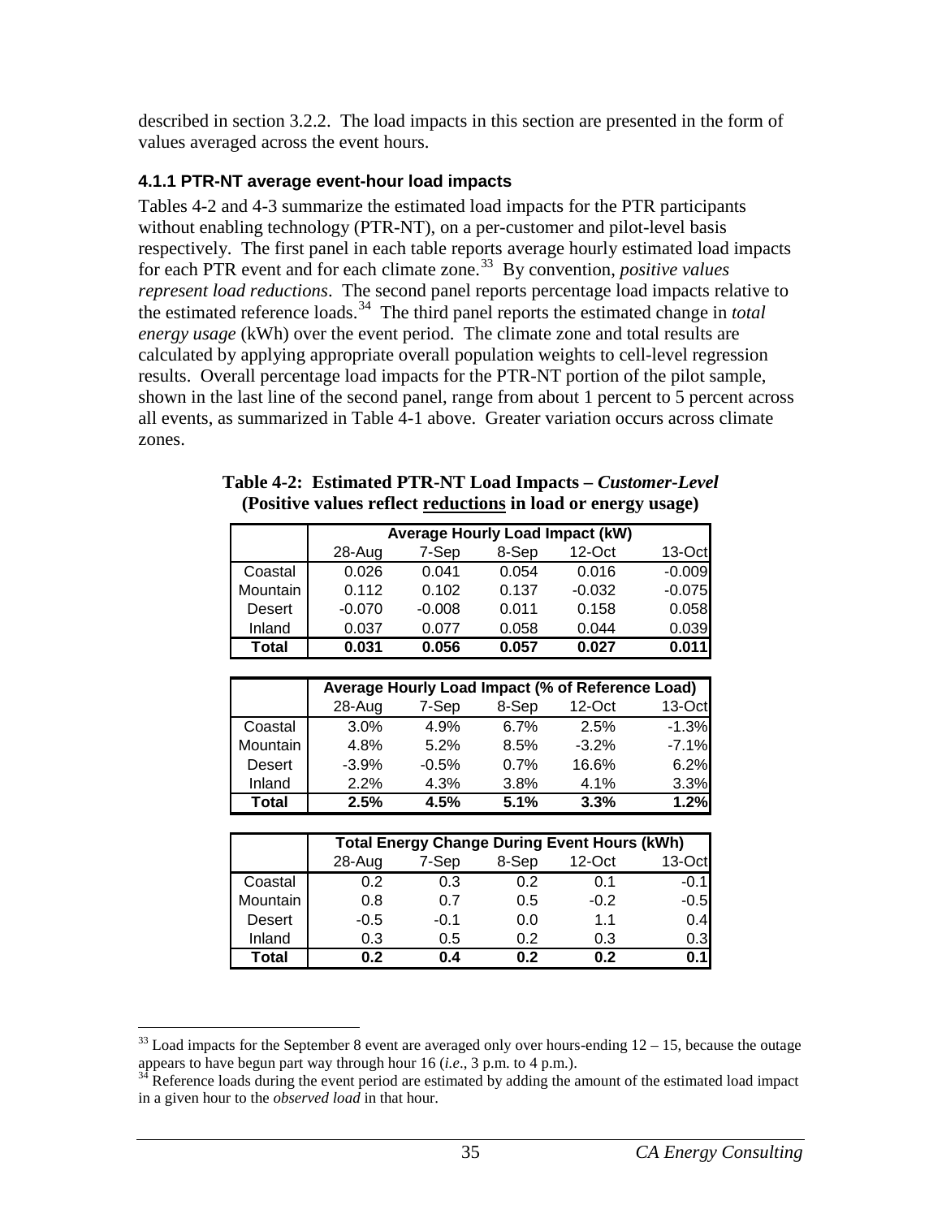described in section 3.2.2. The load impacts in this section are presented in the form of values averaged across the event hours.

### 4.1.1 PTR-NT average event-hour load impacts

Tables 4-2 and 4-3 summarize the estimated load impacts for the PTR participants without enabling technology (PTR-NT), on a per-customer and pilot-level basis respectively. The first panel in each table reports average hourly estimated load impacts for each PTR event and for each climate zone.[33] By convention, *positive values represent load reductions*. The second panel reports percentage load impacts relative to the estimated reference loads.[34] The third panel reports the estimated change in *total energy usage* (kWh) over the event period. The climate zone and total results are calculated by applying appropriate overall population weights to cell-level regression results. Overall percentage load impacts for the PTR-NT portion of the pilot sample, shown in the last line of the second panel, range from about 1 percent to 5 percent across all events, as summarized in Table 4-1 above. Greater variation occurs across climate zones.

**Table 4-2: Estimated PTR-NT Load Impacts – *Customer-Level***
**(Positive values reflect reductions in load or energy usage)**

| | Average Hourly Load Impact (kW) | | | | |
|---|---|---|---|---|---|
| | 28-Aug | 7-Sep | 8-Sep | 12-Oct | 13-Oct |
| Coastal | 0.026 | 0.041 | 0.054 | 0.016 | -0.009 |
| Mountain | 0.112 | 0.102 | 0.137 | -0.032 | -0.075 |
| Desert | -0.070 | -0.008 | 0.011 | 0.158 | 0.058 |
| Inland | 0.037 | 0.077 | 0.058 | 0.044 | 0.039 |
| **Total** | **0.031** | **0.056** | **0.057** | **0.027** | **0.011** |

| | Average Hourly Load Impact (% of Reference Load) | | | | |
|---|---|---|---|---|---|
| | 28-Aug | 7-Sep | 8-Sep | 12-Oct | 13-Oct |
| Coastal | 3.0% | 4.9% | 6.7% | 2.5% | -1.3% |
| Mountain | 4.8% | 5.2% | 8.5% | -3.2% | -7.1% |
| Desert | -3.9% | -0.5% | 0.7% | 16.6% | 6.2% |
| Inland | 2.2% | 4.3% | 3.8% | 4.1% | 3.3% |
| **Total** | **2.5%** | **4.5%** | **5.1%** | **3.3%** | **1.2%** |

| | Total Energy Change During Event Hours (kWh) | | | | |
|---|---|---|---|---|---|
| | 28-Aug | 7-Sep | 8-Sep | 12-Oct | 13-Oct |
| Coastal | 0.2 | 0.3 | 0.2 | 0.1 | -0.1 |
| Mountain | 0.8 | 0.7 | 0.5 | -0.2 | -0.5 |
| Desert | -0.5 | -0.1 | 0.0 | 1.1 | 0.4 |
| Inland | 0.3 | 0.5 | 0.2 | 0.3 | 0.3 |
| **Total** | **0.2** | **0.4** | **0.2** | **0.2** | **0.1** |

[33] Load impacts for the September 8 event are averaged only over hours-ending 12 – 15, because the outage appears to have begun part way through hour 16 (*i.e.*, 3 p.m. to 4 p.m.).

[34] Reference loads during the event period are estimated by adding the amount of the estimated load impact in a given hour to the *observed load* in that hour.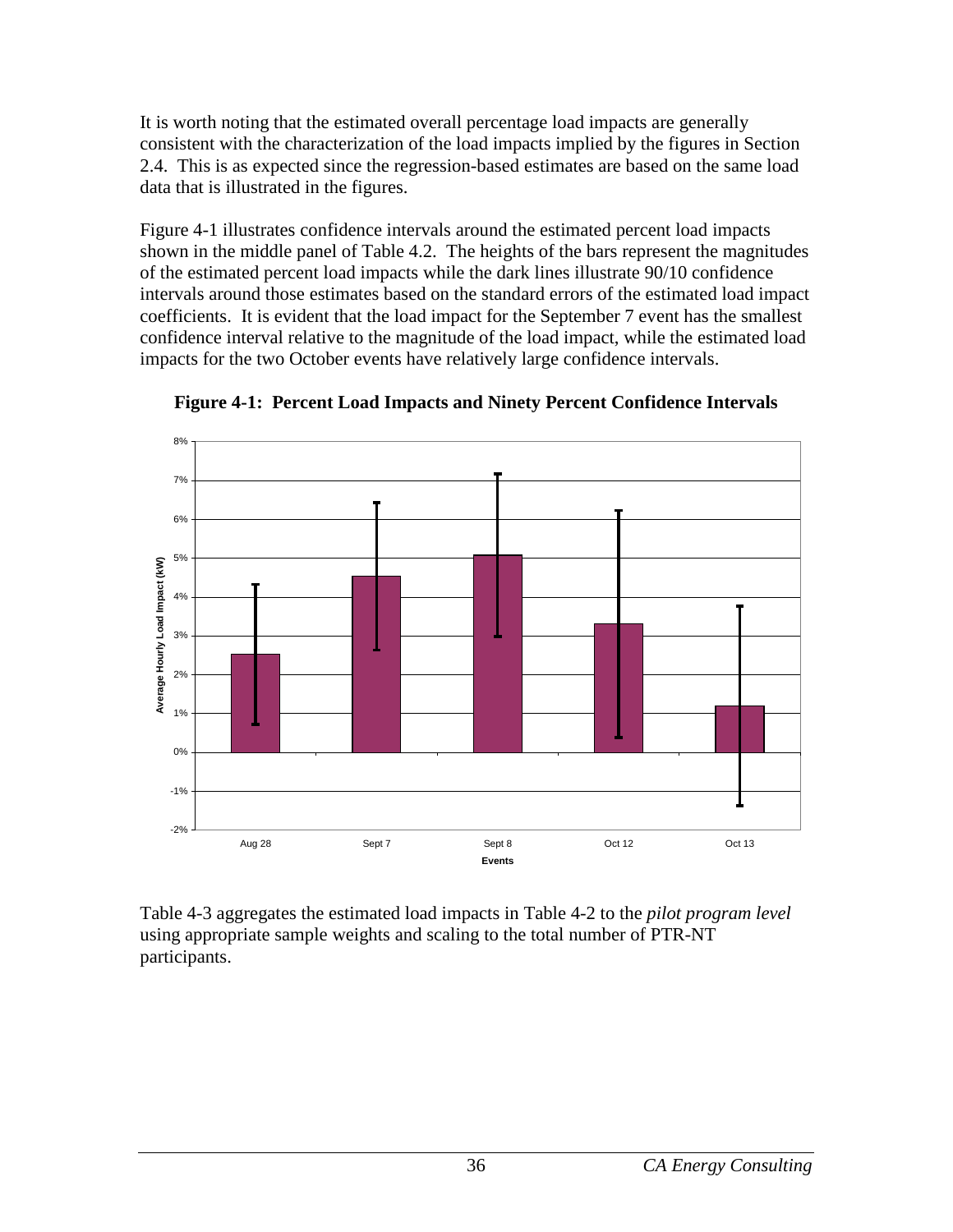It is worth noting that the estimated overall percentage load impacts are generally consistent with the characterization of the load impacts implied by the figures in Section 2.4. This is as expected since the regression-based estimates are based on the same load data that is illustrated in the figures.

Figure 4-1 illustrates confidence intervals around the estimated percent load impacts shown in the middle panel of Table 4.2. The heights of the bars represent the magnitudes of the estimated percent load impacts while the dark lines illustrate 90/10 confidence intervals around those estimates based on the standard errors of the estimated load impact coefficients. It is evident that the load impact for the September 7 event has the smallest confidence interval relative to the magnitude of the load impact, while the estimated load impacts for the two October events have relatively large confidence intervals.

**Figure 4-1: Percent Load Impacts and Ninety Percent Confidence Intervals**

Table 4-3 aggregates the estimated load impacts in Table 4-2 to the *pilot program level* using appropriate sample weights and scaling to the total number of PTR-NT participants.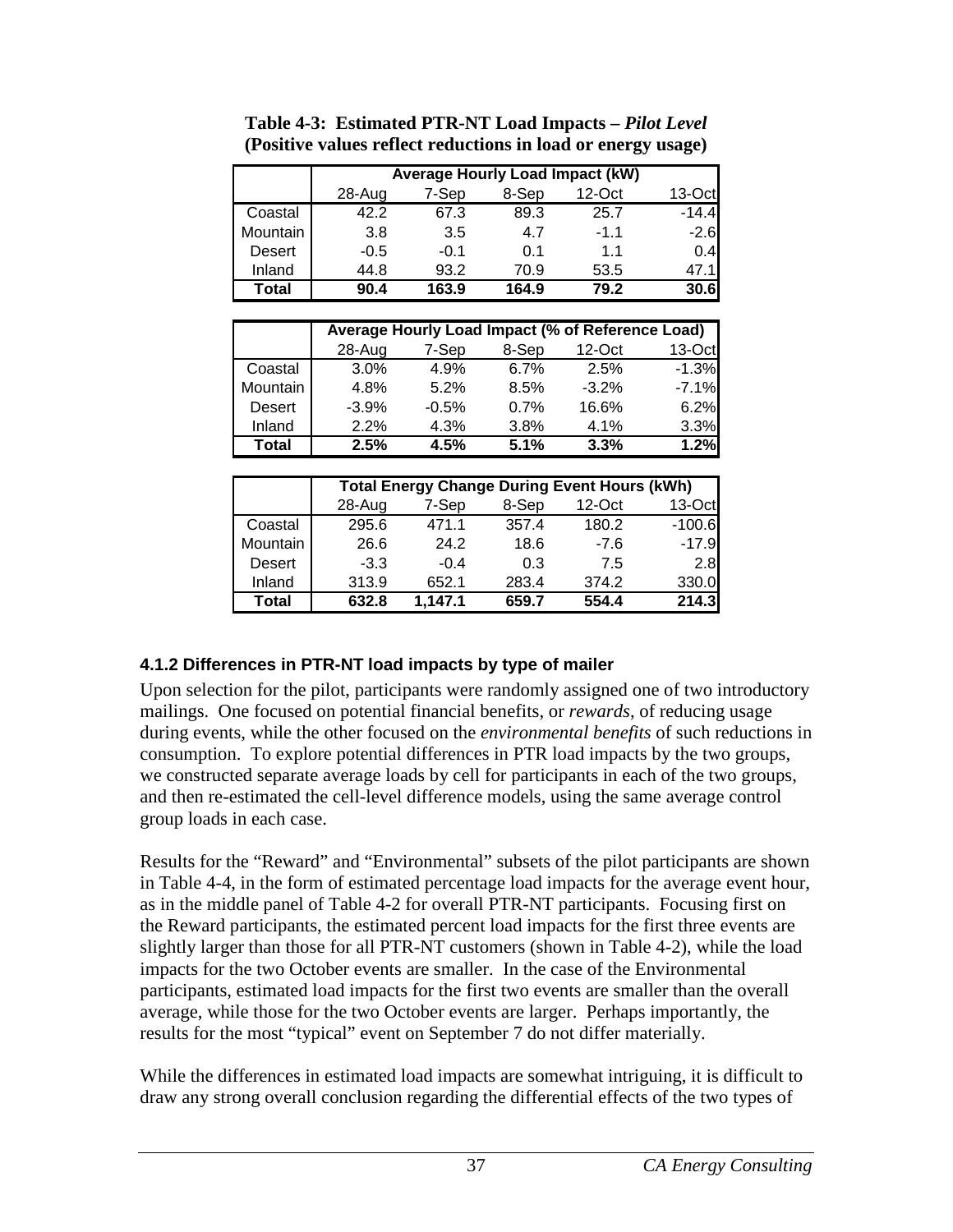**Table 4-3: Estimated PTR-NT Load Impacts – *Pilot Level***
**(Positive values reflect reductions in load or energy usage)**

| | Average Hourly Load Impact (kW) | | | | |
|---|---|---|---|---|---|
| | 28-Aug | 7-Sep | 8-Sep | 12-Oct | 13-Oct |
| Coastal | 42.2 | 67.3 | 89.3 | 25.7 | -14.4 |
| Mountain | 3.8 | 3.5 | 4.7 | -1.1 | -2.6 |
| Desert | -0.5 | -0.1 | 0.1 | 1.1 | 0.4 |
| Inland | 44.8 | 93.2 | 70.9 | 53.5 | 47.1 |
| **Total** | **90.4** | **163.9** | **164.9** | **79.2** | **30.6** |

| | Average Hourly Load Impact (% of Reference Load) | | | | |
|---|---|---|---|---|---|
| | 28-Aug | 7-Sep | 8-Sep | 12-Oct | 13-Oct |
| Coastal | 3.0% | 4.9% | 6.7% | 2.5% | -1.3% |
| Mountain | 4.8% | 5.2% | 8.5% | -3.2% | -7.1% |
| Desert | -3.9% | -0.5% | 0.7% | 16.6% | 6.2% |
| Inland | 2.2% | 4.3% | 3.8% | 4.1% | 3.3% |
| **Total** | **2.5%** | **4.5%** | **5.1%** | **3.3%** | **1.2%** |

| | Total Energy Change During Event Hours (kWh) | | | | |
|---|---|---|---|---|---|
| | 28-Aug | 7-Sep | 8-Sep | 12-Oct | 13-Oct |
| Coastal | 295.6 | 471.1 | 357.4 | 180.2 | -100.6 |
| Mountain | 26.6 | 24.2 | 18.6 | -7.6 | -17.9 |
| Desert | -3.3 | -0.4 | 0.3 | 7.5 | 2.8 |
| Inland | 313.9 | 652.1 | 283.4 | 374.2 | 330.0 |
| **Total** | **632.8** | **1,147.1** | **659.7** | **554.4** | **214.3** |

#### 4.1.2 Differences in PTR-NT load impacts by type of mailer

Upon selection for the pilot, participants were randomly assigned one of two introductory mailings. One focused on potential financial benefits, or *rewards*, of reducing usage during events, while the other focused on the *environmental benefits* of such reductions in consumption. To explore potential differences in PTR load impacts by the two groups, we constructed separate average loads by cell for participants in each of the two groups, and then re-estimated the cell-level difference models, using the same average control group loads in each case.

Results for the "Reward" and "Environmental" subsets of the pilot participants are shown in Table 4-4, in the form of estimated percentage load impacts for the average event hour, as in the middle panel of Table 4-2 for overall PTR-NT participants. Focusing first on the Reward participants, the estimated percent load impacts for the first three events are slightly larger than those for all PTR-NT customers (shown in Table 4-2), while the load impacts for the two October events are smaller. In the case of the Environmental participants, estimated load impacts for the first two events are smaller than the overall average, while those for the two October events are larger. Perhaps importantly, the results for the most "typical" event on September 7 do not differ materially.

While the differences in estimated load impacts are somewhat intriguing, it is difficult to draw any strong overall conclusion regarding the differential effects of the two types of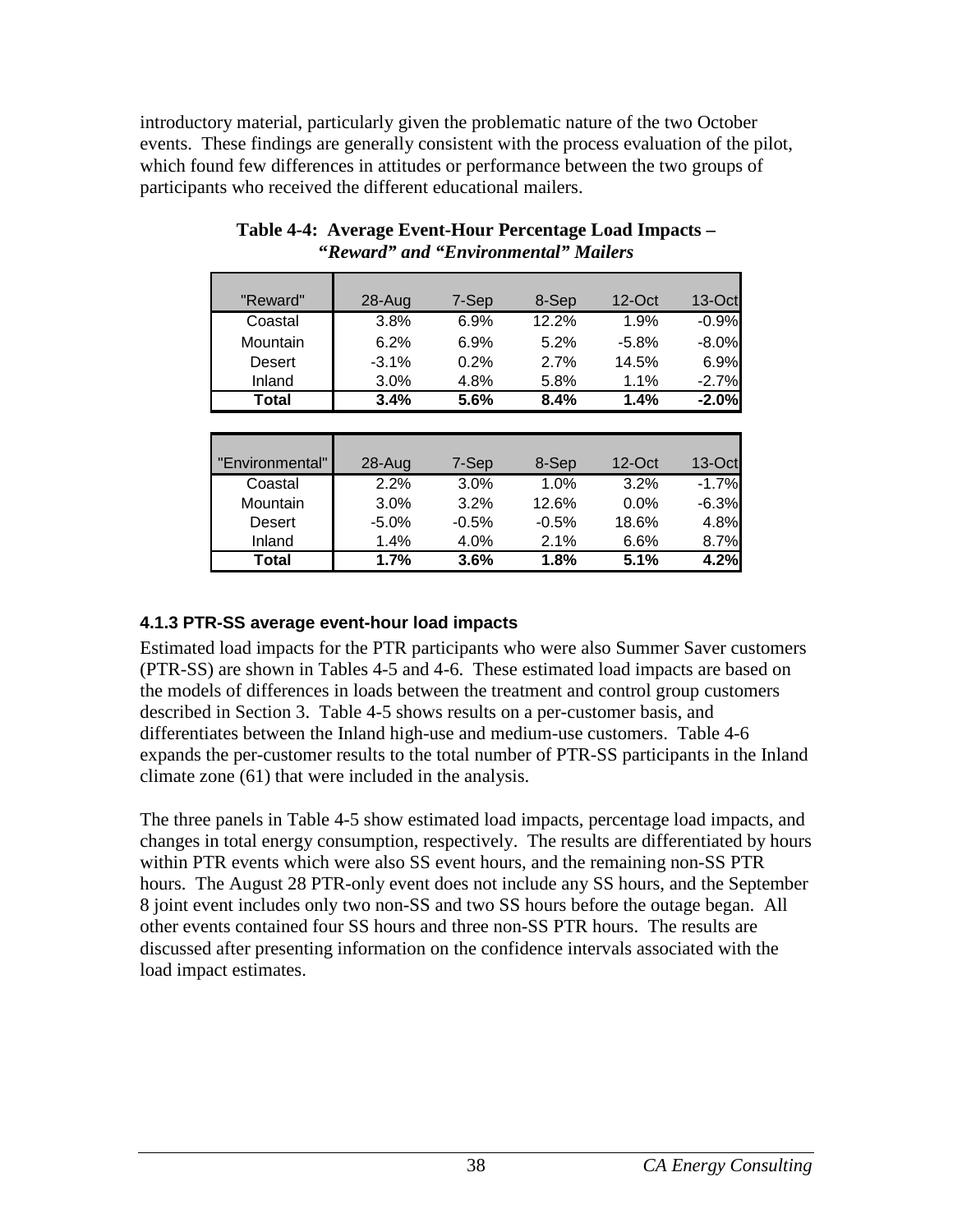introductory material, particularly given the problematic nature of the two October events. These findings are generally consistent with the process evaluation of the pilot, which found few differences in attitudes or performance between the two groups of participants who received the different educational mailers.

**Table 4-4: Average Event-Hour Percentage Load Impacts – *"Reward" and "Environmental" Mailers***

| "Reward" | 28-Aug | 7-Sep | 8-Sep | 12-Oct | 13-Oct |
|---|---|---|---|---|---|
| Coastal | 3.8% | 6.9% | 12.2% | 1.9% | -0.9% |
| Mountain | 6.2% | 6.9% | 5.2% | -5.8% | -8.0% |
| Desert | -3.1% | 0.2% | 2.7% | 14.5% | 6.9% |
| Inland | 3.0% | 4.8% | 5.8% | 1.1% | -2.7% |
| **Total** | **3.4%** | **5.6%** | **8.4%** | **1.4%** | **-2.0%** |

| "Environmental" | 28-Aug | 7-Sep | 8-Sep | 12-Oct | 13-Oct |
|---|---|---|---|---|---|
| Coastal | 2.2% | 3.0% | 1.0% | 3.2% | -1.7% |
| Mountain | 3.0% | 3.2% | 12.6% | 0.0% | -6.3% |
| Desert | -5.0% | -0.5% | -0.5% | 18.6% | 4.8% |
| Inland | 1.4% | 4.0% | 2.1% | 6.6% | 8.7% |
| **Total** | **1.7%** | **3.6%** | **1.8%** | **5.1%** | **4.2%** |

### 4.1.3 PTR-SS average event-hour load impacts

Estimated load impacts for the PTR participants who were also Summer Saver customers (PTR-SS) are shown in Tables 4-5 and 4-6. These estimated load impacts are based on the models of differences in loads between the treatment and control group customers described in Section 3. Table 4-5 shows results on a per-customer basis, and differentiates between the Inland high-use and medium-use customers. Table 4-6 expands the per-customer results to the total number of PTR-SS participants in the Inland climate zone (61) that were included in the analysis.

The three panels in Table 4-5 show estimated load impacts, percentage load impacts, and changes in total energy consumption, respectively. The results are differentiated by hours within PTR events which were also SS event hours, and the remaining non-SS PTR hours. The August 28 PTR-only event does not include any SS hours, and the September 8 joint event includes only two non-SS and two SS hours before the outage began. All other events contained four SS hours and three non-SS PTR hours. The results are discussed after presenting information on the confidence intervals associated with the load impact estimates.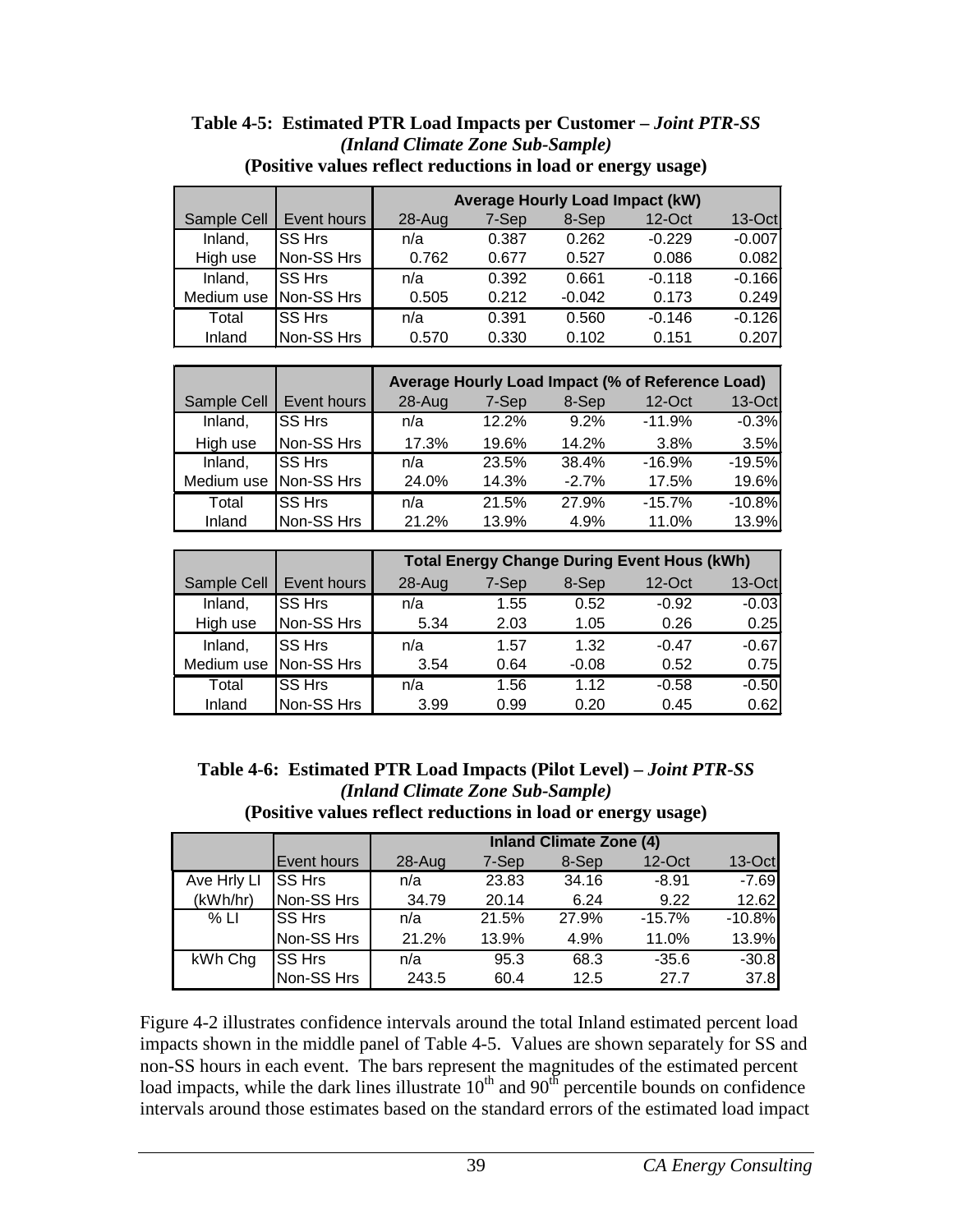**Table 4-5: Estimated PTR Load Impacts per Customer – *Joint PTR-SS (Inland Climate Zone Sub-Sample)***
**(Positive values reflect reductions in load or energy usage)**

| | | Average Hourly Load Impact (kW) | | | | |
|---|---|---|---|---|---|---|
| Sample Cell | Event hours | 28-Aug | 7-Sep | 8-Sep | 12-Oct | 13-Oct |
| Inland, | SS Hrs | n/a | 0.387 | 0.262 | -0.229 | -0.007 |
| High use | Non-SS Hrs | 0.762 | 0.677 | 0.527 | 0.086 | 0.082 |
| Inland, | SS Hrs | n/a | 0.392 | 0.661 | -0.118 | -0.166 |
| Medium use | Non-SS Hrs | 0.505 | 0.212 | -0.042 | 0.173 | 0.249 |
| Total | SS Hrs | n/a | 0.391 | 0.560 | -0.146 | -0.126 |
| Inland | Non-SS Hrs | 0.570 | 0.330 | 0.102 | 0.151 | 0.207 |

| | | Average Hourly Load Impact (% of Reference Load) | | | | |
|---|---|---|---|---|---|---|
| Sample Cell | Event hours | 28-Aug | 7-Sep | 8-Sep | 12-Oct | 13-Oct |
| Inland, | SS Hrs | n/a | 12.2% | 9.2% | -11.9% | -0.3% |
| High use | Non-SS Hrs | 17.3% | 19.6% | 14.2% | 3.8% | 3.5% |
| Inland, | SS Hrs | n/a | 23.5% | 38.4% | -16.9% | -19.5% |
| Medium use | Non-SS Hrs | 24.0% | 14.3% | -2.7% | 17.5% | 19.6% |
| Total | SS Hrs | n/a | 21.5% | 27.9% | -15.7% | -10.8% |
| Inland | Non-SS Hrs | 21.2% | 13.9% | 4.9% | 11.0% | 13.9% |

| | | Total Energy Change During Event Hous (kWh) | | | | |
|---|---|---|---|---|---|---|
| Sample Cell | Event hours | 28-Aug | 7-Sep | 8-Sep | 12-Oct | 13-Oct |
| Inland, | SS Hrs | n/a | 1.55 | 0.52 | -0.92 | -0.03 |
| High use | Non-SS Hrs | 5.34 | 2.03 | 1.05 | 0.26 | 0.25 |
| Inland, | SS Hrs | n/a | 1.57 | 1.32 | -0.47 | -0.67 |
| Medium use | Non-SS Hrs | 3.54 | 0.64 | -0.08 | 0.52 | 0.75 |
| Total | SS Hrs | n/a | 1.56 | 1.12 | -0.58 | -0.50 |
| Inland | Non-SS Hrs | 3.99 | 0.99 | 0.20 | 0.45 | 0.62 |

**Table 4-6: Estimated PTR Load Impacts (Pilot Level) – *Joint PTR-SS (Inland Climate Zone Sub-Sample)***
**(Positive values reflect reductions in load or energy usage)**

| | | Inland Climate Zone (4) | | | | |
|---|---|---|---|---|---|---|
| | Event hours | 28-Aug | 7-Sep | 8-Sep | 12-Oct | 13-Oct |
| Ave Hrly LI | SS Hrs | n/a | 23.83 | 34.16 | -8.91 | -7.69 |
| (kWh/hr) | Non-SS Hrs | 34.79 | 20.14 | 6.24 | 9.22 | 12.62 |
| % LI | SS Hrs | n/a | 21.5% | 27.9% | -15.7% | -10.8% |
| | Non-SS Hrs | 21.2% | 13.9% | 4.9% | 11.0% | 13.9% |
| kWh Chg | SS Hrs | n/a | 95.3 | 68.3 | -35.6 | -30.8 |
| | Non-SS Hrs | 243.5 | 60.4 | 12.5 | 27.7 | 37.8 |

Figure 4-2 illustrates confidence intervals around the total Inland estimated percent load impacts shown in the middle panel of Table 4-5. Values are shown separately for SS and non-SS hours in each event. The bars represent the magnitudes of the estimated percent load impacts, while the dark lines illustrate 10th and 90th percentile bounds on confidence intervals around those estimates based on the standard errors of the estimated load impact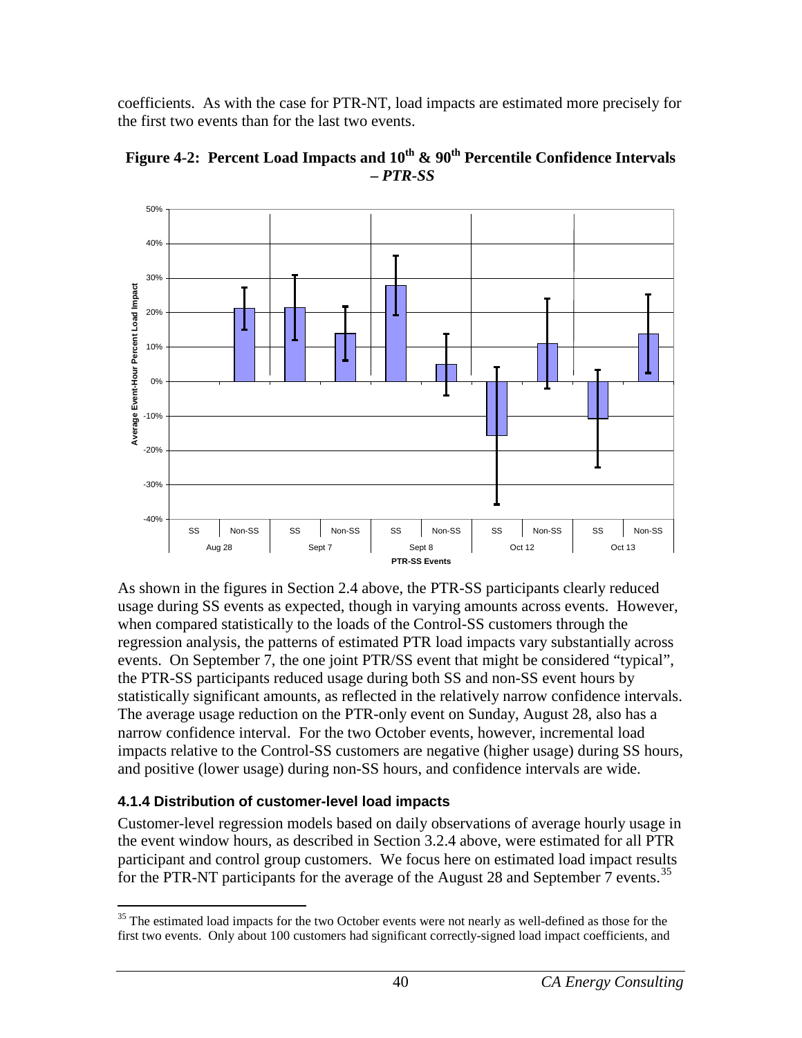coefficients. As with the case for PTR-NT, load impacts are estimated more precisely for the first two events than for the last two events.

**Figure 4-2: Percent Load Impacts and 10th & 90th Percentile Confidence Intervals – *PTR-SS***

As shown in the figures in Section 2.4 above, the PTR-SS participants clearly reduced usage during SS events as expected, though in varying amounts across events. However, when compared statistically to the loads of the Control-SS customers through the regression analysis, the patterns of estimated PTR load impacts vary substantially across events. On September 7, the one joint PTR/SS event that might be considered "typical", the PTR-SS participants reduced usage during both SS and non-SS event hours by statistically significant amounts, as reflected in the relatively narrow confidence intervals. The average usage reduction on the PTR-only event on Sunday, August 28, also has a narrow confidence interval. For the two October events, however, incremental load impacts relative to the Control-SS customers are negative (higher usage) during SS hours, and positive (lower usage) during non-SS hours, and confidence intervals are wide.

### 4.1.4 Distribution of customer-level load impacts

Customer-level regression models based on daily observations of average hourly usage in the event window hours, as described in Section 3.2.4 above, were estimated for all PTR participant and control group customers. We focus here on estimated load impact results for the PTR-NT participants for the average of the August 28 and September 7 events.[35]

---

[35] The estimated load impacts for the two October events were not nearly as well-defined as those for the first two events. Only about 100 customers had significant correctly-signed load impact coefficients, and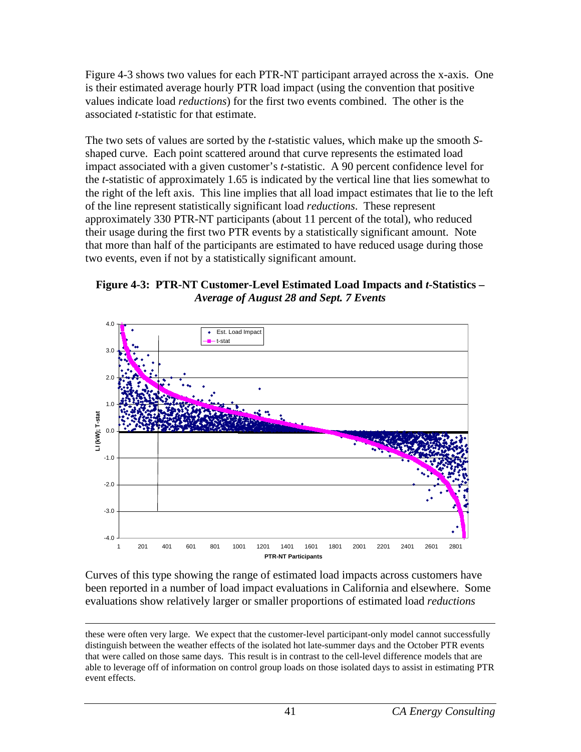Figure 4-3 shows two values for each PTR-NT participant arrayed across the x-axis. One is their estimated average hourly PTR load impact (using the convention that positive values indicate load *reductions*) for the first two events combined. The other is the associated *t*-statistic for that estimate.

The two sets of values are sorted by the *t*-statistic values, which make up the smooth *S*-shaped curve. Each point scattered around that curve represents the estimated load impact associated with a given customer's *t*-statistic. A 90 percent confidence level for the *t*-statistic of approximately 1.65 is indicated by the vertical line that lies somewhat to the right of the left axis. This line implies that all load impact estimates that lie to the left of the line represent statistically significant load *reductions*. These represent approximately 330 PTR-NT participants (about 11 percent of the total), who reduced their usage during the first two PTR events by a statistically significant amount. Note that more than half of the participants are estimated to have reduced usage during those two events, even if not by a statistically significant amount.

**Figure 4-3: PTR-NT Customer-Level Estimated Load Impacts and *t*-Statistics – *Average of August 28 and Sept. 7 Events***

Curves of this type showing the range of estimated load impacts across customers have been reported in a number of load impact evaluations in California and elsewhere. Some evaluations show relatively larger or smaller proportions of estimated load *reductions*

---

these were often very large. We expect that the customer-level participant-only model cannot successfully distinguish between the weather effects of the isolated hot late-summer days and the October PTR events that were called on those same days. This result is in contrast to the cell-level difference models that are able to leverage off of information on control group loads on those isolated days to assist in estimating PTR event effects.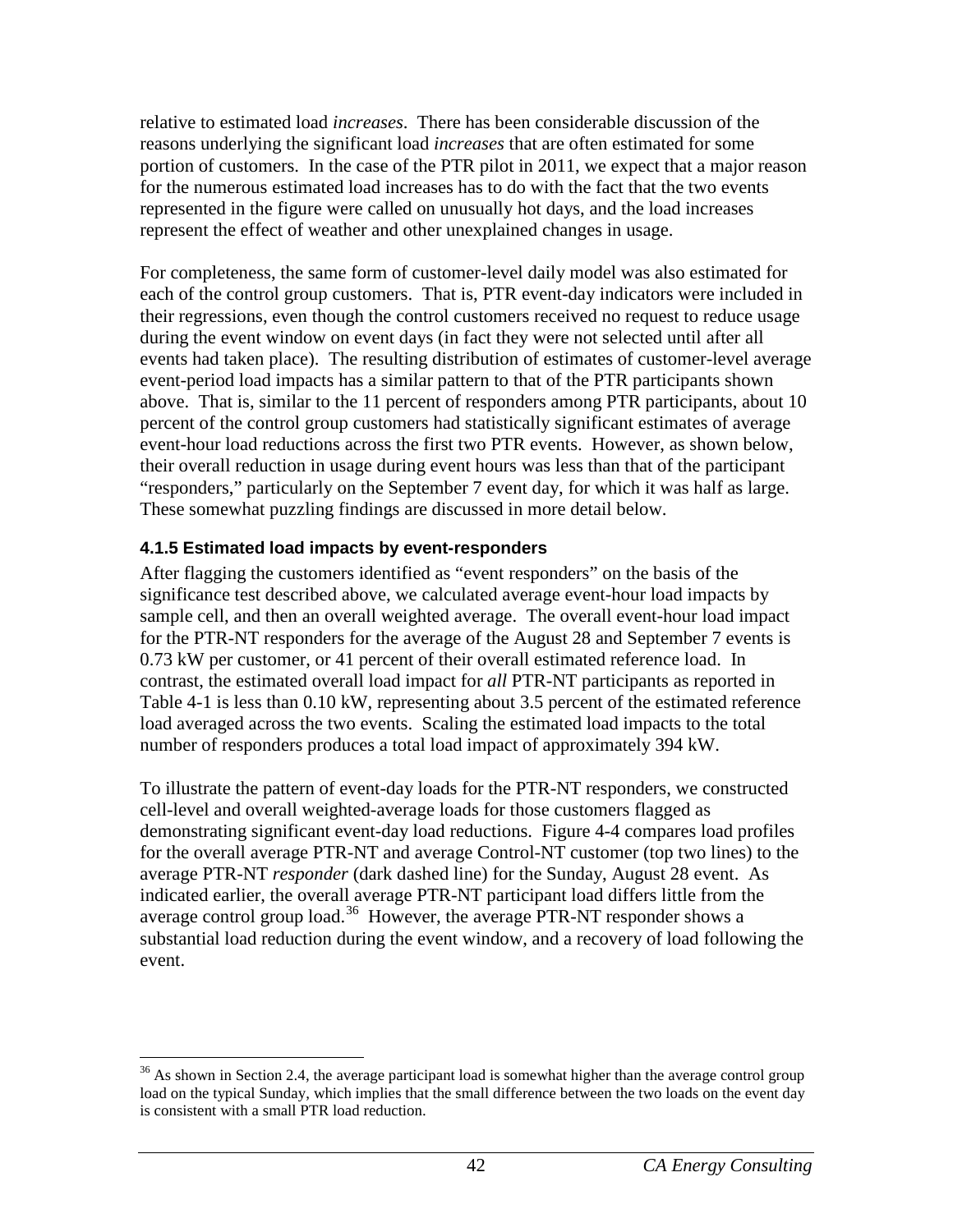relative to estimated load *increases*. There has been considerable discussion of the reasons underlying the significant load *increases* that are often estimated for some portion of customers. In the case of the PTR pilot in 2011, we expect that a major reason for the numerous estimated load increases has to do with the fact that the two events represented in the figure were called on unusually hot days, and the load increases represent the effect of weather and other unexplained changes in usage.

For completeness, the same form of customer-level daily model was also estimated for each of the control group customers. That is, PTR event-day indicators were included in their regressions, even though the control customers received no request to reduce usage during the event window on event days (in fact they were not selected until after all events had taken place). The resulting distribution of estimates of customer-level average event-period load impacts has a similar pattern to that of the PTR participants shown above. That is, similar to the 11 percent of responders among PTR participants, about 10 percent of the control group customers had statistically significant estimates of average event-hour load reductions across the first two PTR events. However, as shown below, their overall reduction in usage during event hours was less than that of the participant "responders," particularly on the September 7 event day, for which it was half as large. These somewhat puzzling findings are discussed in more detail below.

### 4.1.5 Estimated load impacts by event-responders

After flagging the customers identified as "event responders" on the basis of the significance test described above, we calculated average event-hour load impacts by sample cell, and then an overall weighted average. The overall event-hour load impact for the PTR-NT responders for the average of the August 28 and September 7 events is 0.73 kW per customer, or 41 percent of their overall estimated reference load. In contrast, the estimated overall load impact for *all* PTR-NT participants as reported in Table 4-1 is less than 0.10 kW, representing about 3.5 percent of the estimated reference load averaged across the two events. Scaling the estimated load impacts to the total number of responders produces a total load impact of approximately 394 kW.

To illustrate the pattern of event-day loads for the PTR-NT responders, we constructed cell-level and overall weighted-average loads for those customers flagged as demonstrating significant event-day load reductions. Figure 4-4 compares load profiles for the overall average PTR-NT and average Control-NT customer (top two lines) to the average PTR-NT *responder* (dark dashed line) for the Sunday, August 28 event. As indicated earlier, the overall average PTR-NT participant load differs little from the average control group load.[36] However, the average PTR-NT responder shows a substantial load reduction during the event window, and a recovery of load following the event.

[36] As shown in Section 2.4, the average participant load is somewhat higher than the average control group load on the typical Sunday, which implies that the small difference between the two loads on the event day is consistent with a small PTR load reduction.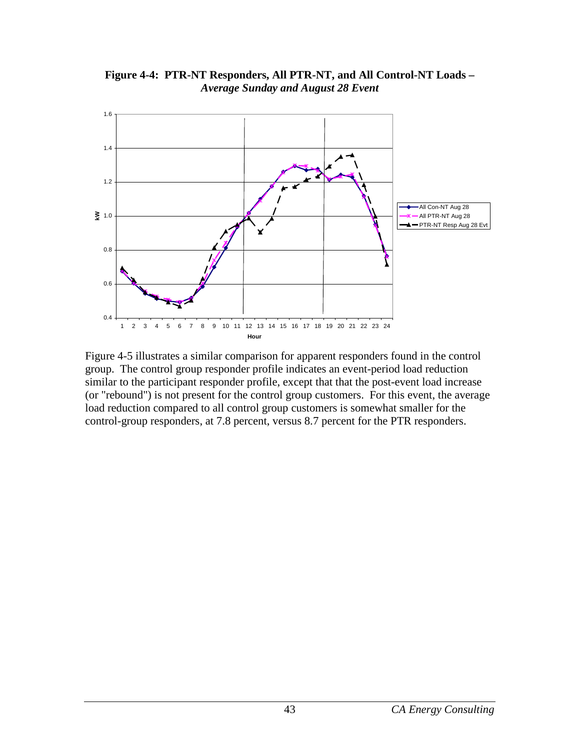**Figure 4-4: PTR-NT Responders, All PTR-NT, and All Control-NT Loads –** ***Average Sunday and August 28 Event***

Figure 4-5 illustrates a similar comparison for apparent responders found in the control group. The control group responder profile indicates an event-period load reduction similar to the participant responder profile, except that that the post-event load increase (or "rebound") is not present for the control group customers. For this event, the average load reduction compared to all control group customers is somewhat smaller for the control-group responders, at 7.8 percent, versus 8.7 percent for the PTR responders.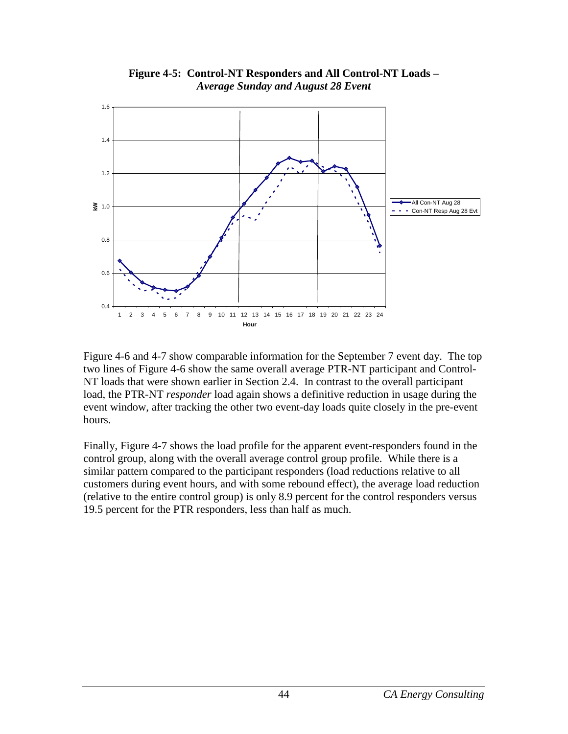**Figure 4-5: Control-NT Responders and All Control-NT Loads –**
***Average Sunday and August 28 Event***

Figure 4-6 and 4-7 show comparable information for the September 7 event day. The top two lines of Figure 4-6 show the same overall average PTR-NT participant and Control-NT loads that were shown earlier in Section 2.4. In contrast to the overall participant load, the PTR-NT *responder* load again shows a definitive reduction in usage during the event window, after tracking the other two event-day loads quite closely in the pre-event hours.

Finally, Figure 4-7 shows the load profile for the apparent event-responders found in the control group, along with the overall average control group profile. While there is a similar pattern compared to the participant responders (load reductions relative to all customers during event hours, and with some rebound effect), the average load reduction (relative to the entire control group) is only 8.9 percent for the control responders versus 19.5 percent for the PTR responders, less than half as much.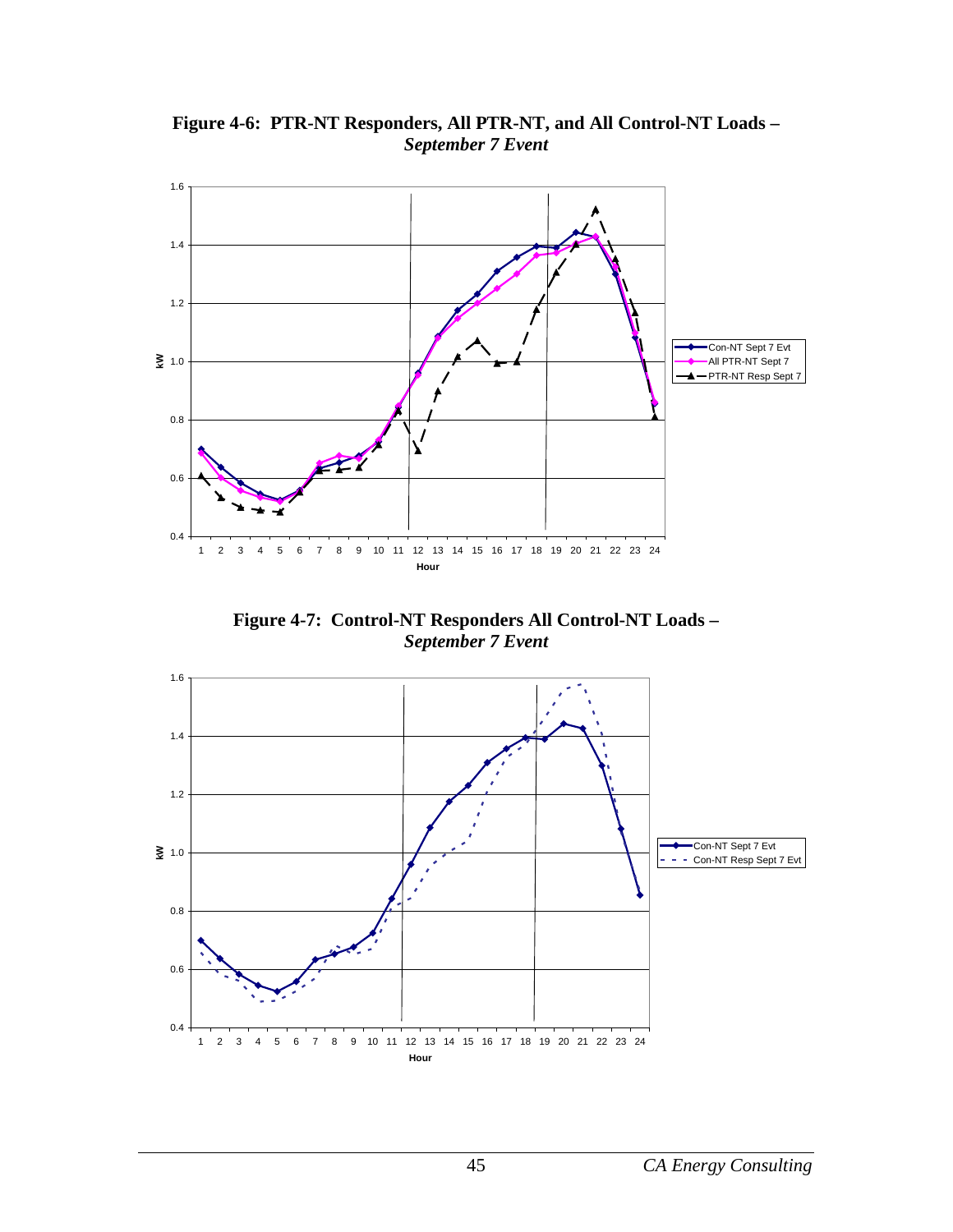**Figure 4-6: PTR-NT Responders, All PTR-NT, and All Control-NT Loads –** ***September 7 Event***

**Figure 4-7: Control-NT Responders All Control-NT Loads –** ***September 7 Event***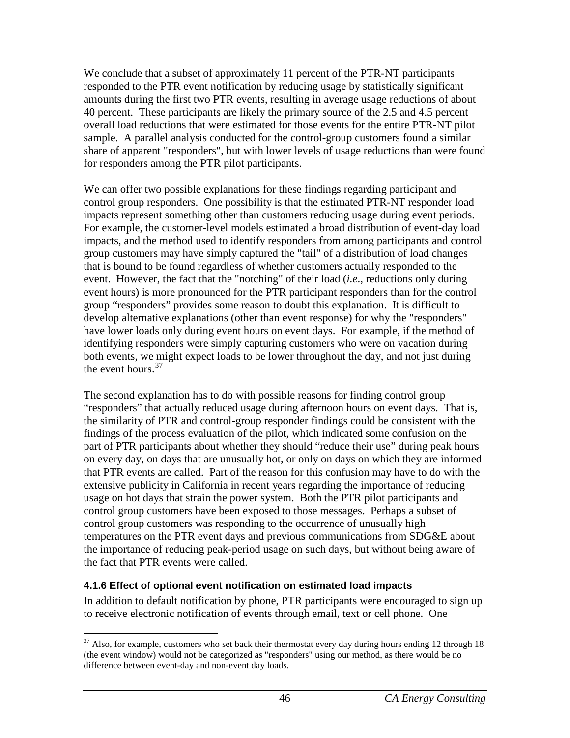We conclude that a subset of approximately 11 percent of the PTR-NT participants responded to the PTR event notification by reducing usage by statistically significant amounts during the first two PTR events, resulting in average usage reductions of about 40 percent. These participants are likely the primary source of the 2.5 and 4.5 percent overall load reductions that were estimated for those events for the entire PTR-NT pilot sample. A parallel analysis conducted for the control-group customers found a similar share of apparent "responders", but with lower levels of usage reductions than were found for responders among the PTR pilot participants.

We can offer two possible explanations for these findings regarding participant and control group responders. One possibility is that the estimated PTR-NT responder load impacts represent something other than customers reducing usage during event periods. For example, the customer-level models estimated a broad distribution of event-day load impacts, and the method used to identify responders from among participants and control group customers may have simply captured the "tail" of a distribution of load changes that is bound to be found regardless of whether customers actually responded to the event. However, the fact that the "notching" of their load (*i.e*., reductions only during event hours) is more pronounced for the PTR participant responders than for the control group "responders" provides some reason to doubt this explanation. It is difficult to develop alternative explanations (other than event response) for why the "responders" have lower loads only during event hours on event days. For example, if the method of identifying responders were simply capturing customers who were on vacation during both events, we might expect loads to be lower throughout the day, and not just during the event hours.[37]

The second explanation has to do with possible reasons for finding control group "responders" that actually reduced usage during afternoon hours on event days. That is, the similarity of PTR and control-group responder findings could be consistent with the findings of the process evaluation of the pilot, which indicated some confusion on the part of PTR participants about whether they should "reduce their use" during peak hours on every day, on days that are unusually hot, or only on days on which they are informed that PTR events are called. Part of the reason for this confusion may have to do with the extensive publicity in California in recent years regarding the importance of reducing usage on hot days that strain the power system. Both the PTR pilot participants and control group customers have been exposed to those messages. Perhaps a subset of control group customers was responding to the occurrence of unusually high temperatures on the PTR event days and previous communications from SDG&E about the importance of reducing peak-period usage on such days, but without being aware of the fact that PTR events were called.

### 4.1.6 Effect of optional event notification on estimated load impacts

In addition to default notification by phone, PTR participants were encouraged to sign up to receive electronic notification of events through email, text or cell phone. One

[37] Also, for example, customers who set back their thermostat every day during hours ending 12 through 18 (the event window) would not be categorized as "responders" using our method, as there would be no difference between event-day and non-event day loads.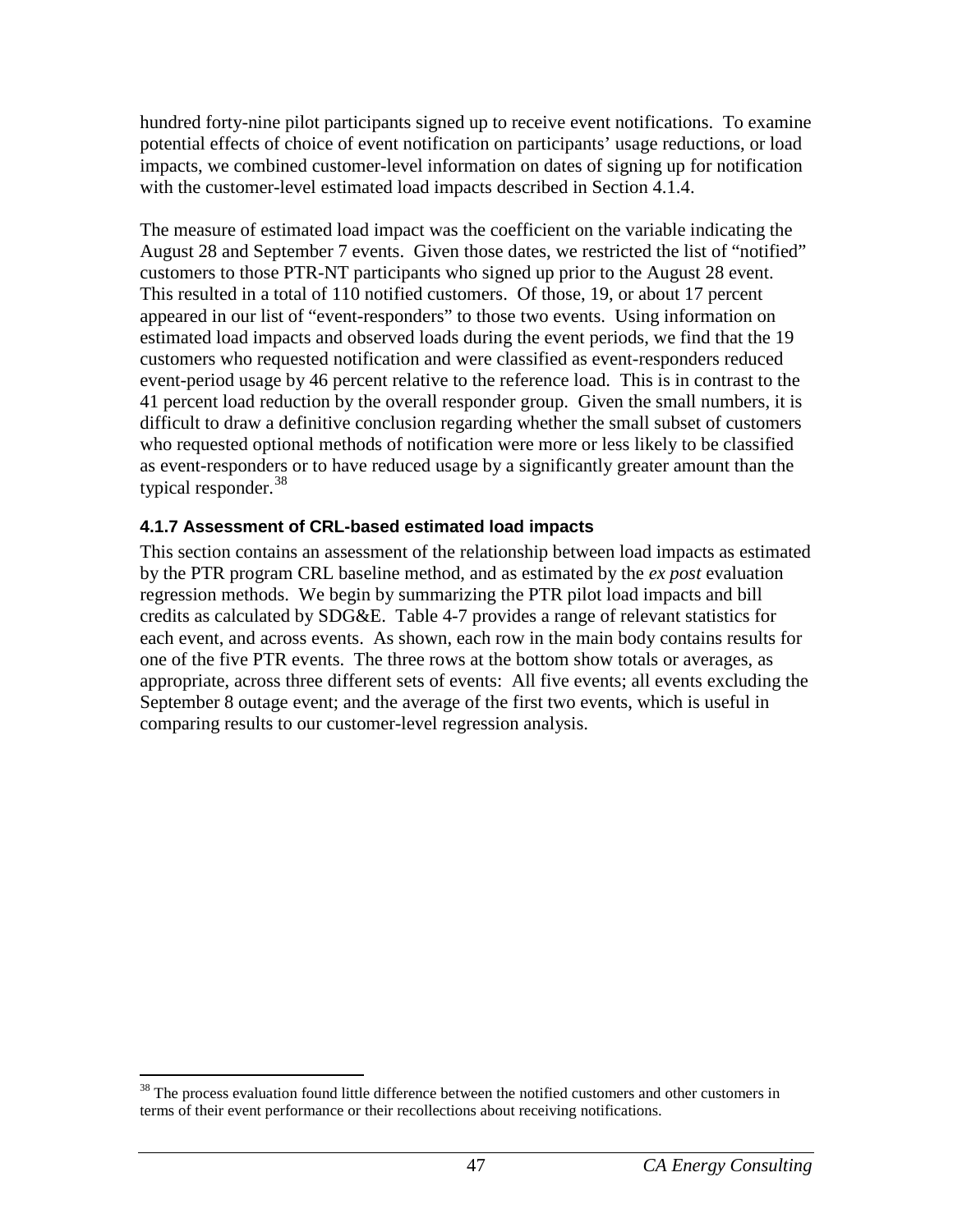hundred forty-nine pilot participants signed up to receive event notifications. To examine potential effects of choice of event notification on participants' usage reductions, or load impacts, we combined customer-level information on dates of signing up for notification with the customer-level estimated load impacts described in Section 4.1.4.

The measure of estimated load impact was the coefficient on the variable indicating the August 28 and September 7 events. Given those dates, we restricted the list of "notified" customers to those PTR-NT participants who signed up prior to the August 28 event. This resulted in a total of 110 notified customers. Of those, 19, or about 17 percent appeared in our list of "event-responders" to those two events. Using information on estimated load impacts and observed loads during the event periods, we find that the 19 customers who requested notification and were classified as event-responders reduced event-period usage by 46 percent relative to the reference load. This is in contrast to the 41 percent load reduction by the overall responder group. Given the small numbers, it is difficult to draw a definitive conclusion regarding whether the small subset of customers who requested optional methods of notification were more or less likely to be classified as event-responders or to have reduced usage by a significantly greater amount than the typical responder.[38]

### 4.1.7 Assessment of CRL-based estimated load impacts

This section contains an assessment of the relationship between load impacts as estimated by the PTR program CRL baseline method, and as estimated by the *ex post* evaluation regression methods. We begin by summarizing the PTR pilot load impacts and bill credits as calculated by SDG&E. Table 4-7 provides a range of relevant statistics for each event, and across events. As shown, each row in the main body contains results for one of the five PTR events. The three rows at the bottom show totals or averages, as appropriate, across three different sets of events: All five events; all events excluding the September 8 outage event; and the average of the first two events, which is useful in comparing results to our customer-level regression analysis.

[38] The process evaluation found little difference between the notified customers and other customers in terms of their event performance or their recollections about receiving notifications.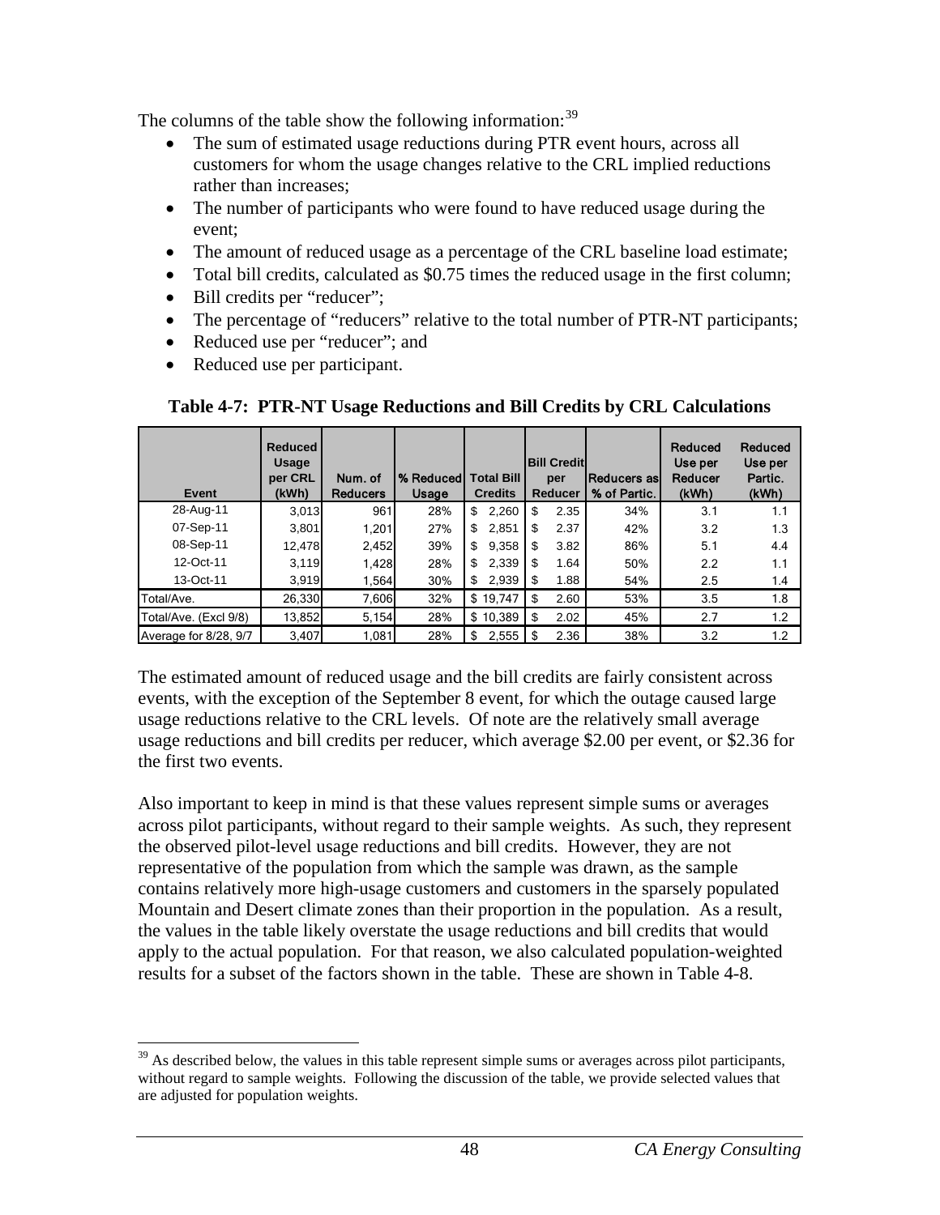The columns of the table show the following information:[39]

- The sum of estimated usage reductions during PTR event hours, across all customers for whom the usage changes relative to the CRL implied reductions rather than increases;
- The number of participants who were found to have reduced usage during the event;
- The amount of reduced usage as a percentage of the CRL baseline load estimate;
- Total bill credits, calculated as $0.75 times the reduced usage in the first column;
- Bill credits per "reducer";
- The percentage of "reducers" relative to the total number of PTR-NT participants;
- Reduced use per "reducer"; and
- Reduced use per participant.

**Table 4-7: PTR-NT Usage Reductions and Bill Credits by CRL Calculations**

| Event | Reduced Usage per CRL (kWh) | Num. of Reducers | % Reduced Usage | Total Bill Credits | Bill Credit per Reducer | Reducers as % of Partic. | Reduced Use per Reducer (kWh) | Reduced Use per Partic. (kWh) |
|---|---|---|---|---|---|---|---|---|
| 28-Aug-11 | 3,013 | 961 | 28% | $ 2,260 | $ 2.35 | 34% | 3.1 | 1.1 |
| 07-Sep-11 | 3,801 | 1,201 | 27% | $ 2,851 | $ 2.37 | 42% | 3.2 | 1.3 |
| 08-Sep-11 | 12,478 | 2,452 | 39% | $ 9,358 | $ 3.82 | 86% | 5.1 | 4.4 |
| 12-Oct-11 | 3,119 | 1,428 | 28% | $ 2,339 | $ 1.64 | 50% | 2.2 | 1.1 |
| 13-Oct-11 | 3,919 | 1,564 | 30% | $ 2,939 | $ 1.88 | 54% | 2.5 | 1.4 |
| Total/Ave. | 26,330 | 7,606 | 32% | $ 19,747 | $ 2.60 | 53% | 3.5 | 1.8 |
| Total/Ave. (Excl 9/8) | 13,852 | 5,154 | 28% | $ 10,389 | $ 2.02 | 45% | 2.7 | 1.2 |
| Average for 8/28, 9/7 | 3,407 | 1,081 | 28% | $ 2,555 | $ 2.36 | 38% | 3.2 | 1.2 |

The estimated amount of reduced usage and the bill credits are fairly consistent across events, with the exception of the September 8 event, for which the outage caused large usage reductions relative to the CRL levels. Of note are the relatively small average usage reductions and bill credits per reducer, which average $2.00 per event, or $2.36 for the first two events.

Also important to keep in mind is that these values represent simple sums or averages across pilot participants, without regard to their sample weights. As such, they represent the observed pilot-level usage reductions and bill credits. However, they are not representative of the population from which the sample was drawn, as the sample contains relatively more high-usage customers and customers in the sparsely populated Mountain and Desert climate zones than their proportion in the population. As a result, the values in the table likely overstate the usage reductions and bill credits that would apply to the actual population. For that reason, we also calculated population-weighted results for a subset of the factors shown in the table. These are shown in Table 4-8.

[39] As described below, the values in this table represent simple sums or averages across pilot participants, without regard to sample weights. Following the discussion of the table, we provide selected values that are adjusted for population weights.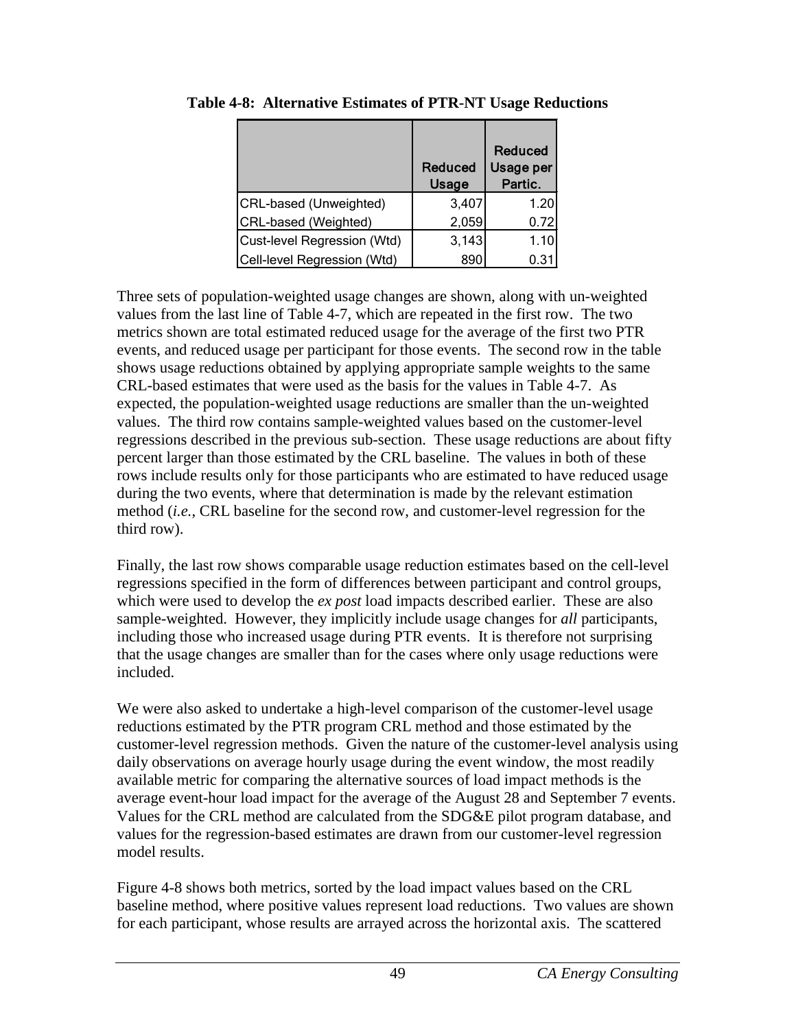**Table 4-8: Alternative Estimates of PTR-NT Usage Reductions**

| | Reduced Usage | Reduced Usage per Partic. |
|---|---|---|
| CRL-based (Unweighted) | 3,407 | 1.20 |
| CRL-based (Weighted) | 2,059 | 0.72 |
| Cust-level Regression (Wtd) | 3,143 | 1.10 |
| Cell-level Regression (Wtd) | 890 | 0.31 |

Three sets of population-weighted usage changes are shown, along with un-weighted values from the last line of Table 4-7, which are repeated in the first row. The two metrics shown are total estimated reduced usage for the average of the first two PTR events, and reduced usage per participant for those events. The second row in the table shows usage reductions obtained by applying appropriate sample weights to the same CRL-based estimates that were used as the basis for the values in Table 4-7. As expected, the population-weighted usage reductions are smaller than the un-weighted values. The third row contains sample-weighted values based on the customer-level regressions described in the previous sub-section. These usage reductions are about fifty percent larger than those estimated by the CRL baseline. The values in both of these rows include results only for those participants who are estimated to have reduced usage during the two events, where that determination is made by the relevant estimation method (*i.e.*, CRL baseline for the second row, and customer-level regression for the third row).

Finally, the last row shows comparable usage reduction estimates based on the cell-level regressions specified in the form of differences between participant and control groups, which were used to develop the *ex post* load impacts described earlier. These are also sample-weighted. However, they implicitly include usage changes for *all* participants, including those who increased usage during PTR events. It is therefore not surprising that the usage changes are smaller than for the cases where only usage reductions were included.

We were also asked to undertake a high-level comparison of the customer-level usage reductions estimated by the PTR program CRL method and those estimated by the customer-level regression methods. Given the nature of the customer-level analysis using daily observations on average hourly usage during the event window, the most readily available metric for comparing the alternative sources of load impact methods is the average event-hour load impact for the average of the August 28 and September 7 events. Values for the CRL method are calculated from the SDG&E pilot program database, and values for the regression-based estimates are drawn from our customer-level regression model results.

Figure 4-8 shows both metrics, sorted by the load impact values based on the CRL baseline method, where positive values represent load reductions. Two values are shown for each participant, whose results are arrayed across the horizontal axis. The scattered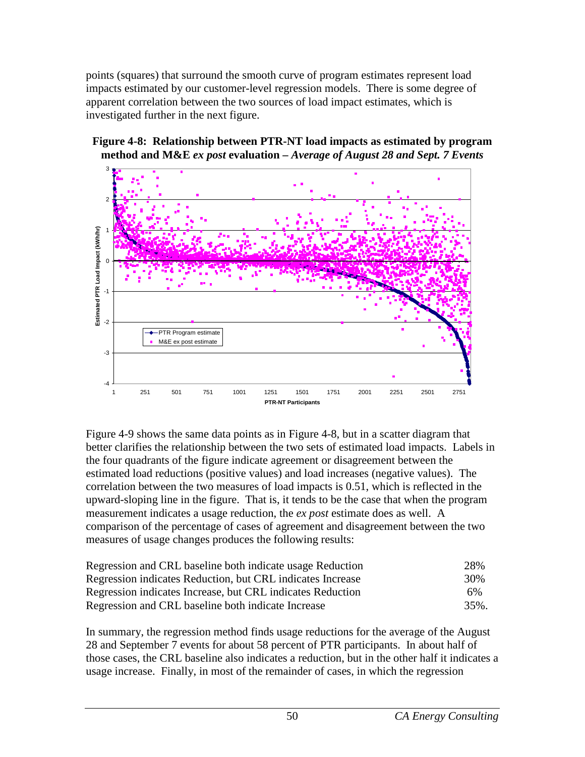points (squares) that surround the smooth curve of program estimates represent load impacts estimated by our customer-level regression models. There is some degree of apparent correlation between the two sources of load impact estimates, which is investigated further in the next figure.

**Figure 4-8: Relationship between PTR-NT load impacts as estimated by program method and M&E *ex post* evaluation – *Average of August 28 and Sept. 7 Events***

Figure 4-9 shows the same data points as in Figure 4-8, but in a scatter diagram that better clarifies the relationship between the two sets of estimated load impacts. Labels in the four quadrants of the figure indicate agreement or disagreement between the estimated load reductions (positive values) and load increases (negative values). The correlation between the two measures of load impacts is 0.51, which is reflected in the upward-sloping line in the figure. That is, it tends to be the case that when the program measurement indicates a usage reduction, the *ex post* estimate does as well. A comparison of the percentage of cases of agreement and disagreement between the two measures of usage changes produces the following results:

| | |
|---|---|
| Regression and CRL baseline both indicate usage Reduction | 28% |
| Regression indicates Reduction, but CRL indicates Increase | 30% |
| Regression indicates Increase, but CRL indicates Reduction | 6% |
| Regression and CRL baseline both indicate Increase | 35%. |

In summary, the regression method finds usage reductions for the average of the August 28 and September 7 events for about 58 percent of PTR participants. In about half of those cases, the CRL baseline also indicates a reduction, but in the other half it indicates a usage increase. Finally, in most of the remainder of cases, in which the regression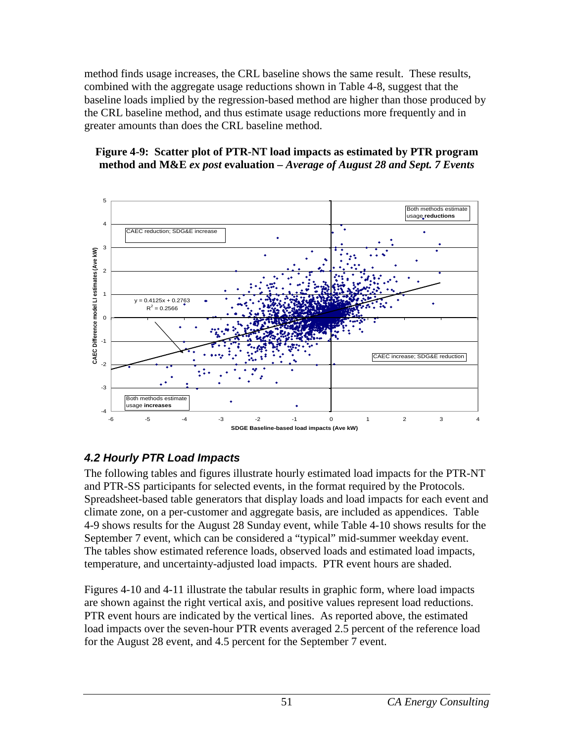method finds usage increases, the CRL baseline shows the same result. These results, combined with the aggregate usage reductions shown in Table 4-8, suggest that the baseline loads implied by the regression-based method are higher than those produced by the CRL baseline method, and thus estimate usage reductions more frequently and in greater amounts than does the CRL baseline method.

**Figure 4-9: Scatter plot of PTR-NT load impacts as estimated by PTR program method and M&E *ex post* evaluation – *Average of August 28 and Sept. 7 Events***

## *4.2 Hourly PTR Load Impacts*

The following tables and figures illustrate hourly estimated load impacts for the PTR-NT and PTR-SS participants for selected events, in the format required by the Protocols. Spreadsheet-based table generators that display loads and load impacts for each event and climate zone, on a per-customer and aggregate basis, are included as appendices. Table 4-9 shows results for the August 28 Sunday event, while Table 4-10 shows results for the September 7 event, which can be considered a "typical" mid-summer weekday event. The tables show estimated reference loads, observed loads and estimated load impacts, temperature, and uncertainty-adjusted load impacts. PTR event hours are shaded.

Figures 4-10 and 4-11 illustrate the tabular results in graphic form, where load impacts are shown against the right vertical axis, and positive values represent load reductions. PTR event hours are indicated by the vertical lines. As reported above, the estimated load impacts over the seven-hour PTR events averaged 2.5 percent of the reference load for the August 28 event, and 4.5 percent for the September 7 event.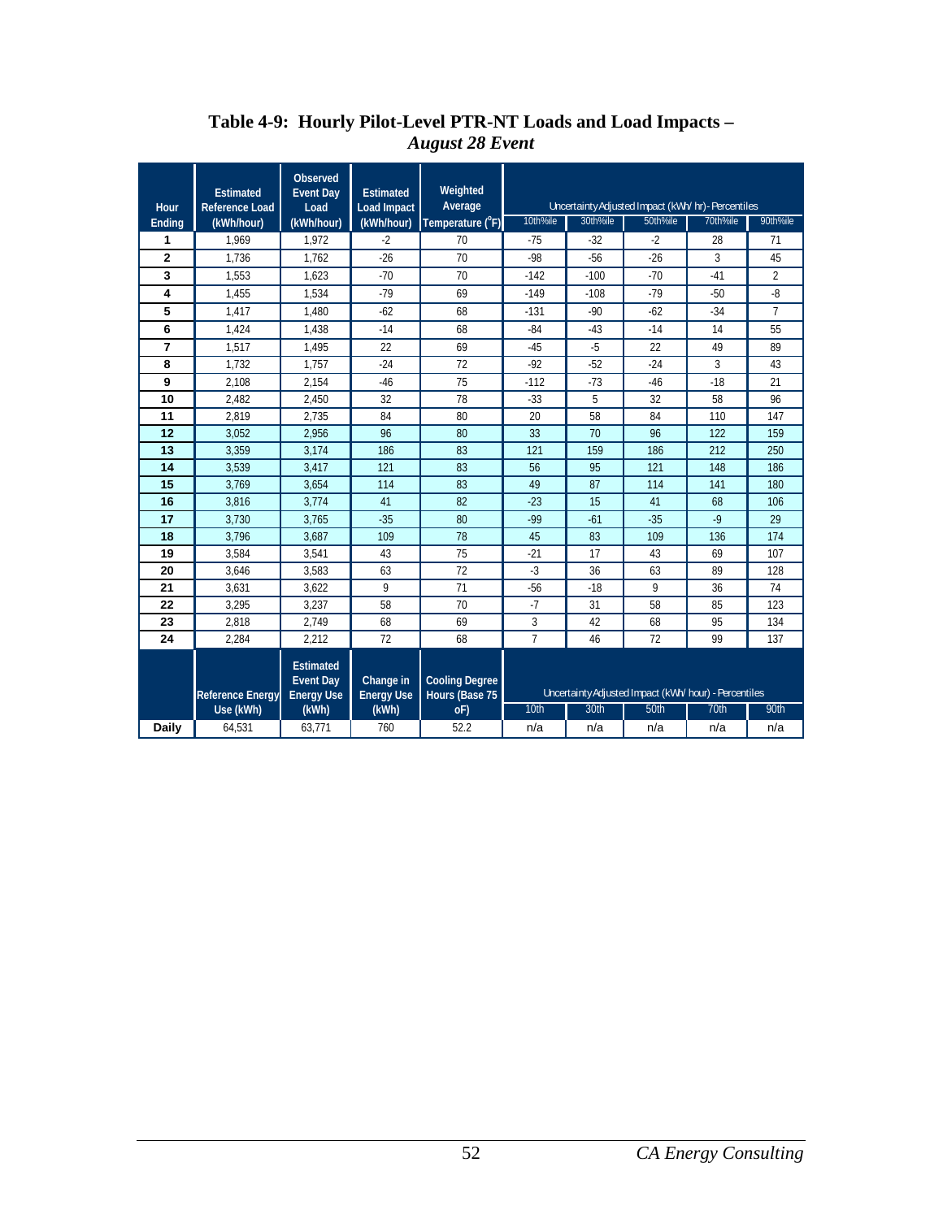**Table 4-9: Hourly Pilot-Level PTR-NT Loads and Load Impacts –** ***August 28 Event***

| Hour Ending | Estimated Reference Load (kWh/hour) | Observed Event Day Load (kWh/hour) | Estimated Load Impact (kWh/hour) | Weighted Average Temperature (°F) | Uncertainty Adjusted Impact (kWh/ hr) - Percentiles | | | | |
|---|---|---|---|---|---|---|---|---|---|
| | | | | | 10th%ile | 30th%ile | 50th%ile | 70th%ile | 90th%ile |
| **1** | 1,969 | 1,972 | -2 | 70 | -75 | -32 | -2 | 28 | 71 |
| **2** | 1,736 | 1,762 | -26 | 70 | -98 | -56 | -26 | 3 | 45 |
| **3** | 1,553 | 1,623 | -70 | 70 | -142 | -100 | -70 | -41 | 2 |
| **4** | 1,455 | 1,534 | -79 | 69 | -149 | -108 | -79 | -50 | -8 |
| **5** | 1,417 | 1,480 | -62 | 68 | -131 | -90 | -62 | -34 | 7 |
| **6** | 1,424 | 1,438 | -14 | 68 | -84 | -43 | -14 | 14 | 55 |
| **7** | 1,517 | 1,495 | 22 | 69 | -45 | -5 | 22 | 49 | 89 |
| **8** | 1,732 | 1,757 | -24 | 72 | -92 | -52 | -24 | 3 | 43 |
| **9** | 2,108 | 2,154 | -46 | 75 | -112 | -73 | -46 | -18 | 21 |
| **10** | 2,482 | 2,450 | 32 | 78 | -33 | 5 | 32 | 58 | 96 |
| **11** | 2,819 | 2,735 | 84 | 80 | 20 | 58 | 84 | 110 | 147 |
| **12** | 3,052 | 2,956 | 96 | 80 | 33 | 70 | 96 | 122 | 159 |
| **13** | 3,359 | 3,174 | 186 | 83 | 121 | 159 | 186 | 212 | 250 |
| **14** | 3,539 | 3,417 | 121 | 83 | 56 | 95 | 121 | 148 | 186 |
| **15** | 3,769 | 3,654 | 114 | 83 | 49 | 87 | 114 | 141 | 180 |
| **16** | 3,816 | 3,774 | 41 | 82 | -23 | 15 | 41 | 68 | 106 |
| **17** | 3,730 | 3,765 | -35 | 80 | -99 | -61 | -35 | -9 | 29 |
| **18** | 3,796 | 3,687 | 109 | 78 | 45 | 83 | 109 | 136 | 174 |
| **19** | 3,584 | 3,541 | 43 | 75 | -21 | 17 | 43 | 69 | 107 |
| **20** | 3,646 | 3,583 | 63 | 72 | -3 | 36 | 63 | 89 | 128 |
| **21** | 3,631 | 3,622 | 9 | 71 | -56 | -18 | 9 | 36 | 74 |
| **22** | 3,295 | 3,237 | 58 | 70 | -7 | 31 | 58 | 85 | 123 |
| **23** | 2,818 | 2,749 | 68 | 69 | 3 | 42 | 68 | 95 | 134 |
| **24** | 2,284 | 2,212 | 72 | 68 | 7 | 46 | 72 | 99 | 137 |
| | **Reference Energy Use (kWh)** | **Estimated Event Day Energy Use (kWh)** | **Change in Energy Use (kWh)** | **Cooling Degree Hours (Base 75 oF)** | **Uncertainty Adjusted Impact (kWh/ hour) - Percentiles** | | | | |
| | | | | | 10th | 30th | 50th | 70th | 90th |
| **Daily** | 64,531 | 63,771 | 760 | 52.2 | n/a | n/a | n/a | n/a | n/a |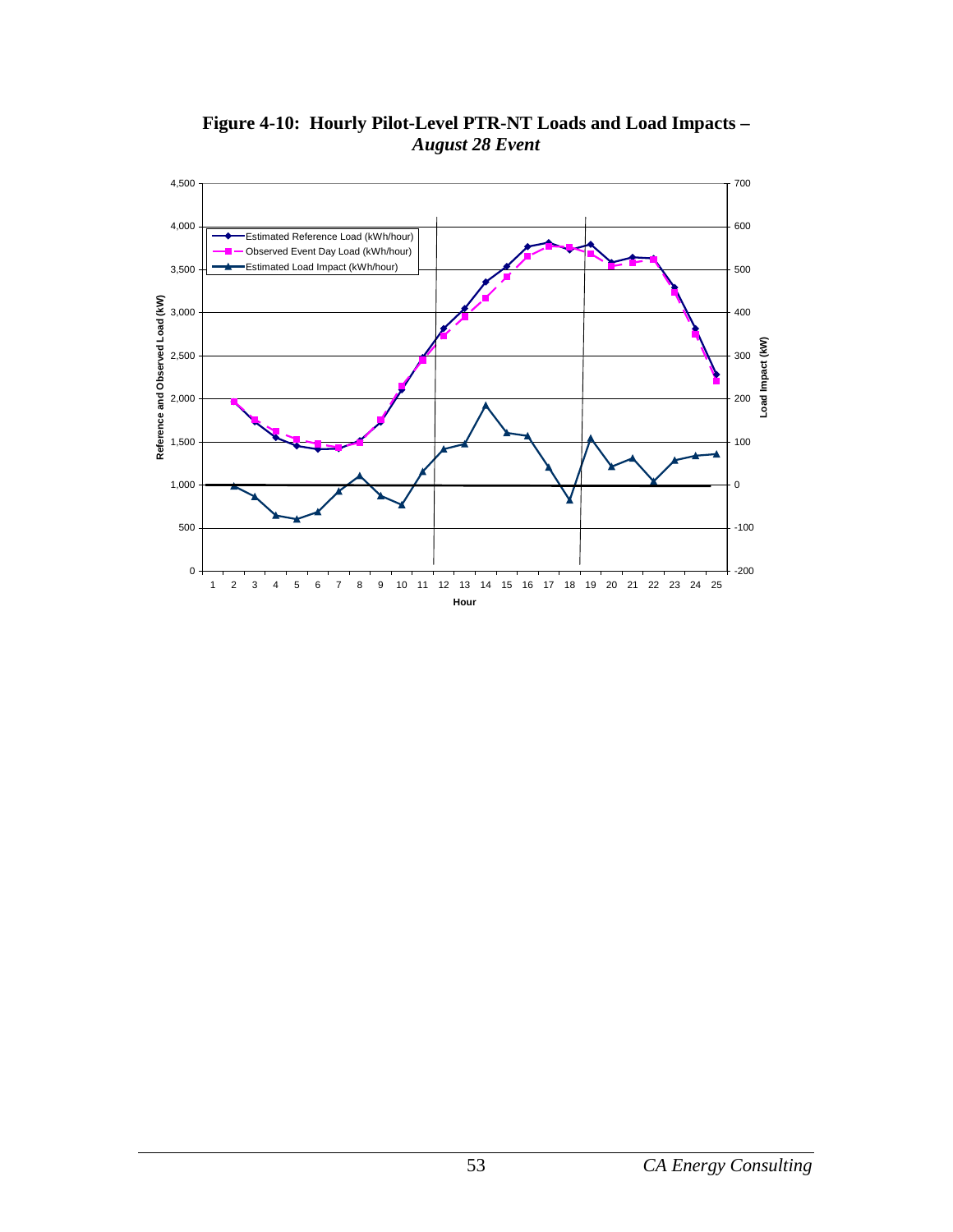**Figure 4-10: Hourly Pilot-Level PTR-NT Loads and Load Impacts –** ***August 28 Event***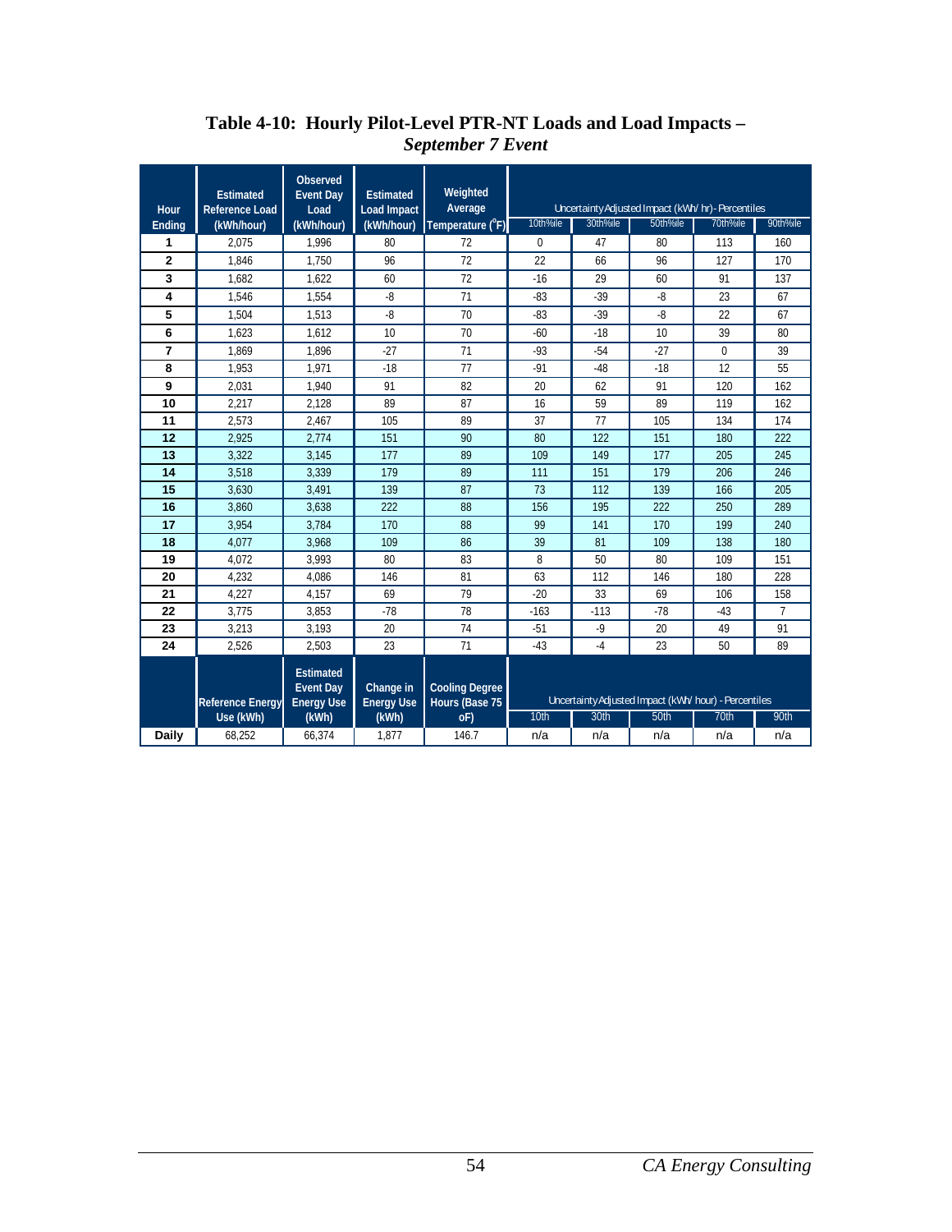**Table 4-10: Hourly Pilot-Level PTR-NT Loads and Load Impacts –**
***September 7 Event***

| Hour Ending | Estimated Reference Load (kWh/hour) | Observed Event Day Load (kWh/hour) | Estimated Load Impact (kWh/hour) | Weighted Average Temperature (°F) | Uncertainty Adjusted Impact (kWh/ hr) - Percentiles | | | | |
|---|---|---|---|---|---|---|---|---|---|
| | | | | | 10th%ile | 30th%ile | 50th%ile | 70th%ile | 90th%ile |
| 1 | 2,075 | 1,996 | 80 | 72 | 0 | 47 | 80 | 113 | 160 |
| 2 | 1,846 | 1,750 | 96 | 72 | 22 | 66 | 96 | 127 | 170 |
| 3 | 1,682 | 1,622 | 60 | 72 | -16 | 29 | 60 | 91 | 137 |
| 4 | 1,546 | 1,554 | -8 | 71 | -83 | -39 | -8 | 23 | 67 |
| 5 | 1,504 | 1,513 | -8 | 70 | -83 | -39 | -8 | 22 | 67 |
| 6 | 1,623 | 1,612 | 10 | 70 | -60 | -18 | 10 | 39 | 80 |
| 7 | 1,869 | 1,896 | -27 | 71 | -93 | -54 | -27 | 0 | 39 |
| 8 | 1,953 | 1,971 | -18 | 77 | -91 | -48 | -18 | 12 | 55 |
| 9 | 2,031 | 1,940 | 91 | 82 | 20 | 62 | 91 | 120 | 162 |
| 10 | 2,217 | 2,128 | 89 | 87 | 16 | 59 | 89 | 119 | 162 |
| 11 | 2,573 | 2,467 | 105 | 89 | 37 | 77 | 105 | 134 | 174 |
| 12 | 2,925 | 2,774 | 151 | 90 | 80 | 122 | 151 | 180 | 222 |
| 13 | 3,322 | 3,145 | 177 | 89 | 109 | 149 | 177 | 205 | 245 |
| 14 | 3,518 | 3,339 | 179 | 89 | 111 | 151 | 179 | 206 | 246 |
| 15 | 3,630 | 3,491 | 139 | 87 | 73 | 112 | 139 | 166 | 205 |
| 16 | 3,860 | 3,638 | 222 | 88 | 156 | 195 | 222 | 250 | 289 |
| 17 | 3,954 | 3,784 | 170 | 88 | 99 | 141 | 170 | 199 | 240 |
| 18 | 4,077 | 3,968 | 109 | 86 | 39 | 81 | 109 | 138 | 180 |
| 19 | 4,072 | 3,993 | 80 | 83 | 8 | 50 | 80 | 109 | 151 |
| 20 | 4,232 | 4,086 | 146 | 81 | 63 | 112 | 146 | 180 | 228 |
| 21 | 4,227 | 4,157 | 69 | 79 | -20 | 33 | 69 | 106 | 158 |
| 22 | 3,775 | 3,853 | -78 | 78 | -163 | -113 | -78 | -43 | 7 |
| 23 | 3,213 | 3,193 | 20 | 74 | -51 | -9 | 20 | 49 | 91 |
| 24 | 2,526 | 2,503 | 23 | 71 | -43 | -4 | 23 | 50 | 89 |
| | Reference Energy Use (kWh) | Estimated Event Day Energy Use (kWh) | Change in Energy Use (kWh) | Cooling Degree Hours (Base 75 oF) | Uncertainty Adjusted Impact (kWh/ hour) - Percentiles | | | | |
| | | | | | 10th | 30th | 50th | 70th | 90th |
| Daily | 68,252 | 66,374 | 1,877 | 146.7 | n/a | n/a | n/a | n/a | n/a |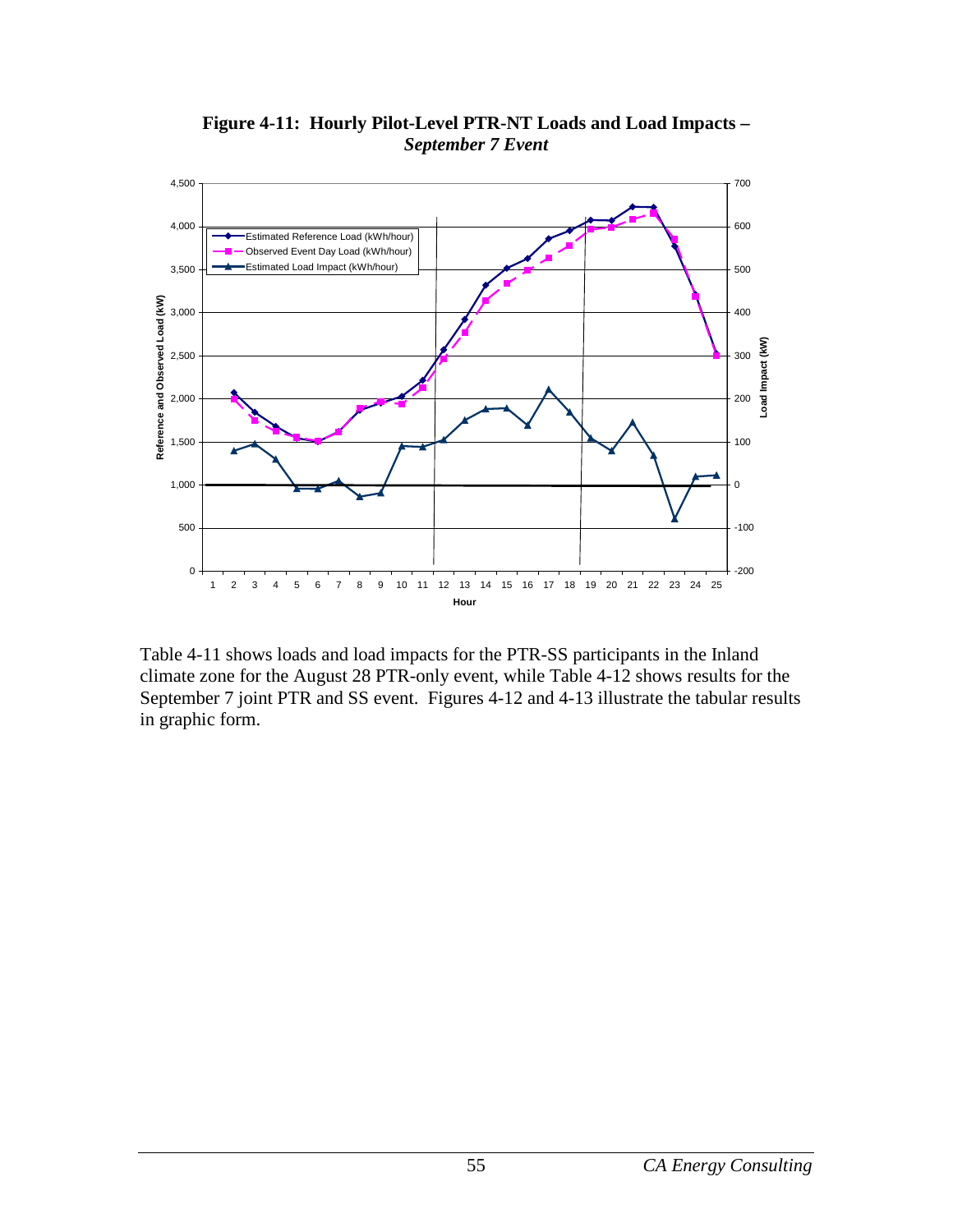**Figure 4-11: Hourly Pilot-Level PTR-NT Loads and Load Impacts – *September 7 Event***

Table 4-11 shows loads and load impacts for the PTR-SS participants in the Inland climate zone for the August 28 PTR-only event, while Table 4-12 shows results for the September 7 joint PTR and SS event. Figures 4-12 and 4-13 illustrate the tabular results in graphic form.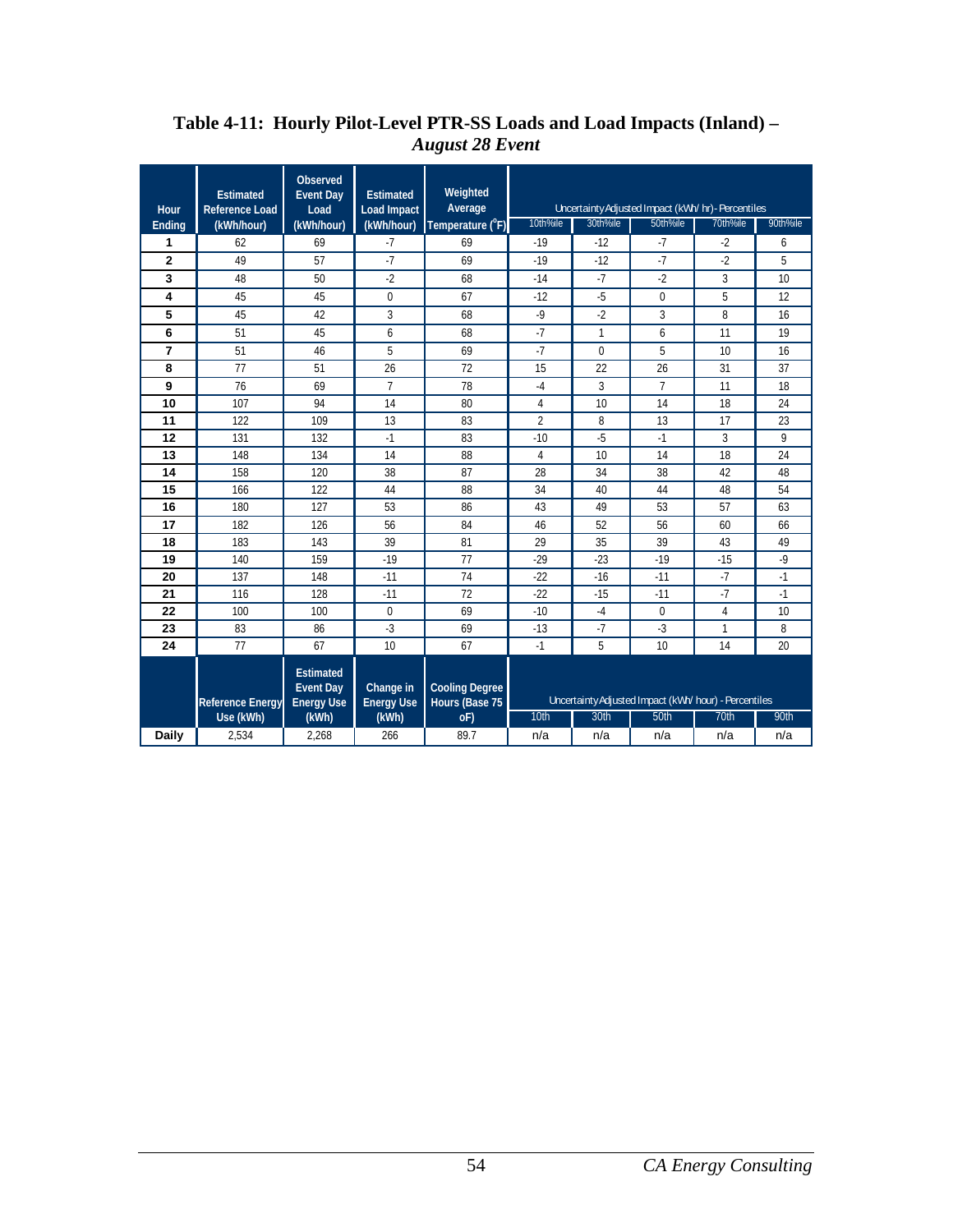**Table 4-11: Hourly Pilot-Level PTR-SS Loads and Load Impacts (Inland) –** ***August 28 Event***

| Hour Ending | Estimated Reference Load (kWh/hour) | Observed Event Day Load (kWh/hour) | Estimated Load Impact (kWh/hour) | Weighted Average Temperature (°F) | Uncertainty Adjusted Impact (kWh/ hr)- Percentiles | | | | |
|---|---|---|---|---|---|---|---|---|---|
| | | | | | 10th%ile | 30th%ile | 50th%ile | 70th%ile | 90th%ile |
| **1** | 62 | 69 | -7 | 69 | -19 | -12 | -7 | -2 | 6 |
| **2** | 49 | 57 | -7 | 69 | -19 | -12 | -7 | -2 | 5 |
| **3** | 48 | 50 | -2 | 68 | -14 | -7 | -2 | 3 | 10 |
| **4** | 45 | 45 | 0 | 67 | -12 | -5 | 0 | 5 | 12 |
| **5** | 45 | 42 | 3 | 68 | -9 | -2 | 3 | 8 | 16 |
| **6** | 51 | 45 | 6 | 68 | -7 | 1 | 6 | 11 | 19 |
| **7** | 51 | 46 | 5 | 69 | -7 | 0 | 5 | 10 | 16 |
| **8** | 77 | 51 | 26 | 72 | 15 | 22 | 26 | 31 | 37 |
| **9** | 76 | 69 | 7 | 78 | -4 | 3 | 7 | 11 | 18 |
| **10** | 107 | 94 | 14 | 80 | 4 | 10 | 14 | 18 | 24 |
| **11** | 122 | 109 | 13 | 83 | 2 | 8 | 13 | 17 | 23 |
| **12** | 131 | 132 | -1 | 83 | -10 | -5 | -1 | 3 | 9 |
| **13** | 148 | 134 | 14 | 88 | 4 | 10 | 14 | 18 | 24 |
| **14** | 158 | 120 | 38 | 87 | 28 | 34 | 38 | 42 | 48 |
| **15** | 166 | 122 | 44 | 88 | 34 | 40 | 44 | 48 | 54 |
| **16** | 180 | 127 | 53 | 86 | 43 | 49 | 53 | 57 | 63 |
| **17** | 182 | 126 | 56 | 84 | 46 | 52 | 56 | 60 | 66 |
| **18** | 183 | 143 | 39 | 81 | 29 | 35 | 39 | 43 | 49 |
| **19** | 140 | 159 | -19 | 77 | -29 | -23 | -19 | -15 | -9 |
| **20** | 137 | 148 | -11 | 74 | -22 | -16 | -11 | -7 | -1 |
| **21** | 116 | 128 | -11 | 72 | -22 | -15 | -11 | -7 | -1 |
| **22** | 100 | 100 | 0 | 69 | -10 | -4 | 0 | 4 | 10 |
| **23** | 83 | 86 | -3 | 69 | -13 | -7 | -3 | 1 | 8 |
| **24** | 77 | 67 | 10 | 67 | -1 | 5 | 10 | 14 | 20 |
| | **Reference Energy Use (kWh)** | **Estimated Event Day Energy Use (kWh)** | **Change in Energy Use (kWh)** | **Cooling Degree Hours (Base 75 oF)** | **Uncertainty Adjusted Impact (kWh/ hour) - Percentiles** | | | | |
| | | | | | 10th | 30th | 50th | 70th | 90th |
| **Daily** | 2,534 | 2,268 | 266 | 89.7 | n/a | n/a | n/a | n/a | n/a |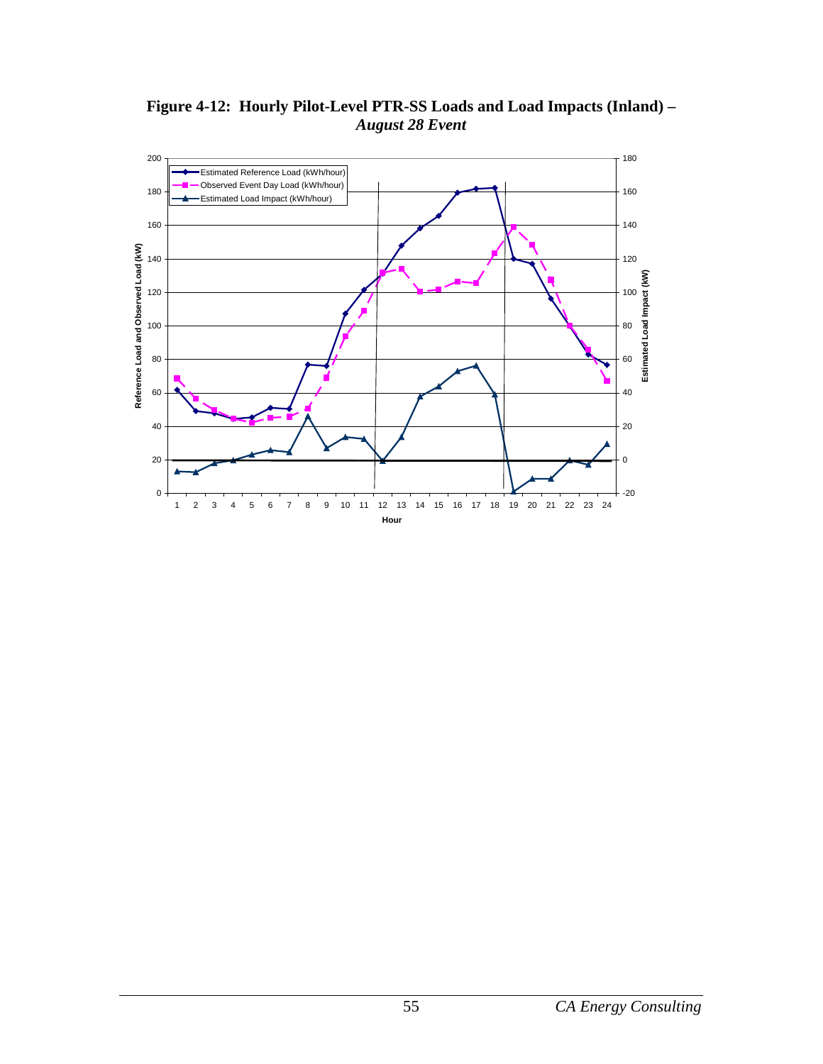**Figure 4-12: Hourly Pilot-Level PTR-SS Loads and Load Impacts (Inland) –** ***August 28 Event***

Estimated Reference Load (kWh/hour)
Observed Event Day Load (kWh/hour)
Estimated Load Impact (kWh/hour)

Reference Load and Observed Load (kW)

Estimated Load Impact (kW)

Hour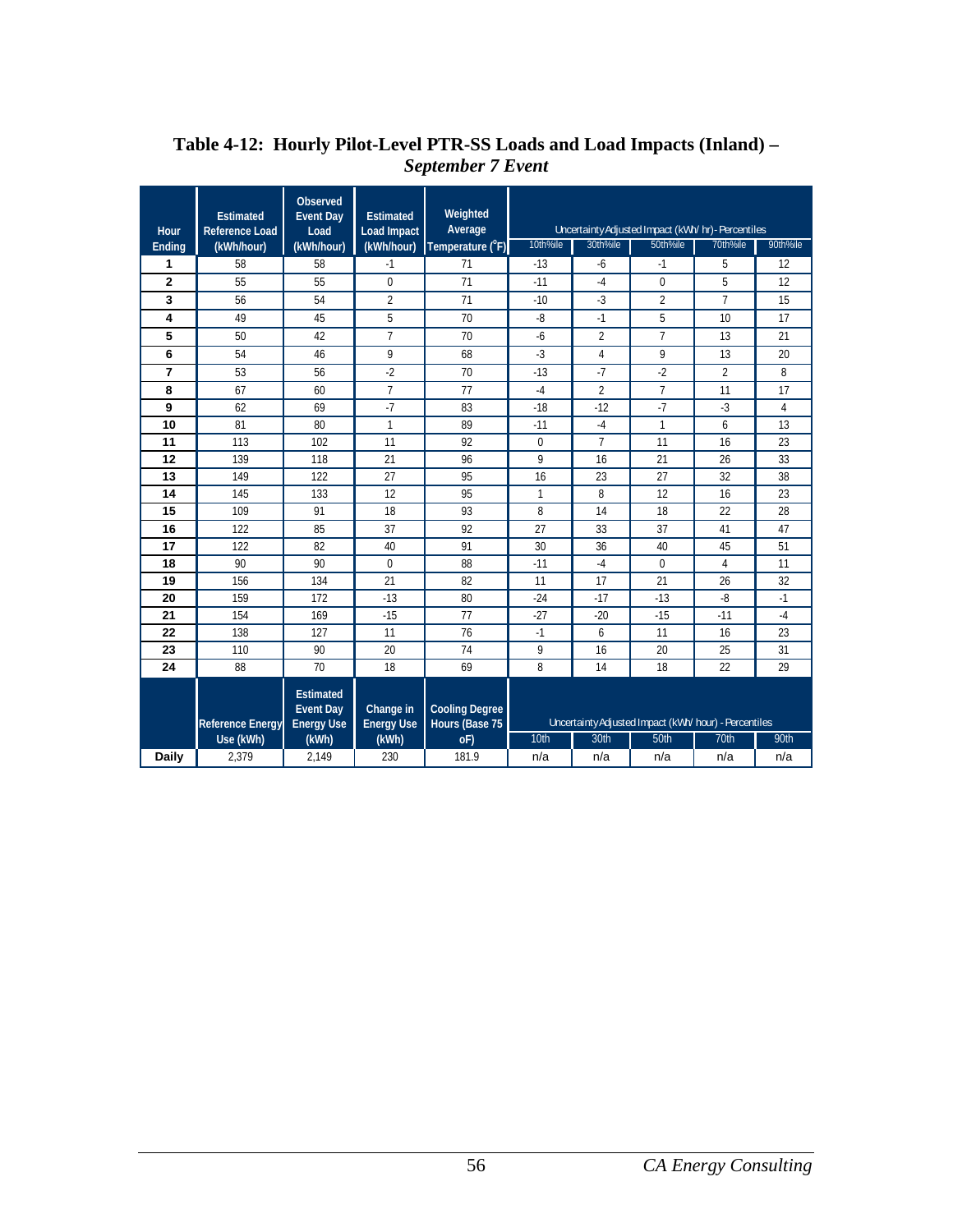**Table 4-12: Hourly Pilot-Level PTR-SS Loads and Load Impacts (Inland) – *September 7 Event***

| Hour Ending | Estimated Reference Load (kWh/hour) | Observed Event Day Load (kWh/hour) | Estimated Load Impact (kWh/hour) | Weighted Average Temperature (°F) | Uncertainty Adjusted Impact (kWh/ hr)- Percentiles | | | | |
|---|---|---|---|---|---|---|---|---|---|
| | | | | | 10th%ile | 30th%ile | 50th%ile | 70th%ile | 90th%ile |
| 1 | 58 | 58 | -1 | 71 | -13 | -6 | -1 | 5 | 12 |
| 2 | 55 | 55 | 0 | 71 | -11 | -4 | 0 | 5 | 12 |
| 3 | 56 | 54 | 2 | 71 | -10 | -3 | 2 | 7 | 15 |
| 4 | 49 | 45 | 5 | 70 | -8 | -1 | 5 | 10 | 17 |
| 5 | 50 | 42 | 7 | 70 | -6 | 2 | 7 | 13 | 21 |
| 6 | 54 | 46 | 9 | 68 | -3 | 4 | 9 | 13 | 20 |
| 7 | 53 | 56 | -2 | 70 | -13 | -7 | -2 | 2 | 8 |
| 8 | 67 | 60 | 7 | 77 | -4 | 2 | 7 | 11 | 17 |
| 9 | 62 | 69 | -7 | 83 | -18 | -12 | -7 | -3 | 4 |
| 10 | 81 | 80 | 1 | 89 | -11 | -4 | 1 | 6 | 13 |
| 11 | 113 | 102 | 11 | 92 | 0 | 7 | 11 | 16 | 23 |
| 12 | 139 | 118 | 21 | 96 | 9 | 16 | 21 | 26 | 33 |
| 13 | 149 | 122 | 27 | 95 | 16 | 23 | 27 | 32 | 38 |
| 14 | 145 | 133 | 12 | 95 | 1 | 8 | 12 | 16 | 23 |
| 15 | 109 | 91 | 18 | 93 | 8 | 14 | 18 | 22 | 28 |
| 16 | 122 | 85 | 37 | 92 | 27 | 33 | 37 | 41 | 47 |
| 17 | 122 | 82 | 40 | 91 | 30 | 36 | 40 | 45 | 51 |
| 18 | 90 | 90 | 0 | 88 | -11 | -4 | 0 | 4 | 11 |
| 19 | 156 | 134 | 21 | 82 | 11 | 17 | 21 | 26 | 32 |
| 20 | 159 | 172 | -13 | 80 | -24 | -17 | -13 | -8 | -1 |
| 21 | 154 | 169 | -15 | 77 | -27 | -20 | -15 | -11 | -4 |
| 22 | 138 | 127 | 11 | 76 | -1 | 6 | 11 | 16 | 23 |
| 23 | 110 | 90 | 20 | 74 | 9 | 16 | 20 | 25 | 31 |
| 24 | 88 | 70 | 18 | 69 | 8 | 14 | 18 | 22 | 29 |
| | Reference Energy Use (kWh) | Estimated Event Day Energy Use (kWh) | Change in Energy Use (kWh) | Cooling Degree Hours (Base 75 oF) | Uncertainty Adjusted Impact (kWh/ hour) - Percentiles | | | | |
| | | | | | 10th | 30th | 50th | 70th | 90th |
| Daily | 2,379 | 2,149 | 230 | 181.9 | n/a | n/a | n/a | n/a | n/a |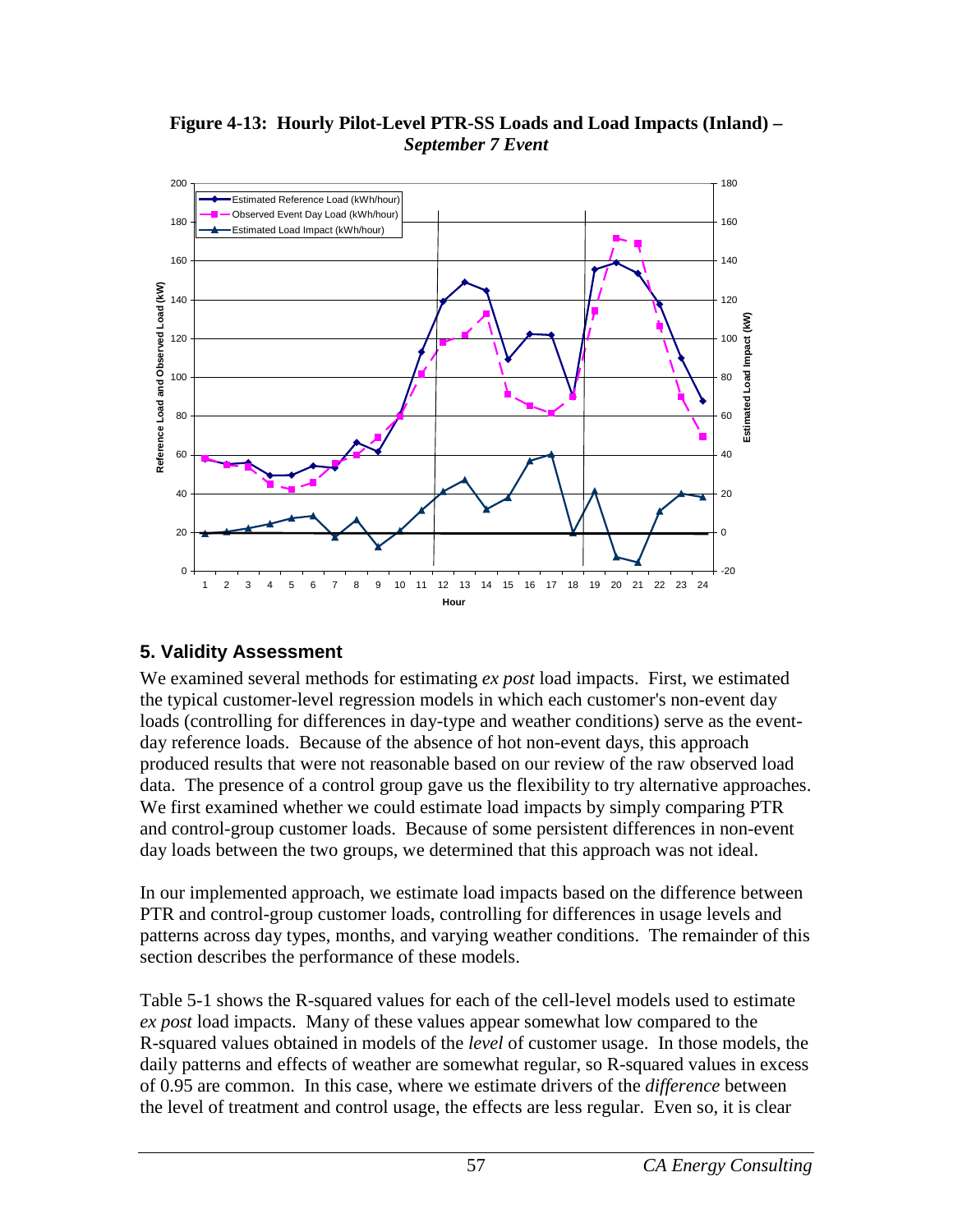**Figure 4-13: Hourly Pilot-Level PTR-SS Loads and Load Impacts (Inland) –** ***September 7 Event***

## 5. Validity Assessment

We examined several methods for estimating *ex post* load impacts. First, we estimated the typical customer-level regression models in which each customer's non-event day loads (controlling for differences in day-type and weather conditions) serve as the event-day reference loads. Because of the absence of hot non-event days, this approach produced results that were not reasonable based on our review of the raw observed load data. The presence of a control group gave us the flexibility to try alternative approaches. We first examined whether we could estimate load impacts by simply comparing PTR and control-group customer loads. Because of some persistent differences in non-event day loads between the two groups, we determined that this approach was not ideal.

In our implemented approach, we estimate load impacts based on the difference between PTR and control-group customer loads, controlling for differences in usage levels and patterns across day types, months, and varying weather conditions. The remainder of this section describes the performance of these models.

Table 5-1 shows the R-squared values for each of the cell-level models used to estimate *ex post* load impacts. Many of these values appear somewhat low compared to the R-squared values obtained in models of the *level* of customer usage. In those models, the daily patterns and effects of weather are somewhat regular, so R-squared values in excess of 0.95 are common. In this case, where we estimate drivers of the *difference* between the level of treatment and control usage, the effects are less regular. Even so, it is clear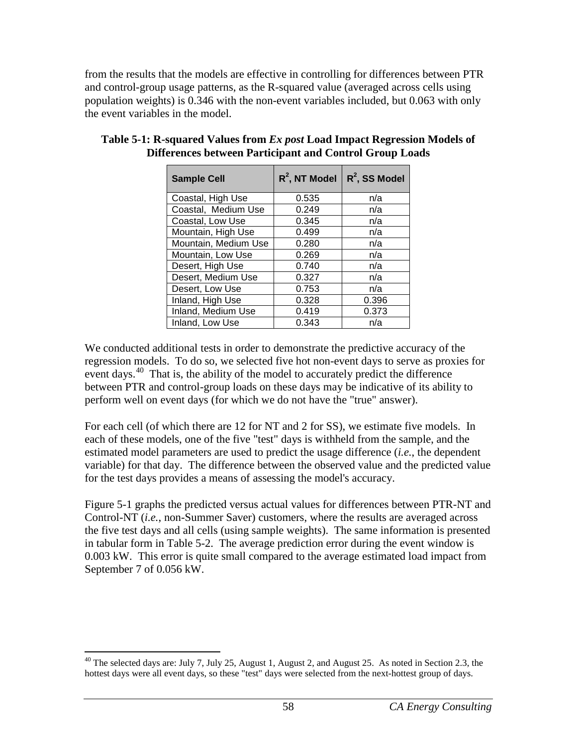from the results that the models are effective in controlling for differences between PTR and control-group usage patterns, as the R-squared value (averaged across cells using population weights) is 0.346 with the non-event variables included, but 0.063 with only the event variables in the model.

**Table 5-1: R-squared Values from *Ex post* Load Impact Regression Models of Differences between Participant and Control Group Loads**

| Sample Cell | $R^2$, NT Model | $R^2$, SS Model |
|---|---|---|
| Coastal, High Use | 0.535 | n/a |
| Coastal, Medium Use | 0.249 | n/a |
| Coastal, Low Use | 0.345 | n/a |
| Mountain, High Use | 0.499 | n/a |
| Mountain, Medium Use | 0.280 | n/a |
| Mountain, Low Use | 0.269 | n/a |
| Desert, High Use | 0.740 | n/a |
| Desert, Medium Use | 0.327 | n/a |
| Desert, Low Use | 0.753 | n/a |
| Inland, High Use | 0.328 | 0.396 |
| Inland, Medium Use | 0.419 | 0.373 |
| Inland, Low Use | 0.343 | n/a |

We conducted additional tests in order to demonstrate the predictive accuracy of the regression models. To do so, we selected five hot non-event days to serve as proxies for event days.[40] That is, the ability of the model to accurately predict the difference between PTR and control-group loads on these days may be indicative of its ability to perform well on event days (for which we do not have the "true" answer).

For each cell (of which there are 12 for NT and 2 for SS), we estimate five models. In each of these models, one of the five "test" days is withheld from the sample, and the estimated model parameters are used to predict the usage difference (*i.e.*, the dependent variable) for that day. The difference between the observed value and the predicted value for the test days provides a means of assessing the model's accuracy.

Figure 5-1 graphs the predicted versus actual values for differences between PTR-NT and Control-NT (*i.e.*, non-Summer Saver) customers, where the results are averaged across the five test days and all cells (using sample weights). The same information is presented in tabular form in Table 5-2. The average prediction error during the event window is 0.003 kW. This error is quite small compared to the average estimated load impact from September 7 of 0.056 kW.

[40] The selected days are: July 7, July 25, August 1, August 2, and August 25. As noted in Section 2.3, the hottest days were all event days, so these "test" days were selected from the next-hottest group of days.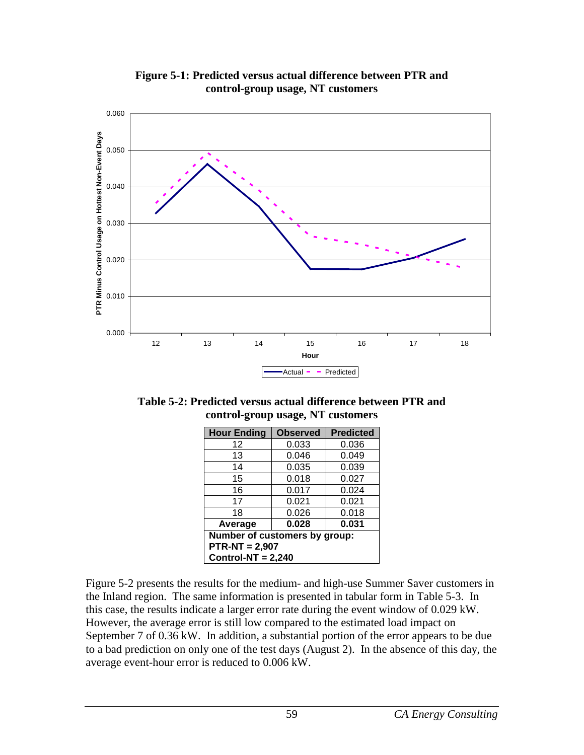**Figure 5-1: Predicted versus actual difference between PTR and control-group usage, NT customers**

**Table 5-2: Predicted versus actual difference between PTR and control-group usage, NT customers**

| Hour Ending | Observed | Predicted |
|---|---|---|
| 12 | 0.033 | 0.036 |
| 13 | 0.046 | 0.049 |
| 14 | 0.035 | 0.039 |
| 15 | 0.018 | 0.027 |
| 16 | 0.017 | 0.024 |
| 17 | 0.021 | 0.021 |
| 18 | 0.026 | 0.018 |
| **Average** | **0.028** | **0.031** |
| **Number of customers by group:** **PTR-NT = 2,907** **Control-NT = 2,240** | | |

Figure 5-2 presents the results for the medium- and high-use Summer Saver customers in the Inland region. The same information is presented in tabular form in Table 5-3. In this case, the results indicate a larger error rate during the event window of 0.029 kW. However, the average error is still low compared to the estimated load impact on September 7 of 0.36 kW. In addition, a substantial portion of the error appears to be due to a bad prediction on only one of the test days (August 2). In the absence of this day, the average event-hour error is reduced to 0.006 kW.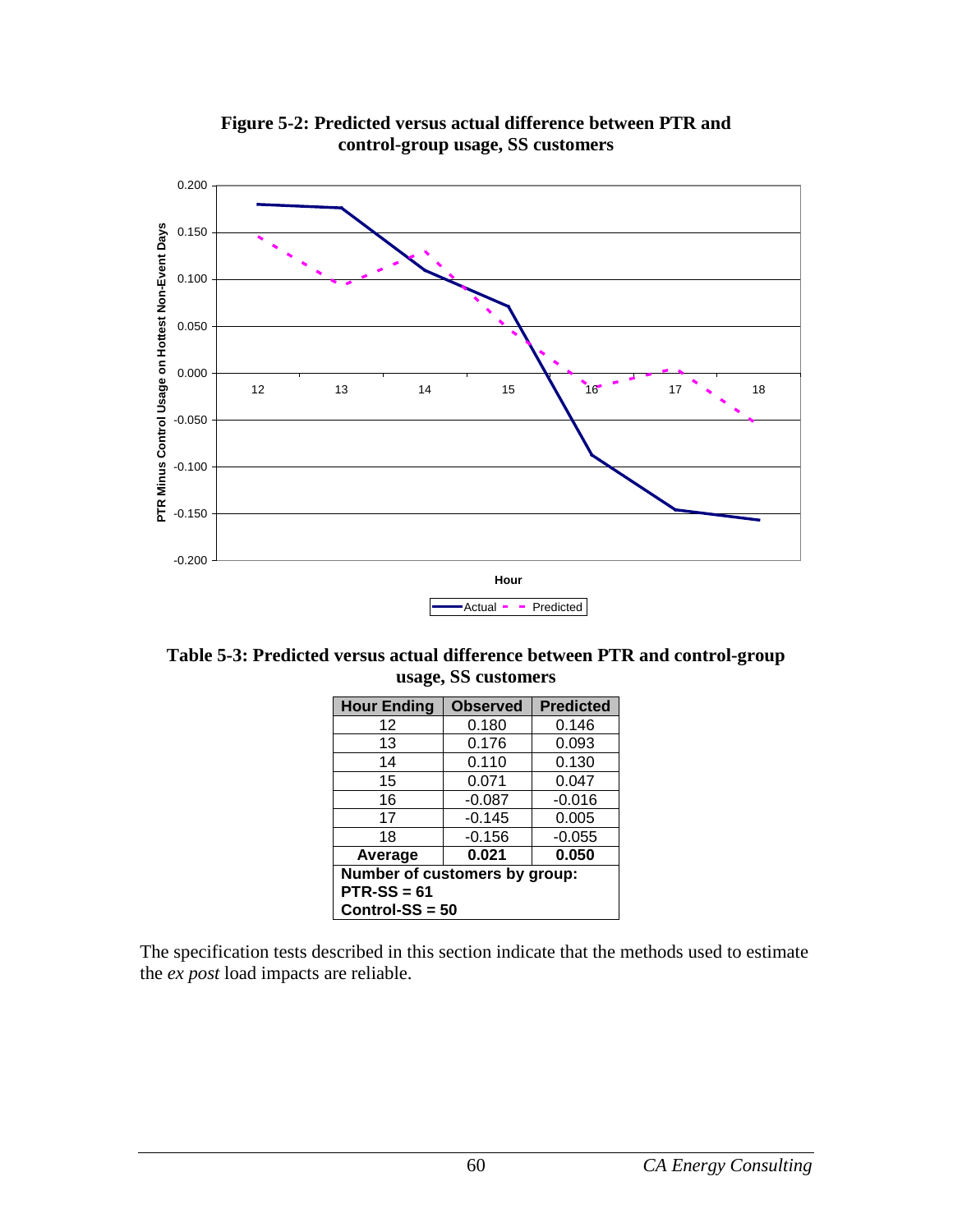**Figure 5-2: Predicted versus actual difference between PTR and control-group usage, SS customers**

**Table 5-3: Predicted versus actual difference between PTR and control-group usage, SS customers**

| Hour Ending | Observed | Predicted |
|---|---|---|
| 12 | 0.180 | 0.146 |
| 13 | 0.176 | 0.093 |
| 14 | 0.110 | 0.130 |
| 15 | 0.071 | 0.047 |
| 16 | -0.087 | -0.016 |
| 17 | -0.145 | 0.005 |
| 18 | -0.156 | -0.055 |
| **Average** | **0.021** | **0.050** |
| **Number of customers by group:** | | |
| **PTR-SS = 61** | | |
| **Control-SS = 50** | | |

The specification tests described in this section indicate that the methods used to estimate the *ex post* load impacts are reliable.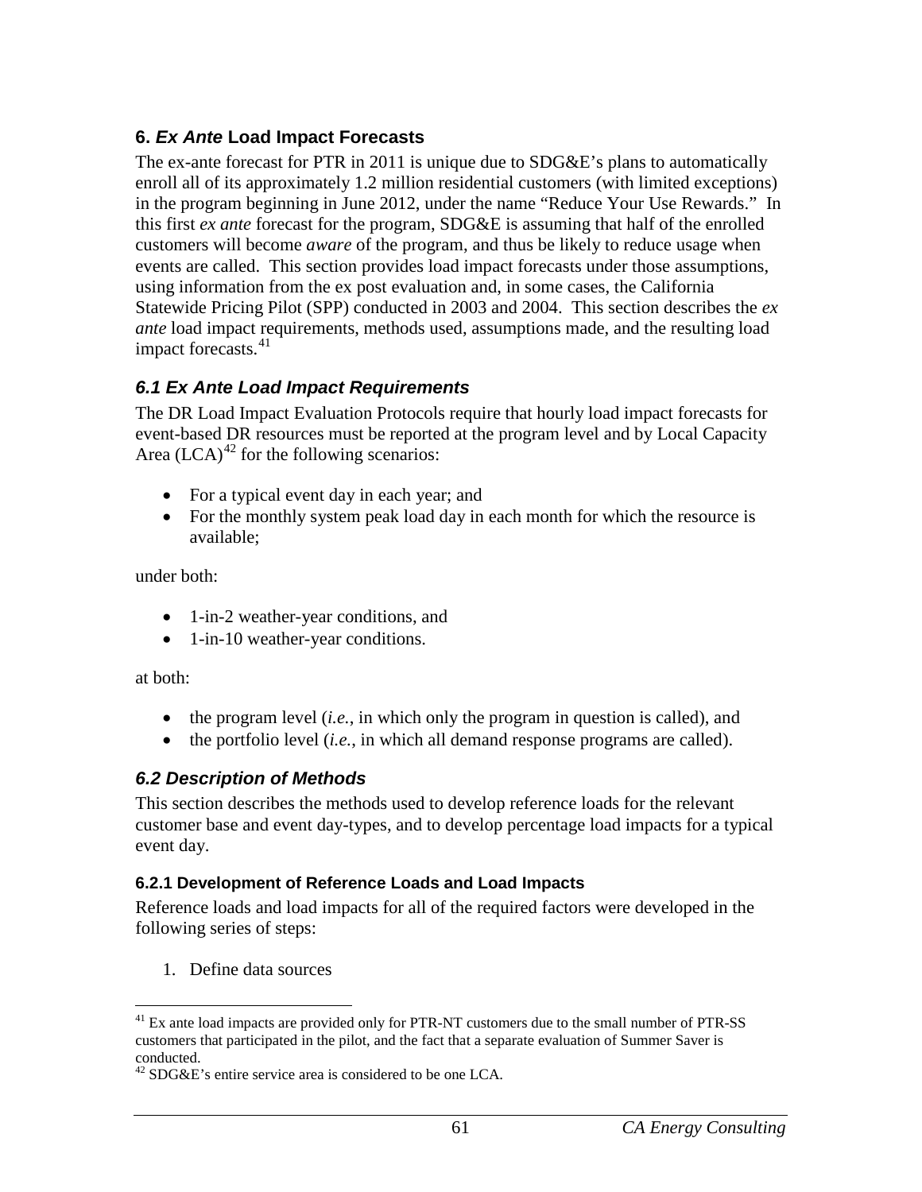## 6. *Ex Ante* Load Impact Forecasts

The ex-ante forecast for PTR in 2011 is unique due to SDG&E's plans to automatically enroll all of its approximately 1.2 million residential customers (with limited exceptions) in the program beginning in June 2012, under the name "Reduce Your Use Rewards." In this first *ex ante* forecast for the program, SDG&E is assuming that half of the enrolled customers will become *aware* of the program, and thus be likely to reduce usage when events are called. This section provides load impact forecasts under those assumptions, using information from the ex post evaluation and, in some cases, the California Statewide Pricing Pilot (SPP) conducted in 2003 and 2004. This section describes the *ex ante* load impact requirements, methods used, assumptions made, and the resulting load impact forecasts.[41]

### *6.1 Ex Ante Load Impact Requirements*

The DR Load Impact Evaluation Protocols require that hourly load impact forecasts for event-based DR resources must be reported at the program level and by Local Capacity Area (LCA)[42] for the following scenarios:

- For a typical event day in each year; and
- For the monthly system peak load day in each month for which the resource is available;

under both:

- 1-in-2 weather-year conditions, and
- 1-in-10 weather-year conditions.

at both:

- the program level (*i.e.*, in which only the program in question is called), and
- the portfolio level (*i.e.*, in which all demand response programs are called).

### *6.2 Description of Methods*

This section describes the methods used to develop reference loads for the relevant customer base and event day-types, and to develop percentage load impacts for a typical event day.

#### 6.2.1 Development of Reference Loads and Load Impacts

Reference loads and load impacts for all of the required factors were developed in the following series of steps:

1. Define data sources

[41] Ex ante load impacts are provided only for PTR-NT customers due to the small number of PTR-SS customers that participated in the pilot, and the fact that a separate evaluation of Summer Saver is conducted.

[42] SDG&E's entire service area is considered to be one LCA.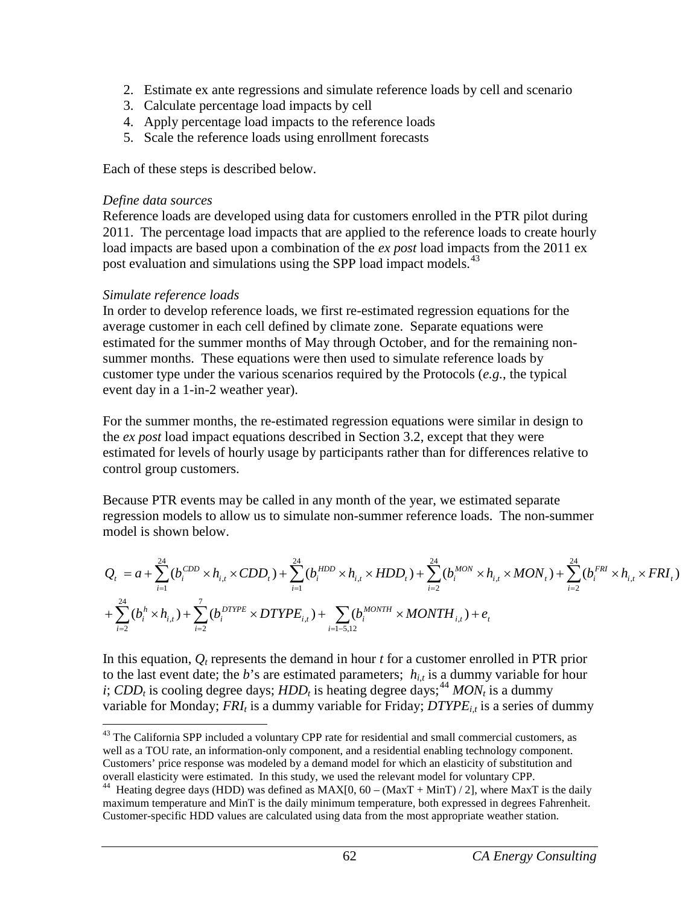2. Estimate ex ante regressions and simulate reference loads by cell and scenario
3. Calculate percentage load impacts by cell
4. Apply percentage load impacts to the reference loads
5. Scale the reference loads using enrollment forecasts

Each of these steps is described below.

*Define data sources*

Reference loads are developed using data for customers enrolled in the PTR pilot during 2011. The percentage load impacts that are applied to the reference loads to create hourly load impacts are based upon a combination of the *ex post* load impacts from the 2011 ex post evaluation and simulations using the SPP load impact models.[43]

*Simulate reference loads*

In order to develop reference loads, we first re-estimated regression equations for the average customer in each cell defined by climate zone. Separate equations were estimated for the summer months of May through October, and for the remaining non-summer months. These equations were then used to simulate reference loads by customer type under the various scenarios required by the Protocols (*e.g.*, the typical event day in a 1-in-2 weather year).

For the summer months, the re-estimated regression equations were similar in design to the *ex post* load impact equations described in Section 3.2, except that they were estimated for levels of hourly usage by participants rather than for differences relative to control group customers.

Because PTR events may be called in any month of the year, we estimated separate regression models to allow us to simulate non-summer reference loads. The non-summer model is shown below.

$$Q_t = a + \sum_{i=1}^{24}(b_i^{CDD} \times h_{i,t} \times CDD_t) + \sum_{i=1}^{24}(b_i^{HDD} \times h_{i,t} \times HDD_t) + \sum_{i=2}^{24}(b_i^{MON} \times h_{i,t} \times MON_t) + \sum_{i=2}^{24}(b_i^{FRI} \times h_{i,t} \times FRI_t)$$
$$+ \sum_{i=2}^{24}(b_i^{h} \times h_{i,t}) + \sum_{i=2}^{7}(b_i^{DTYPE} \times DTYPE_{i,t}) + \sum_{i=1-5,12}(b_i^{MONTH} \times MONTH_{i,t}) + e_t$$

In this equation, $Q_t$ represents the demand in hour $t$ for a customer enrolled in PTR prior to the last event date; the $b$'s are estimated parameters; $h_{i,t}$ is a dummy variable for hour $i$; $CDD_t$ is cooling degree days; $HDD_t$ is heating degree days;[44] $MON_t$ is a dummy variable for Monday; $FRI_t$ is a dummy variable for Friday; $DTYPE_{i,t}$ is a series of dummy

---

[43] The California SPP included a voluntary CPP rate for residential and small commercial customers, as well as a TOU rate, an information-only component, and a residential enabling technology component. Customers' price response was modeled by a demand model for which an elasticity of substitution and overall elasticity were estimated. In this study, we used the relevant model for voluntary CPP.

[44] Heating degree days (HDD) was defined as MAX[0, 60 – (MaxT + MinT) / 2], where MaxT is the daily maximum temperature and MinT is the daily minimum temperature, both expressed in degrees Fahrenheit. Customer-specific HDD values are calculated using data from the most appropriate weather station.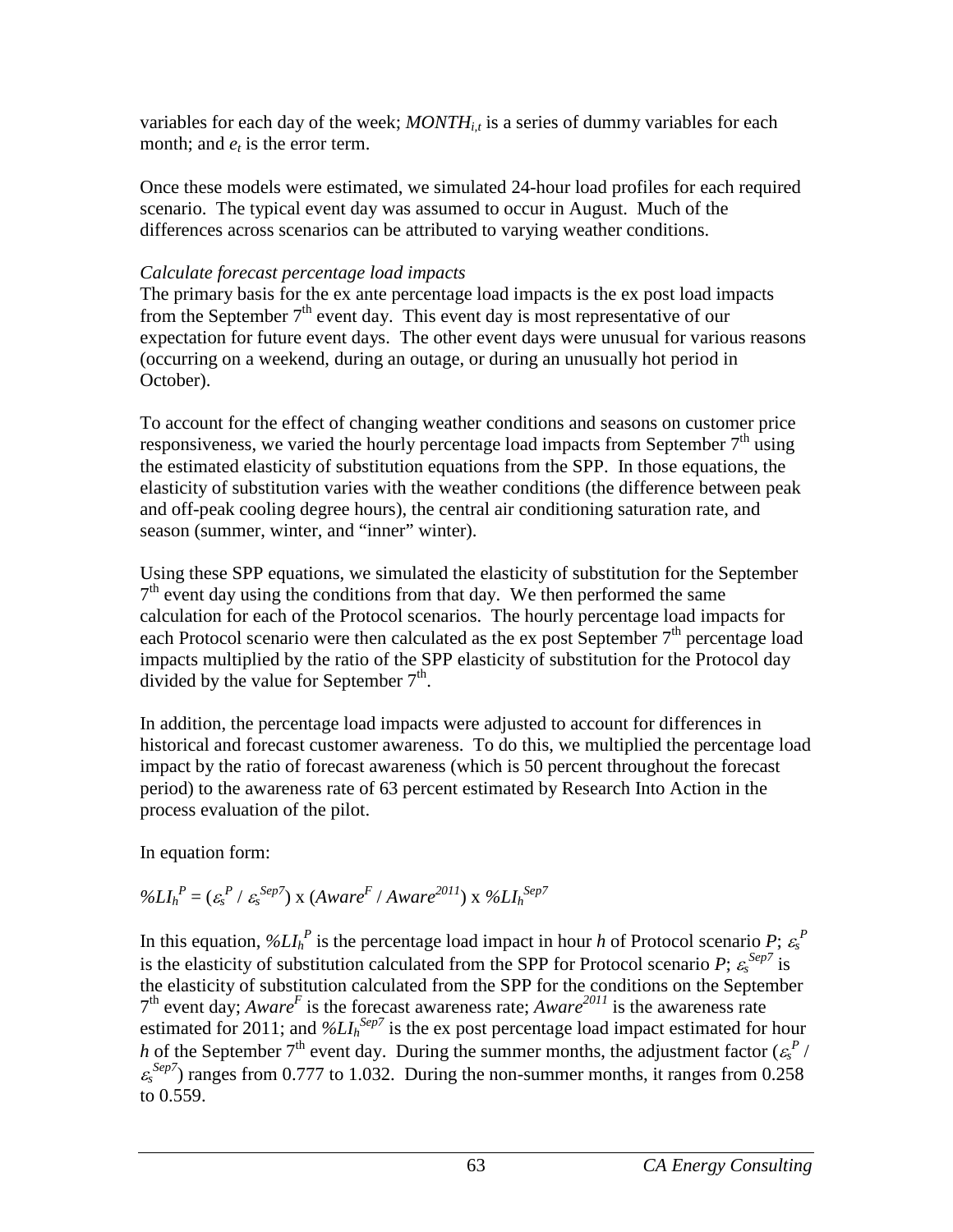variables for each day of the week; $MONTH_{i,t}$ is a series of dummy variables for each month; and $e_t$ is the error term.

Once these models were estimated, we simulated 24-hour load profiles for each required scenario. The typical event day was assumed to occur in August. Much of the differences across scenarios can be attributed to varying weather conditions.

*Calculate forecast percentage load impacts*

The primary basis for the ex ante percentage load impacts is the ex post load impacts from the September 7th event day. This event day is most representative of our expectation for future event days. The other event days were unusual for various reasons (occurring on a weekend, during an outage, or during an unusually hot period in October).

To account for the effect of changing weather conditions and seasons on customer price responsiveness, we varied the hourly percentage load impacts from September 7th using the estimated elasticity of substitution equations from the SPP. In those equations, the elasticity of substitution varies with the weather conditions (the difference between peak and off-peak cooling degree hours), the central air conditioning saturation rate, and season (summer, winter, and "inner" winter).

Using these SPP equations, we simulated the elasticity of substitution for the September 7th event day using the conditions from that day. We then performed the same calculation for each of the Protocol scenarios. The hourly percentage load impacts for each Protocol scenario were then calculated as the ex post September 7th percentage load impacts multiplied by the ratio of the SPP elasticity of substitution for the Protocol day divided by the value for September 7th.

In addition, the percentage load impacts were adjusted to account for differences in historical and forecast customer awareness. To do this, we multiplied the percentage load impact by the ratio of forecast awareness (which is 50 percent throughout the forecast period) to the awareness rate of 63 percent estimated by Research Into Action in the process evaluation of the pilot.

In equation form:

$$\%LI_h^P = (\varepsilon_s^P / \varepsilon_s^{Sep7}) \text{ x } (Aware^F / Aware^{2011}) \text{ x } \%LI_h^{Sep7}$$

In this equation, $\%LI_h^P$ is the percentage load impact in hour $h$ of Protocol scenario $P$; $\varepsilon_s^P$ is the elasticity of substitution calculated from the SPP for Protocol scenario $P$; $\varepsilon_s^{Sep7}$ is the elasticity of substitution calculated from the SPP for the conditions on the September 7th event day; $Aware^F$ is the forecast awareness rate; $Aware^{2011}$ is the awareness rate estimated for 2011; and $\%LI_h^{Sep7}$ is the ex post percentage load impact estimated for hour $h$ of the September 7th event day. During the summer months, the adjustment factor ($\varepsilon_s^P$ / $\varepsilon_s^{Sep7}$) ranges from 0.777 to 1.032. During the non-summer months, it ranges from 0.258 to 0.559.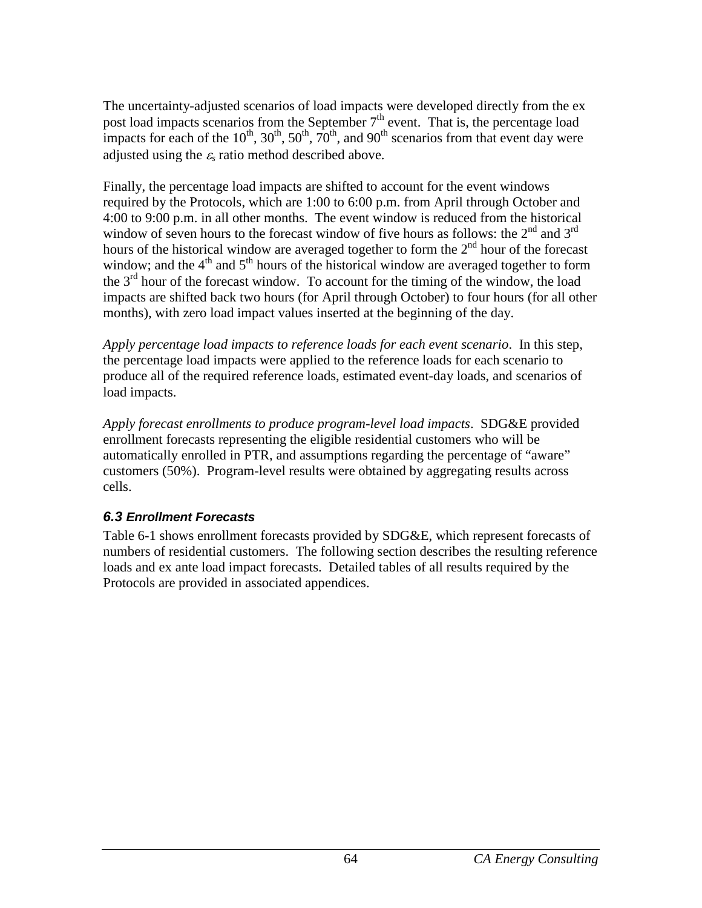The uncertainty-adjusted scenarios of load impacts were developed directly from the ex post load impacts scenarios from the September 7th event. That is, the percentage load impacts for each of the 10th, 30th, 50th, 70th, and 90th scenarios from that event day were adjusted using the $\varepsilon_s$ ratio method described above.

Finally, the percentage load impacts are shifted to account for the event windows required by the Protocols, which are 1:00 to 6:00 p.m. from April through October and 4:00 to 9:00 p.m. in all other months. The event window is reduced from the historical window of seven hours to the forecast window of five hours as follows: the 2nd and 3rd hours of the historical window are averaged together to form the 2nd hour of the forecast window; and the 4th and 5th hours of the historical window are averaged together to form the 3rd hour of the forecast window. To account for the timing of the window, the load impacts are shifted back two hours (for April through October) to four hours (for all other months), with zero load impact values inserted at the beginning of the day.

*Apply percentage load impacts to reference loads for each event scenario*. In this step, the percentage load impacts were applied to the reference loads for each scenario to produce all of the required reference loads, estimated event-day loads, and scenarios of load impacts.

*Apply forecast enrollments to produce program-level load impacts*. SDG&E provided enrollment forecasts representing the eligible residential customers who will be automatically enrolled in PTR, and assumptions regarding the percentage of "aware" customers (50%). Program-level results were obtained by aggregating results across cells.

### *6.3 Enrollment Forecasts*

Table 6-1 shows enrollment forecasts provided by SDG&E, which represent forecasts of numbers of residential customers. The following section describes the resulting reference loads and ex ante load impact forecasts. Detailed tables of all results required by the Protocols are provided in associated appendices.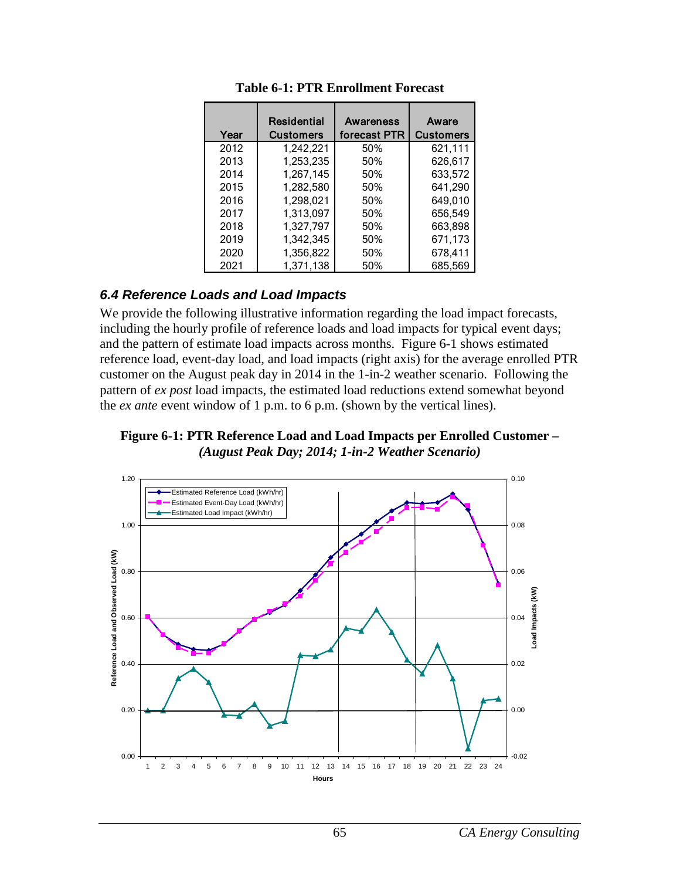**Table 6-1: PTR Enrollment Forecast**

| Year | Residential Customers | Awareness forecast PTR | Aware Customers |
|---|---|---|---|
| 2012 | 1,242,221 | 50% | 621,111 |
| 2013 | 1,253,235 | 50% | 626,617 |
| 2014 | 1,267,145 | 50% | 633,572 |
| 2015 | 1,282,580 | 50% | 641,290 |
| 2016 | 1,298,021 | 50% | 649,010 |
| 2017 | 1,313,097 | 50% | 656,549 |
| 2018 | 1,327,797 | 50% | 663,898 |
| 2019 | 1,342,345 | 50% | 671,173 |
| 2020 | 1,356,822 | 50% | 678,411 |
| 2021 | 1,371,138 | 50% | 685,569 |

### *6.4 Reference Loads and Load Impacts*

We provide the following illustrative information regarding the load impact forecasts, including the hourly profile of reference loads and load impacts for typical event days; and the pattern of estimate load impacts across months. Figure 6-1 shows estimated reference load, event-day load, and load impacts (right axis) for the average enrolled PTR customer on the August peak day in 2014 in the 1-in-2 weather scenario. Following the pattern of *ex post* load impacts, the estimated load reductions extend somewhat beyond the *ex ante* event window of 1 p.m. to 6 p.m. (shown by the vertical lines).

**Figure 6-1: PTR Reference Load and Load Impacts per Enrolled Customer –** ***(August Peak Day; 2014; 1-in-2 Weather Scenario)***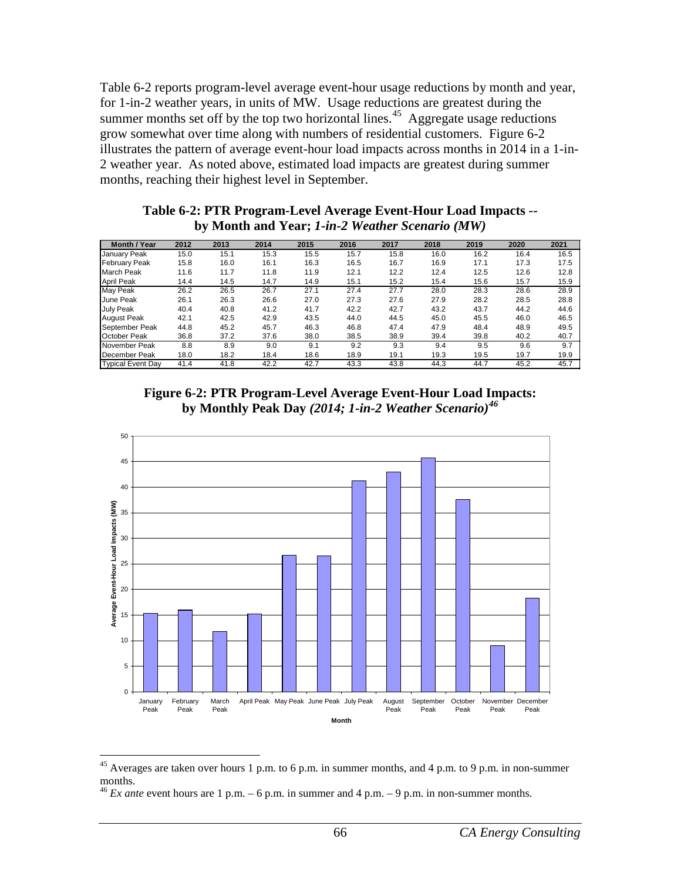Table 6-2 reports program-level average event-hour usage reductions by month and year, for 1-in-2 weather years, in units of MW. Usage reductions are greatest during the summer months set off by the top two horizontal lines.[45] Aggregate usage reductions grow somewhat over time along with numbers of residential customers. Figure 6-2 illustrates the pattern of average event-hour load impacts across months in 2014 in a 1-in-2 weather year. As noted above, estimated load impacts are greatest during summer months, reaching their highest level in September.

**Table 6-2: PTR Program-Level Average Event-Hour Load Impacts -- by Month and Year; *1-in-2 Weather Scenario (MW)***

| Month / Year | 2012 | 2013 | 2014 | 2015 | 2016 | 2017 | 2018 | 2019 | 2020 | 2021 |
|---|---|---|---|---|---|---|---|---|---|---|
| January Peak | 15.0 | 15.1 | 15.3 | 15.5 | 15.7 | 15.8 | 16.0 | 16.2 | 16.4 | 16.5 |
| February Peak | 15.8 | 16.0 | 16.1 | 16.3 | 16.5 | 16.7 | 16.9 | 17.1 | 17.3 | 17.5 |
| March Peak | 11.6 | 11.7 | 11.8 | 11.9 | 12.1 | 12.2 | 12.4 | 12.5 | 12.6 | 12.8 |
| April Peak | 14.4 | 14.5 | 14.7 | 14.9 | 15.1 | 15.2 | 15.4 | 15.6 | 15.7 | 15.9 |
| May Peak | 26.2 | 26.5 | 26.7 | 27.1 | 27.4 | 27.7 | 28.0 | 28.3 | 28.6 | 28.9 |
| June Peak | 26.1 | 26.3 | 26.6 | 27.0 | 27.3 | 27.6 | 27.9 | 28.2 | 28.5 | 28.8 |
| July Peak | 40.4 | 40.8 | 41.2 | 41.7 | 42.2 | 42.7 | 43.2 | 43.7 | 44.2 | 44.6 |
| August Peak | 42.1 | 42.5 | 42.9 | 43.5 | 44.0 | 44.5 | 45.0 | 45.5 | 46.0 | 46.5 |
| September Peak | 44.8 | 45.2 | 45.7 | 46.3 | 46.8 | 47.4 | 47.9 | 48.4 | 48.9 | 49.5 |
| October Peak | 36.8 | 37.2 | 37.6 | 38.0 | 38.5 | 38.9 | 39.4 | 39.8 | 40.2 | 40.7 |
| November Peak | 8.8 | 8.9 | 9.0 | 9.1 | 9.2 | 9.3 | 9.4 | 9.5 | 9.6 | 9.7 |
| December Peak | 18.0 | 18.2 | 18.4 | 18.6 | 18.9 | 19.1 | 19.3 | 19.5 | 19.7 | 19.9 |
| Typical Event Day | 41.4 | 41.8 | 42.2 | 42.7 | 43.3 | 43.8 | 44.3 | 44.7 | 45.2 | 45.7 |

**Figure 6-2: PTR Program-Level Average Event-Hour Load Impacts: by Monthly Peak Day *(2014; 1-in-2 Weather Scenario)*[46]**

[45] Averages are taken over hours 1 p.m. to 6 p.m. in summer months, and 4 p.m. to 9 p.m. in non-summer months.

[46] *Ex ante* event hours are 1 p.m. – 6 p.m. in summer and 4 p.m. – 9 p.m. in non-summer months.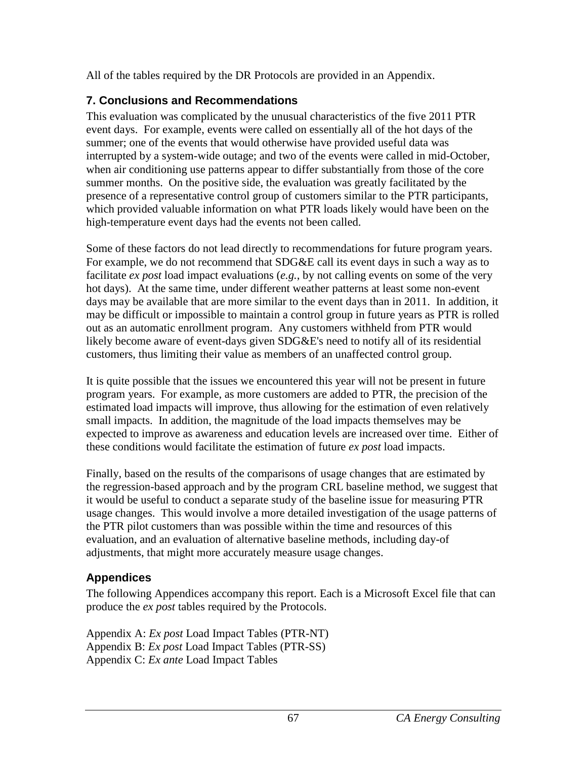All of the tables required by the DR Protocols are provided in an Appendix.

## 7. Conclusions and Recommendations

This evaluation was complicated by the unusual characteristics of the five 2011 PTR event days. For example, events were called on essentially all of the hot days of the summer; one of the events that would otherwise have provided useful data was interrupted by a system-wide outage; and two of the events were called in mid-October, when air conditioning use patterns appear to differ substantially from those of the core summer months. On the positive side, the evaluation was greatly facilitated by the presence of a representative control group of customers similar to the PTR participants, which provided valuable information on what PTR loads likely would have been on the high-temperature event days had the events not been called.

Some of these factors do not lead directly to recommendations for future program years. For example, we do not recommend that SDG&E call its event days in such a way as to facilitate *ex post* load impact evaluations (*e.g.*, by not calling events on some of the very hot days). At the same time, under different weather patterns at least some non-event days may be available that are more similar to the event days than in 2011. In addition, it may be difficult or impossible to maintain a control group in future years as PTR is rolled out as an automatic enrollment program. Any customers withheld from PTR would likely become aware of event-days given SDG&E's need to notify all of its residential customers, thus limiting their value as members of an unaffected control group.

It is quite possible that the issues we encountered this year will not be present in future program years. For example, as more customers are added to PTR, the precision of the estimated load impacts will improve, thus allowing for the estimation of even relatively small impacts. In addition, the magnitude of the load impacts themselves may be expected to improve as awareness and education levels are increased over time. Either of these conditions would facilitate the estimation of future *ex post* load impacts.

Finally, based on the results of the comparisons of usage changes that are estimated by the regression-based approach and by the program CRL baseline method, we suggest that it would be useful to conduct a separate study of the baseline issue for measuring PTR usage changes. This would involve a more detailed investigation of the usage patterns of the PTR pilot customers than was possible within the time and resources of this evaluation, and an evaluation of alternative baseline methods, including day-of adjustments, that might more accurately measure usage changes.

## Appendices

The following Appendices accompany this report. Each is a Microsoft Excel file that can produce the *ex post* tables required by the Protocols.

Appendix A: *Ex post* Load Impact Tables (PTR-NT)
Appendix B: *Ex post* Load Impact Tables (PTR-SS)
Appendix C: *Ex ante* Load Impact Tables